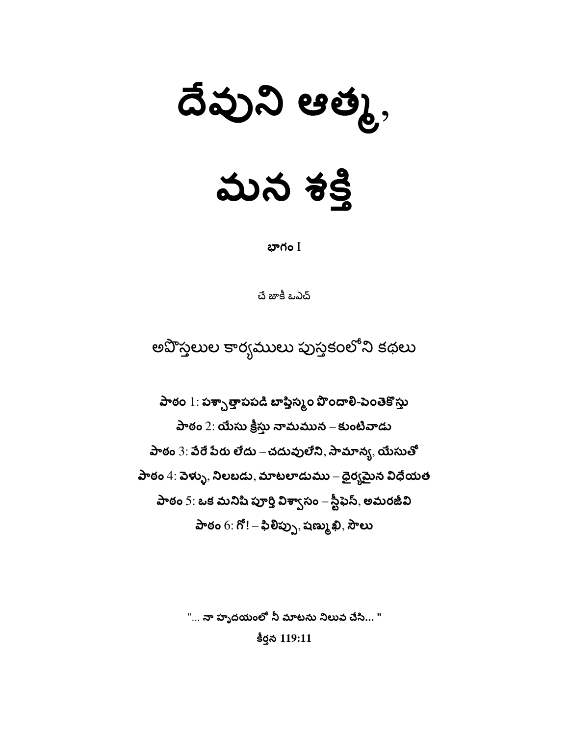# దేవుని ఆత్మ, మన శక్తి

**భాగం** I

చే జాకీ ఒఎచ్

అపొస్తలుల కార్యములు పుస్తకంలోని కథలు

**పాఠం** 1: **పశ్చాత్తాపపడి బాప్తిస్మం పొందాలి-పెంతెకొస్తు**

**పాఠం** 2: **యేసు క్రీస్తు నామమున – కుంటివాడు**

**పాఠం** 3: **వేరే పేరు లేదు – చదువులేని, సామాన్య, యేసుతో**

**పాఠం** 4: **వెళ్ళు, నిలబడు, మాటలాడుము – ధైర్యమైన విధేయత**

**పాఠం** 5: **ఒక మనిషి పూర్తి విశ్వాసం – స్టీఫెన్, అమరజీవి**

**పాఠం** 6: **గో! – ఫిలిప్పు, షణ్ముఖి, సౌలు**

**"... నా హృదయంలో నీ మాటను నిలువ చేసి... "**

**కీర్తన 119:11**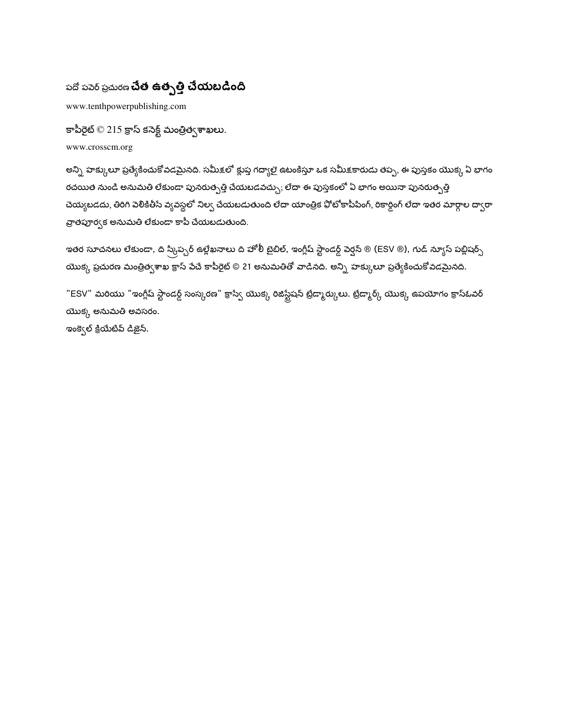పదో పవెర్ ప్రచురణ **చేత ఉత్పత్తి చేయబడింది**

www.tenthpowerpublishing.com

కాపీరైట్ © 215 క్రాస్ కనెక్ట్ మంత్రిత్వశాఖలు.

www.crosscm.org

అన్ని హక్కులూ ప్రత్యేకించుకోవడమైనది. సమీక్షలో క్లుప్త గద్యాలై ఉటంకిస్తూ ఒక సమీక్షకారుడు తప్ప, ఈ పుస్తకం యొక్క ఏ భాగం రచయిత నుండి అనుమతి లేకుండా పునరుత్పత్తి చేయబడవచ్చు; లేదా ఈ పుస్తకంలో ఏ భాగం అయినా పునరుత్పత్తి చెయ్యబడదు, తిరిగి వెలికితీసే వ్యవస్థలో నిల్వ చేయబడుతుంది లేదా యాంత్రిక ఫోటోకాపీపింగ్, రికార్డింగ్ లేదా ఇతర మార్గాల ద్వారా వ్రాతపూర్వక అనుమతి లేకుండా కాపీ చేయబడుతుంది.

ఇతర సూచనలు లేకుండా, ది స్క్రిప్చర్ ఉల్లేఖనాలు ది హోలీ బైబిల్, ఇంగ్లీష్ స్టాండర్డ్ వెర్షన్ ® (ESV ®), గుడ్ న్యూస్ పబ్లిషర్స్ యొక్క ప్రచురణ మంత్రిత్వశాఖ క్రాస్ వేచే కాపీరైట్ © 21 అనుమతితో వాడినది. అన్ని హక్కులూ ప్రత్యేకించుకోవడమైనది.

"ESV" మరియు "ఇంగ్లీష్ స్టాండర్డ్ సంస్కరణ" క్రాస్వే యొక్క రిజిస్ట్రేషన్ ట్రేడ్మార్కులు. ట్రేడ్మార్క్ యొక్క ఉపయోగం క్రాస్ఓవర్ యొక్క అనుమతి అవసరం.

ఇంక్వెల్ క్రియేటివ్ డిజైన్.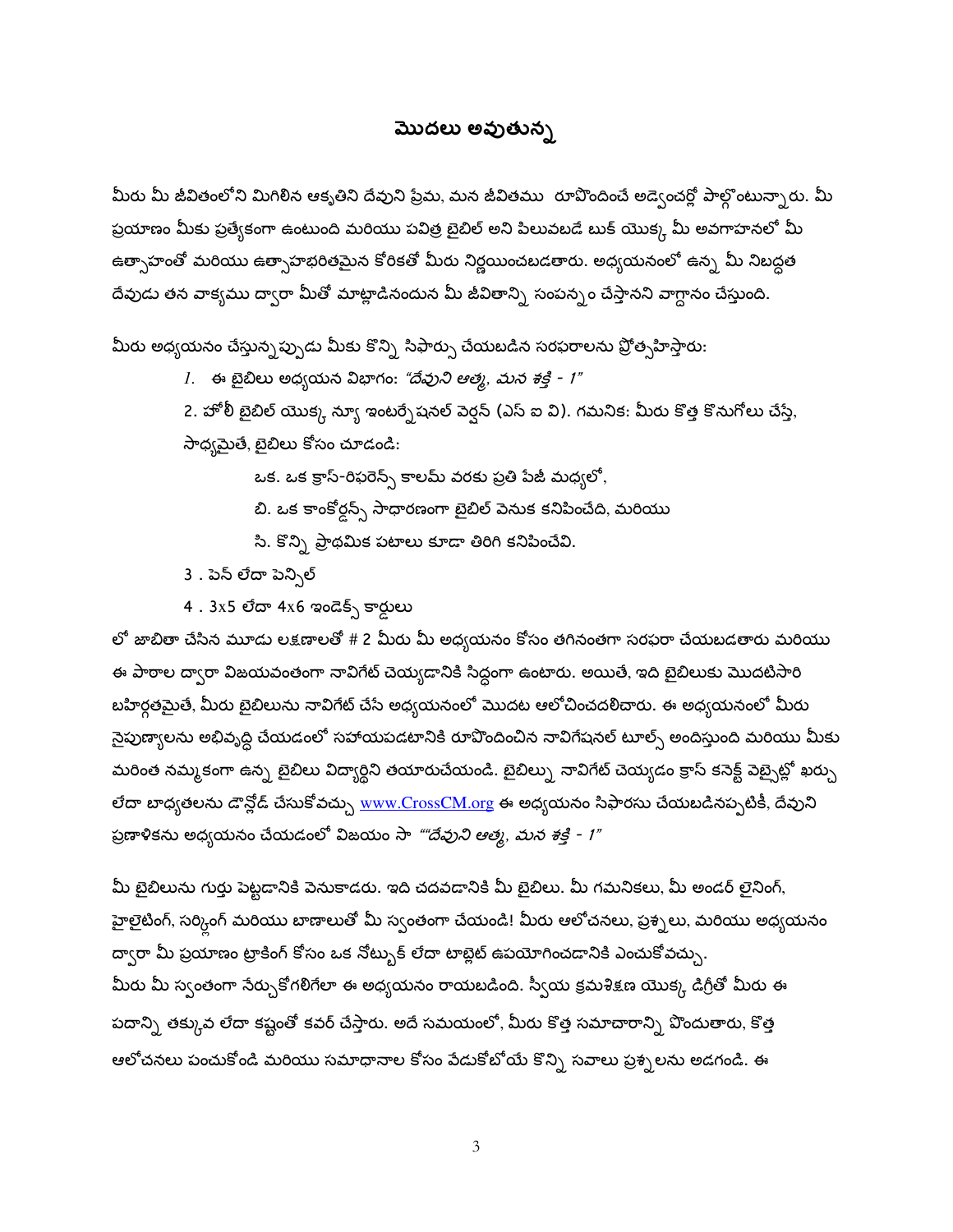# మొదలు అవుతున్న

మీరు మీ జీవితంలోని మిగిలిన ఆకృతిని దేవుని ప్రేమ, మన జీవితము రూపొందించే అడ్వెంచర్లో పాల్గొంటున్నారు. మీ ప్రయాణం మీకు ప్రత్యేకంగా ఉంటుంది మరియు పవిత్ర బైబిల్ అని పిలువబడే బుక్ యొక్క మీ అవగాహనలో మీ ఉత్సాహంతో మరియు ఉత్సాహభరితమైన కోరికతో మీరు నిర్ణయించబడతారు. అధ్యయనంలో ఉన్న మీ నిబద్ధత దేవుడు తన వాక్యము ద్వారా మీతో మాట్లాడినందున మీ జీవితాన్ని సంపన్నం చేస్తానని వాగ్దానం చేస్తుంది.

మీరు అధ్యయనం చేస్తున్నప్పుడు మీకు కొన్ని సిఫార్సు చేయబడిన సరఫరాలను ప్రోత్సహిస్తారు:

1. ఈ బైబిలు అధ్యయన విభాగం: *"దేవుని ఆత్మ, మన శక్తి - 1"*
2. హోలీ బైబిల్ యొక్క న్యూ ఇంటర్నేషనల్ వెర్షన్ (ఎన్ ఐ వి). గమనిక: మీరు కొత్త కొనుగోలు చేస్తే, సాధ్యమైతే, బైబిలు కోసం చూడండి:
   ఒక. ఒక క్రాస్-రిఫరెన్స్ కాలమ్ వరకు ప్రతి పేజీ మధ్యలో,
   బి. ఒక కాంకోర్డన్స్ సాధారణంగా బైబిల్ వెనుక కనిపించేది, మరియు
   సి. కొన్ని ప్రాథమిక పటాలు కూడా తిరిగి కనిపించేవి.
3. పెన్ లేదా పెన్సిల్
4. 3x5 లేదా 4x6 ఇండెక్స్ కార్డులు

లో జాబితా చేసిన మూడు లక్షణాలతో # 2 మీరు మీ అధ్యయనం కోసం తగినంతగా సరఫరా చేయబడతారు మరియు ఈ పాఠాల ద్వారా విజయవంతంగా నావిగేట్ చెయ్యడానికి సిద్ధంగా ఉంటారు. అయితే, ఇది బైబిలుకు మొదటిసారి బహిర్గతమైతే, మీరు బైబిలును నావిగేట్ చేసే అధ్యయనంలో మొదట ఆలోచించదలిచారు. ఈ అధ్యయనంలో మీరు నైపుణ్యాలను అభివృద్ధి చేయడంలో సహాయపడటానికి రూపొందించిన నావిగేషనల్ టూల్స్ అందిస్తుంది మరియు మీకు మరింత నమ్మకంగా ఉన్న బైబిలు విద్యార్థిని తయారుచేయండి. బైబిల్ను నావిగేట్ చెయ్యడం క్రాస్ కనెక్ట్ వెబ్సైట్లో ఖర్చు లేదా బాధ్యతలను డౌన్లోడ్ చేసుకోవచ్చు www.CrossCM.org ఈ అధ్యయనం సిఫారసు చేయబడినప్పటికీ, దేవుని ప్రణాళికను అధ్యయనం చేయడంలో విజయం సా *""దేవుని ఆత్మ, మన శక్తి - 1"*

మీ బైబిలును గుర్తు పెట్టడానికి వెనుకాడరు. ఇది చదవడానికి మీ బైబిలు. మీ గమనికలు, మీ అండర్ లైనింగ్, హైలైటింగ్, సర్కిలింగ్ మరియు బాణాలుతో మీ స్వంతంగా చేయండి! మీరు ఆలోచనలు, ప్రశ్నలు, మరియు అధ్యయనం ద్వారా మీ ప్రయాణం ట్రాకింగ్ కోసం ఒక నోట్బుక్ లేదా టాబ్లెట్ ఉపయోగించడానికి ఎంచుకోవచ్చు.
మీరు మీ స్వంతంగా నేర్చుకోగలిగేలా ఈ అధ్యయనం రాయబడింది. స్వీయ క్రమశిక్షణ యొక్క డిగ్రీతో మీరు ఈ పదాన్ని తక్కువ లేదా కష్టంతో కవర్ చేస్తారు. అదే సమయంలో, మీరు కొత్త సమాచారాన్ని పొందుతారు, కొత్త ఆలోచనలు పంచుకోండి మరియు సమాధానాల కోసం వేడుకోబోయే కొన్ని సవాలు ప్రశ్నలను అడగండి. ఈ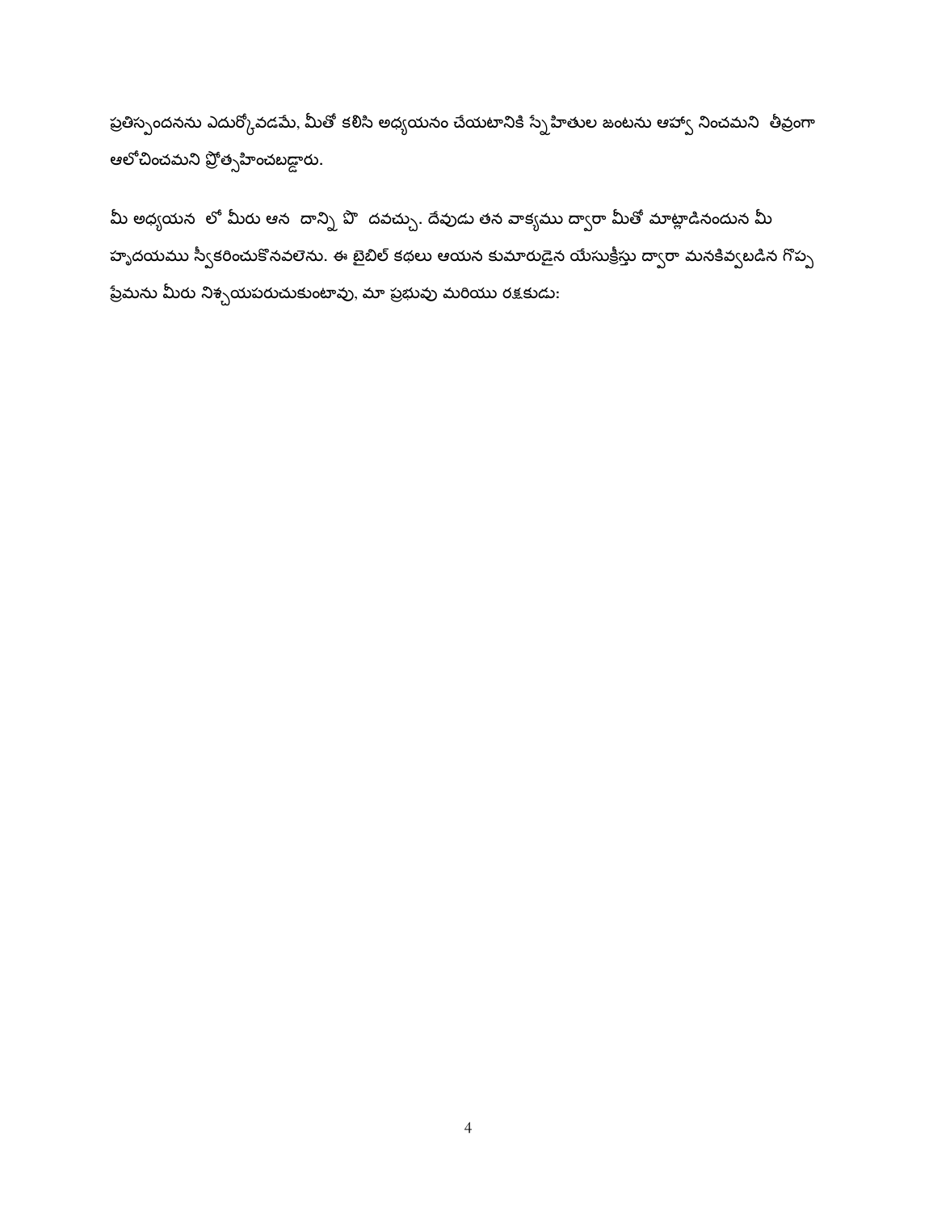ప్రతిస్పందనను ఎదుర్కోవడమే, మీతో కలిసి అధ్యయనం చేయటానికి స్నేహితుల జంటను ఆహ్వా నించమని తీవ్రంగా ఆలోచించమని ప్రోత్సహించబడ్డారు.

మీ అధ్యయన లో మీరు ఆన దాన్ని పొ దవచ్చు. దేవుడు తన వాక్యము ద్వారా మీతో మాట్లాడినందున మీ హృదయము స్వీకరించుకొనవలెను. ఈ బైబిల్ కథలు ఆయన కుమారుడైన యేసుక్రీస్తు ద్వారా మనకివ్వబడిన గొప్ప ప్రేమను మీరు నిశ్చయపరుచుకుంటావు, మా ప్రభువు మరియు రక్షకుడు: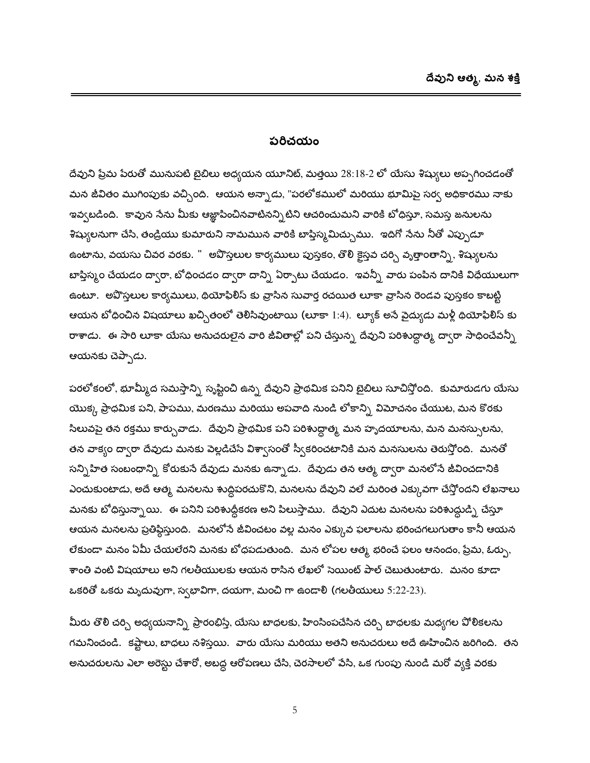## పరిచయం

దేవుని ప్రేమ పేరుతో మునుపటి బైబిలు అధ్యయన యూనిట్, మత్తయి 28:18-2 లో యేసు శిష్యులు అప్పగించడంతో మన జీవితం ముగింపుకు వచ్చింది. ఆయన అన్నాడు, "పరలోకములో మరియు భూమిపై సర్వ అధికారము నాకు ఇవ్వబడింది. కావున నేను మీకు ఆజ్ఞాపించినవాటినన్నిటిని ఆచరించుమని వారికి బోధిస్తూ, సమస్త జనులను శిష్యులనుగా చేసి, తండ్రియు కుమారుని నామమున వారికి బాప్తిస్మమిచ్చుము. ఇదిగో నేను నీతో ఎప్పుడూ ఉంటాను, వయసు చివర వరకు. " అపొస్తలుల కార్యములు పుస్తకం, తొలి క్రైస్తవ చర్చి వృత్తాంతాన్ని, శిష్యులను బాప్తిస్మం చేయడం ద్వారా, బోధించడం ద్వారా దాన్ని ఏర్పాటు చేయడం. ఇవన్నీ వారు పంపిన దానికి విధేయులుగా ఉంటూ. అపొస్తలుల కార్యములు, థియోఫిలిస్ కు వ్రాసిన సువార్త రచయిత లూకా వ్రాసిన రెండవ పుస్తకం కాబట్టి ఆయన బోధించిన విషయాలు ఖచ్చితంలో తెలిసివుంటాయి (లూకా 1:4). ల్యూక్ అనే వైద్యుడు మళ్లీ థియోఫిలిస్ కు రాశాడు. ఈ సారి లూకా యేసు అనుచరులైన వారి జీవితాల్లో పని చేస్తున్న దేవుని పరిశుద్ధాత్మ ద్వారా సాధించేవన్నీ ఆయనకు చెప్పాడు.

పరలోకంలో, భూమ్మీద సమస్తాన్ని సృష్టించి ఉన్న దేవుని ప్రాథమిక పనిని బైబిలు సూచిస్తోంది. కుమారుడగు యేసు యొక్క ప్రాథమిక పని, పాపము, మరణము మరియు అపవాది నుండి లోకాన్ని విమోచనం చేయుట, మన కొరకు సిలువపై తన రక్తము కార్చువాడు. దేవుని ప్రాథమిక పని పరిశుద్ధాత్మ మన హృదయాలను, మన మనస్సులను, తన వాక్యం ద్వారా దేవుడు మనకు వెల్లడిచేసే విశ్వాసంతో స్వీకరించటానికి మన మనసులను తెరుస్తోంది. మనతో సన్నిహిత సంబంధాన్ని కోరుకునే దేవుడు మనకు ఉన్నాడు. దేవుడు తన ఆత్మ ద్వారా మనలోనే జీవించడానికి ఎంచుకుంటాడు, అదే ఆత్మ మనలను శుద్ధిపరచుకొని, మనలను దేవుని వలే మరింత ఎక్కువగా చేస్తోందని లేఖనాలు మనకు బోధిస్తున్నాయి. ఈ పనిని పరిశుద్ధీకరణ అని పిలుస్తాము. దేవుని ఎదుట మనలను పరిశుద్ధుడ్ని చేస్తూ ఆయన మనలను ప్రతిష్ఠిస్తుంది. మనలోనే జీవించటం వల్ల మనం ఎక్కువ ఫలాలను భరించగలుగుతాం కానీ ఆయన లేకుండా మనం ఏమీ చేయలేరని మనకు బోధపడుతుంది. మన లోపల ఆత్మ భరించే ఫలం ఆనందం, ప్రేమ, ఓర్పు, శాంతి వంటి విషయాలు అని గలతీయులకు ఆయన రాసిన లేఖలో సెయింట్ పాల్ చెబుతుంటారు. మనం కూడా ఒకరితో ఒకరు మృదువుగా, స్వభావిగా, దయగా, మంచి గా ఉండాలి (గలతీయులు 5:22-23).

మీరు తొలి చర్చి అధ్యయనాన్ని ప్రారంభిస్తే, యేసు బాధలకు, హింసింపచేసిన చర్చి బాధలకు మధ్యగల పోలికలను గమనించండి. కష్టాలు, బాధలు నశిస్తయి. వారు యేసు మరియు అతని అనుచరులు అదే ఊహించిన జరిగింది. తన అనుచరులను ఎలా అరెస్టు చేశారో, అబద్ధ ఆరోపణలు చేసి, చెరసాలలో వేసి, ఒక గుంపు నుండి మరో వ్యక్తి వరకు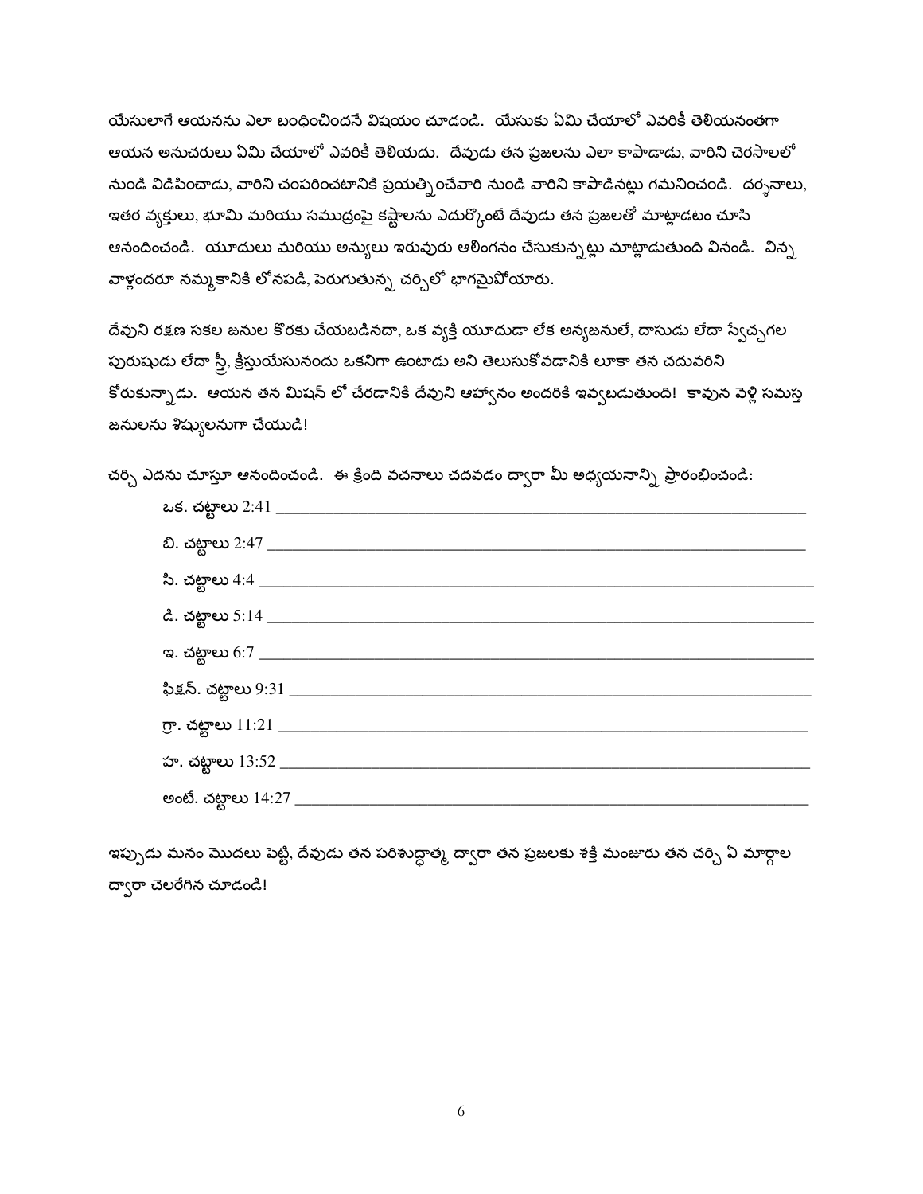యేసులాగే ఆయనను ఎలా బంధించిందనే విషయం చూడండి. యేసుకు ఏమి చేయాలో ఎవరికీ తెలియనంతగా ఆయన అనుచరులు ఏమి చేయాలో ఎవరికీ తెలియదు. దేవుడు తన ప్రజలను ఎలా కాపాడాడు, వారిని చెరసాలలో నుండి విడిపించాడు, వారిని చంపరించటానికి ప్రయత్నించేవారి నుండి వారిని కాపాడినట్లు గమనించండి. దర్శనాలు, ఇతర వ్యక్తులు, భూమి మరియు సముద్రంపై కష్టాలను ఎదుర్కొంటే దేవుడు తన ప్రజలతో మాట్లాడటం చూసి ఆనందించండి. యూదులు మరియు అన్యులు ఇరువురు ఆలింగనం చేసుకున్నట్లు మాట్లాడుతుంది వినండి. విన్న వాళ్లందరూ నమ్మకానికి లోనపడి, పెరుగుతున్న చర్చిలో భాగమైపోయారు.

దేవుని రక్షణ సకల జనుల కొరకు చేయబడినదా, ఒక వ్యక్తి యూదుడా లేక అన్యజనులే, దాసుడు లేదా స్వేచ్ఛగల పురుషుడు లేదా స్త్రీ, క్రీస్తుయేసునందు ఒకనిగా ఉంటాడు అని తెలుసుకోవడానికి లూకా తన చదువరిని కోరుకున్నాడు. ఆయన తన మిషన్ లో చేరడానికి దేవుని ఆహ్వానం అందరికి ఇవ్వబడుతుంది! కావున వెళ్లి సమస్త జనులను శిష్యులనుగా చేయుడి!

చర్చి ఎదను చూస్తూ ఆనందించండి. ఈ క్రింది వచనాలు చదవడం ద్వారా మీ అధ్యయనాన్ని ప్రారంభించండి:

ఒక. చట్టాలు 2:41 ____________________

బి. చట్టాలు 2:47 ____________________

సి. చట్టాలు 4:4 ____________________

డి. చట్టాలు 5:14 ____________________

ఇ. చట్టాలు 6:7 ____________________

ఫిక్షన్. చట్టాలు 9:31 ____________________

గ్రా. చట్టాలు 11:21 ____________________

హ. చట్టాలు 13:52 ____________________

అంటే. చట్టాలు 14:27 ____________________

ఇప్పుడు మనం మొదలు పెట్టి, దేవుడు తన పరిశుద్ధాత్మ ద్వారా తన ప్రజలకు శక్తి మంజూరు తన చర్చి ఏ మార్గాల ద్వారా చెలరేగిన చూడండి!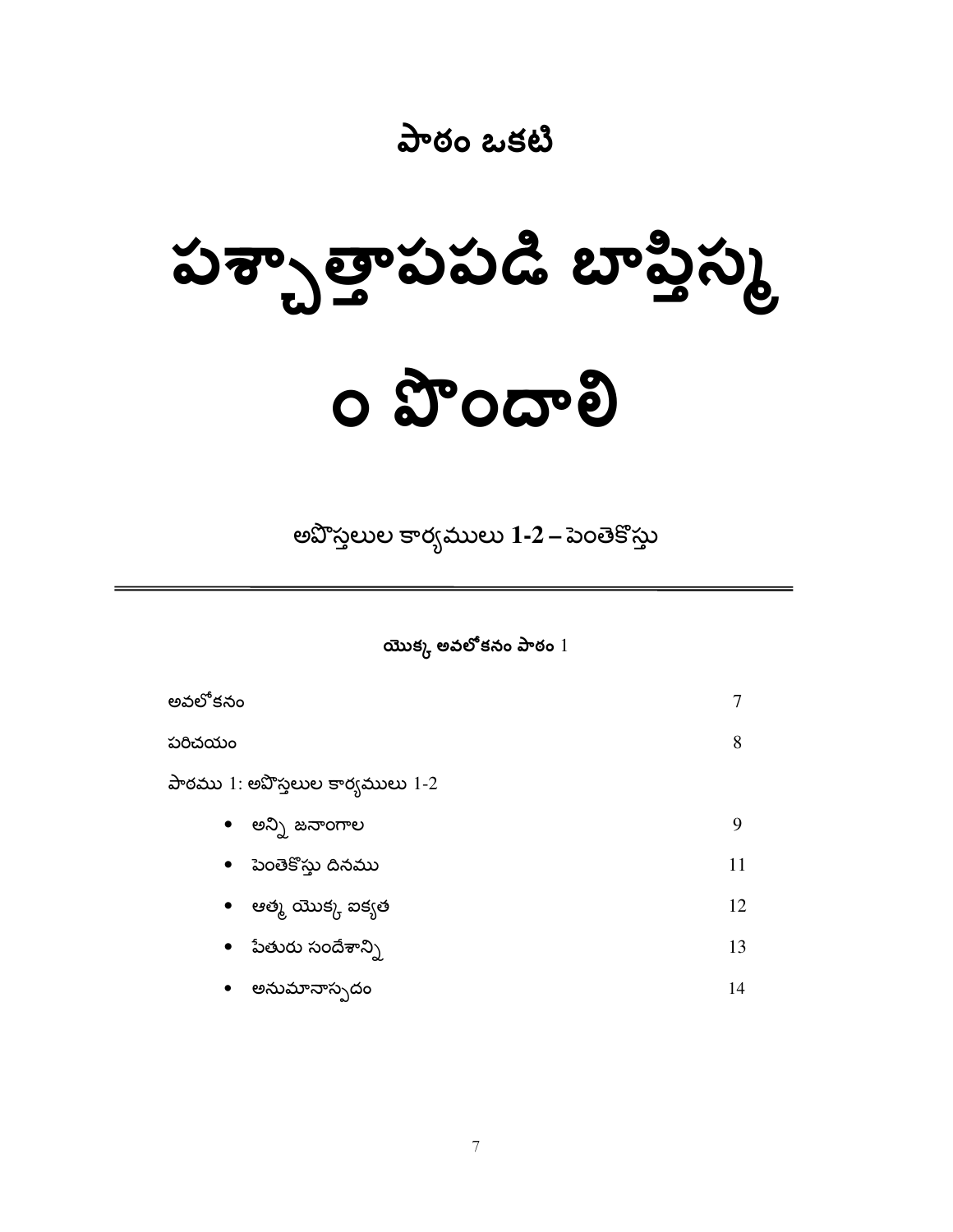## పాఠం ఒకటి

# పశ్చాత్తాపపడి బాప్తిస్మం పొందాలి

అపొస్తలుల కార్యములు **1-2 –** పెంతెకొస్తు

---

**యొక్క అవలోకనం పాఠం** 1

| | |
|---|---|
| అవలోకనం | 7 |
| పరిచయం | 8 |
| పాఠము 1: అపొస్తలుల కార్యములు 1-2 | |
| • అన్ని జనాంగాల | 9 |
| • పెంతెకొస్తు దినము | 11 |
| • ఆత్మ యొక్క ఐక్యత | 12 |
| • పేతురు సందేశాన్ని | 13 |
| • అనుమానాస్పదం | 14 |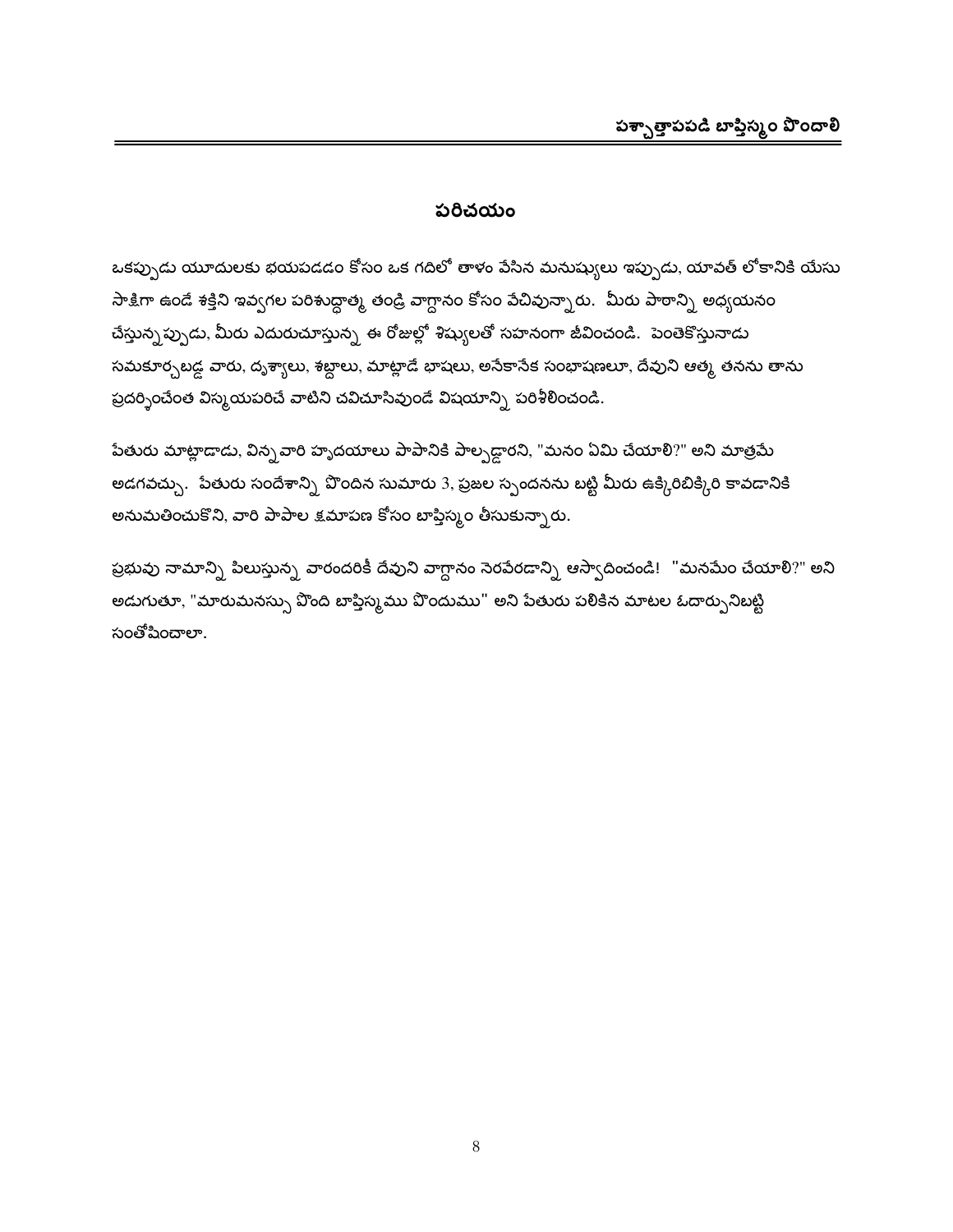## పరిచయం

ఒకప్పుడు యూదులకు భయపడడం కోసం ఒక గదిలో తాళం వేసిన మనుష్యులు ఇప్పుడు, యావత్ లోకానికి యేసు సాక్షిగా ఉండే శక్తిని ఇవ్వగల పరిశుద్ధాత్మ తండ్రి వాగ్దానం కోసం వేచివున్నారు. మీరు పాఠాన్ని అధ్యయనం చేస్తున్నప్పుడు, మీరు ఎదురుచూస్తున్న ఈ రోజుల్లో శిష్యులతో సహనంగా జీవించండి. పెంతెకొస్తునాడు సమకూర్చబడ్డ వారు, దృశ్యాలు, శబ్దాలు, మాట్లాడే భాషలు, అనేకానేక సంభాషణలూ, దేవుని ఆత్మ తనను తాను ప్రదర్శించేంత విస్మయపరిచే వాటిని చవిచూసివుండే విషయాన్ని పరిశీలించండి.

పేతురు మాట్లాడాడు, విన్నవారి హృదయాలు పాపానికి పాల్పడ్డారని, "మనం ఏమి చేయాలి?" అని మాత్రమే అడగవచ్చు. పేతురు సందేశాన్ని పొందిన సుమారు 3, ప్రజల స్పందనను బట్టి మీరు ఉక్కిరిబిక్కిరి కావడానికి అనుమతించుకొని, వారి పాపాల క్షమాపణ కోసం బాప్తిస్మం తీసుకున్నారు.

ప్రభువు నామాన్ని పిలుస్తున్న వారందరికీ దేవుని వాగ్దానం నెరవేరడాన్ని ఆస్వాదించండి! "మనమేం చేయాలి?" అని అడుగుతూ, "మారుమనస్సు పొంది బాప్తిస్మము పొందుము" అని పేతురు పలికిన మాటల ఓదార్పునిబట్టి సంతోషించాలా.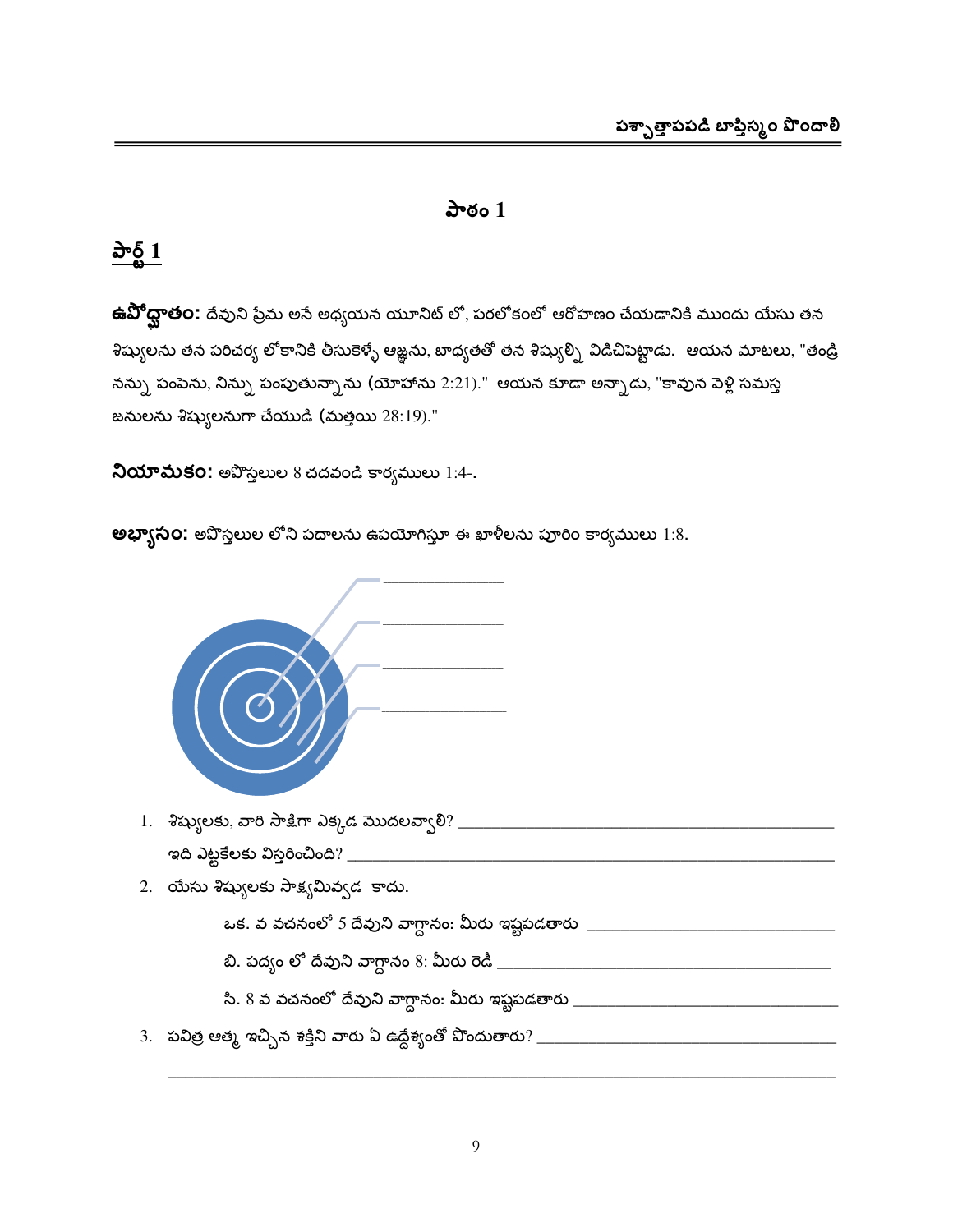## పాఠం 1

### పార్ట్ 1

**ఉపోద్ఘాతం:** దేవుని ప్రేమ అనే అధ్యయన యూనిట్ లో, పరలోకంలో ఆరోహణం చేయడానికి ముందు యేసు తన శిష్యులను తన పరిచర్య లోకానికి తీసుకెళ్ళే ఆజ్ఞను, బాధ్యతతో తన శిష్యుల్ని విడిచిపెట్టాడు. ఆయన మాటలు, "తండ్రి నన్ను పంపెను, నిన్ను పంపుతున్నాను (యోహాను 2:21)." ఆయన కూడా అన్నాడు, "కావున వెళ్లి సమస్త జనులను శిష్యులనుగా చేయుడి (మత్తయి 28:19)."

**నియామకం:** అపొస్తలుల 8 చదవండి కార్యములు 1:4-.

**అభ్యాసం:** అపొస్తలుల లోని పదాలను ఉపయోగిస్తూ ఈ ఖాళీలను పూరిం కార్యములు 1:8.

______________

______________

______________

______________

1. శిష్యులకు, వారి సాక్షిగా ఎక్కడ మొదలవ్వాలి? ________________________________

   ఇది ఎట్టకేలకు విస్తరించింది? ________________________________

2. యేసు శిష్యులకు సాక్ష్యమివ్వడ కాదు.

   ఒక. వ వచనంలో 5 దేవుని వాగ్దానం: మీరు ఇష్టపడతారు ________________________

   బి. పద్యం లో దేవుని వాగ్దానం 8: మీరు రెడీ ________________________

   సి. 8 వ వచనంలో దేవుని వాగ్దానం: మీరు ఇష్టపడతారు ________________________

3. పవిత్ర ఆత్మ ఇచ్చిన శక్తిని వారు ఏ ఉద్దేశ్యంతో పొందుతారు? ________________________

   ________________________________________________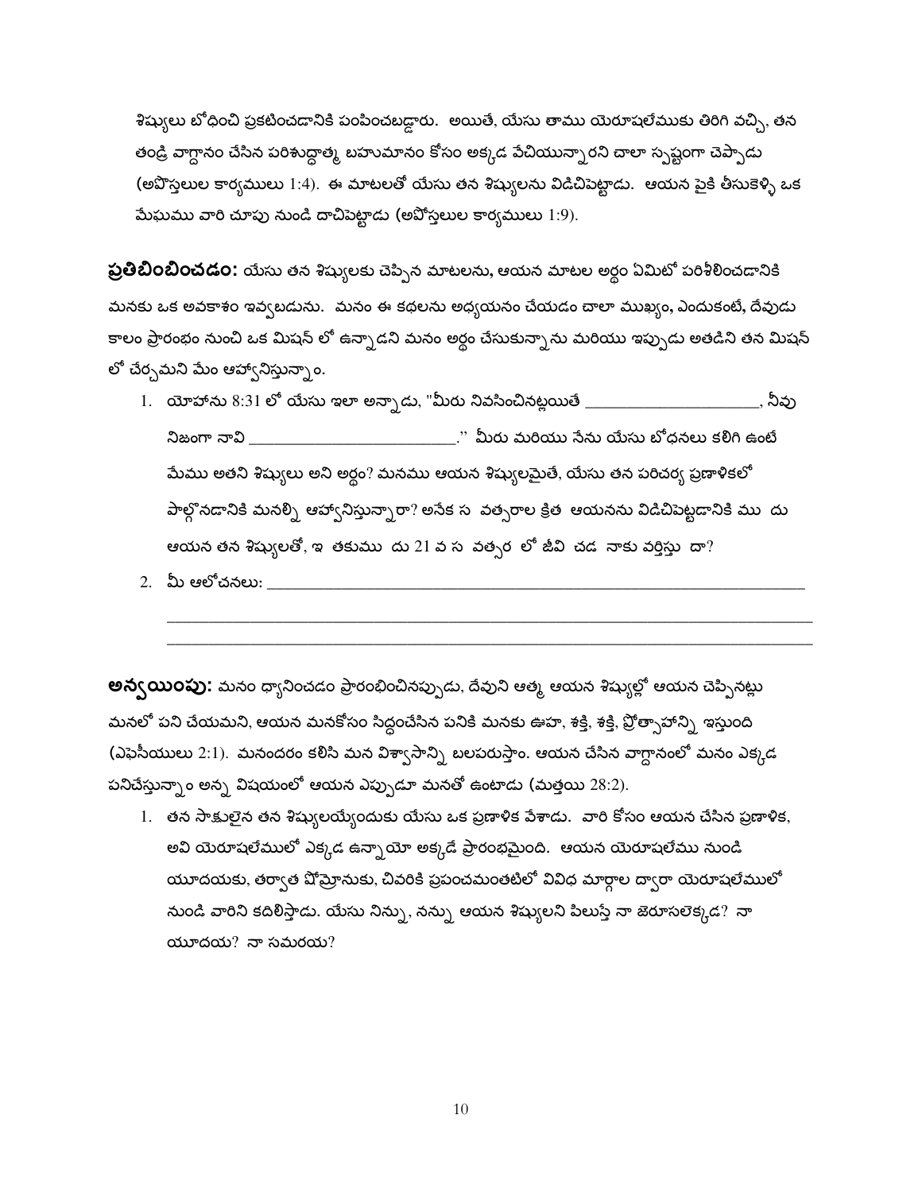శిష్యులు బోధించి ప్రకటించడానికి పంపించబడ్డారు. అయితే, యేసు తాము యెరూషలేముకు తిరిగి వచ్చి, తన తండ్రి వాగ్దానం చేసిన పరిశుద్ధాత్మ బహుమానం కోసం అక్కడ వేచియున్నారని చాలా స్పష్టంగా చెప్పాడు (అపొస్తలుల కార్యములు 1:4). ఈ మాటలతో యేసు తన శిష్యులను విడిచిపెట్టాడు. ఆయన పైకి తీసుకెళ్ళి ఒక మేఘము వారి చూపు నుండి దాచిపెట్టాడు (అపోస్తలుల కార్యములు 1:9).

**ప్రతిబింబించడం:** యేసు తన శిష్యులకు చెప్పిన మాటలను, ఆయన మాటల అర్థం ఏమిటో పరిశీలించడానికి మనకు ఒక అవకాశం ఇవ్వబడును. మనం ఈ కథలను అధ్యయనం చేయడం చాలా ముఖ్యం, ఎందుకంటే, దేవుడు కాలం ప్రారంభం నుంచి ఒక మిషన్ లో ఉన్నాడని మనం అర్థం చేసుకున్నాను మరియు ఇప్పుడు అతడిని తన మిషన్ లో చేర్చమని మేం ఆహ్వానిస్తున్నాం.

1. యోహాను 8:31 లో యేసు ఇలా అన్నాడు, "మీరు నివసించినట్లయితే ____________________, నీవు నిజంగా నావి ________________________." మీరు మరియు నేను యేసు బోధనలు కలిగి ఉంటే మేము అతని శిష్యులు అని అర్థం? మనము ఆయన శిష్యులమైతే, యేసు తన పరిచర్య ప్రణాళికలో పాల్గొనడానికి మనల్ని ఆహ్వానిస్తున్నారా? అనేక స వత్సరాల క్రిత ఆయనను విడిచిపెట్టడానికి ము దు ఆయన తన శిష్యులతో, ఇ తకుము దు 21 వ స వత్సర లో జీవి చడ నాకు వర్తిస్తు దా?
2. మీ ఆలోచనలు: ______________________________________________________________

______________________________________________________________

______________________________________________________________

**అన్వయింపు:** మనం ధ్యానించడం ప్రారంభించినప్పుడు, దేవుని ఆత్మ ఆయన శిష్యుల్లో ఆయన చెప్పినట్లు మనలో పని చేయమని, ఆయన మనకోసం సిద్ధంచేసిన పనికి మనకు ఊహ, శక్తి, శక్తి, ప్రోత్సాహాన్ని ఇస్తుంది (ఎఫెసీయులు 2:1). మనందరం కలిసి మన విశ్వాసాన్ని బలపరుస్తాం. ఆయన చేసిన వాగ్దానంలో మనం ఎక్కడ పనిచేస్తున్నాం అన్న విషయంలో ఆయన ఎప్పుడూ మనతో ఉంటాడు (మత్తయి 28:2).

1. తన సాక్షులైన తన శిష్యులయ్యేందుకు యేసు ఒక ప్రణాళిక వేశాడు. వారి కోసం ఆయన చేసిన ప్రణాళిక, అవి యెరూషలేములో ఎక్కడ ఉన్నాయో అక్కడే ప్రారంభమైంది. ఆయన యెరూషలేము నుండి యూదయకు, తర్వాత షోమ్రోనుకు, చివరికి ప్రపంచమంతటిలో వివిధ మార్గాల ద్వారా యెరూషలేములో నుండి వారిని కదిలిస్తాడు. యేసు నిన్ను, నన్ను ఆయన శిష్యులని పిలుస్తే నా జెరూసలెక్కడ? నా యూదయ? నా సమరయ?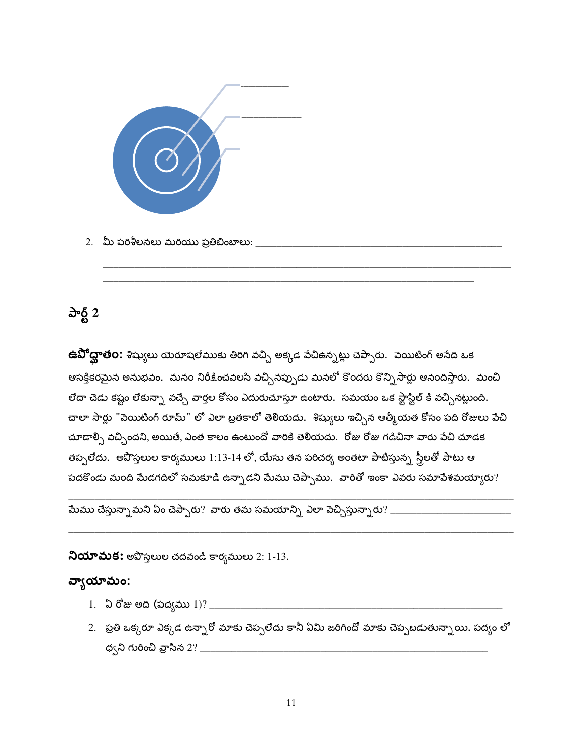\_\_\_\_\_\_\_\_\_\_

\_\_\_\_\_\_\_\_\_\_

\_\_\_\_\_\_\_\_\_\_

2. మీ పరిశీలనలు మరియు ప్రతిబింబాలు: \_\_\_\_\_\_\_\_\_\_\_\_\_\_\_\_\_\_\_\_\_\_\_\_\_\_\_\_\_\_\_\_\_\_\_\_\_\_\_\_\_\_\_\_

\_\_\_\_\_\_\_\_\_\_\_\_\_\_\_\_\_\_\_\_\_\_\_\_\_\_\_\_\_\_\_\_\_\_\_\_\_\_\_\_\_\_\_\_\_\_\_\_\_\_\_\_\_\_\_\_\_\_\_\_\_\_\_\_\_\_\_\_\_\_\_\_\_\_

\_\_\_\_\_\_\_\_\_\_\_\_\_\_\_\_\_\_\_\_\_\_\_\_\_\_\_\_\_\_\_\_\_\_\_\_\_\_\_\_\_\_\_\_\_\_\_\_\_\_\_\_\_\_\_\_\_\_\_\_\_\_\_\_\_\_

## పార్ట్ 2

**ఉపోద్ఘాతం:** శిష్యులు యెరూషలేముకు తిరిగి వచ్చి అక్కడ వేచిఉన్నట్లు చెప్పారు. వెయిటింగ్ అనేది ఒక ఆసక్తికరమైన అనుభవం. మనం నిరీక్షించవలసి వచ్చినప్పుడు మనలో కొందరు కొన్నిసార్లు ఆనందిస్తారు. మంచి లేదా చెడు కష్టం లేకున్నా వచ్చే వార్తల కోసం ఎదురుచూస్తూ ఉంటారు. సమయం ఒక స్టాండ్‌స్టిల్ కి వచ్చినట్లుంది. చాలా సార్లు "వెయిటింగ్ రూమ్" లో ఎలా బ్రతకాలో తెలియదు. శిష్యులు ఇచ్చిన ఆత్మీయత కోసం పది రోజులు వేచి చూడాల్సి వచ్చిందని, అయితే, ఎంత కాలం ఉంటుందో వారికి తెలియదు. రోజు రోజు గడిచినా వారు వేచి చూడక తప్పలేదు. అపొస్తలుల కార్యములు 1:13-14 లో, యేసు తన పరిచర్య అంతటా పాటిస్తున్న స్త్రీలతో పాటు ఆ పదకొండు మంది మేడగదిలో సమకూడి ఉన్నాడని మేము చెప్పాము. వారితో ఇంకా ఎవరు సమావేశమయ్యారు?

\_\_\_\_\_\_\_\_\_\_\_\_\_\_\_\_\_\_\_\_\_\_\_\_\_\_\_\_\_\_\_\_\_\_\_\_\_\_\_\_\_\_\_\_\_\_\_\_\_\_\_\_\_\_\_\_\_\_\_\_\_\_\_\_\_\_\_\_\_\_\_\_\_\_

మేము చేస్తున్నామని ఏం చెప్పారు? వారు తమ సమయాన్ని ఎలా వెచ్చిస్తున్నారు? \_\_\_\_\_\_\_\_\_\_\_\_\_\_\_\_\_\_\_\_\_\_

\_\_\_\_\_\_\_\_\_\_\_\_\_\_\_\_\_\_\_\_\_\_\_\_\_\_\_\_\_\_\_\_\_\_\_\_\_\_\_\_\_\_\_\_\_\_\_\_\_\_\_\_\_\_\_\_\_\_\_\_\_\_\_\_\_\_\_\_\_\_\_\_\_\_

**నియామక:** అపొస్తలుల చదవండి కార్యములు 2: 1-13.

### వ్యాయామం:

1. ఏ రోజు అది (పద్యము 1)? \_\_\_\_\_\_\_\_\_\_\_\_\_\_\_\_\_\_\_\_\_\_\_\_\_\_\_\_\_\_\_\_\_\_\_\_\_\_\_\_\_\_\_\_\_\_\_\_\_\_\_\_
2. ప్రతి ఒక్కరూ ఎక్కడ ఉన్నారో మాకు చెప్పలేదు కానీ ఏమి జరిగిందో మాకు చెప్పబడుతున్నాయి. పద్యం లో ధ్వని గురించి వ్రాసిన 2? \_\_\_\_\_\_\_\_\_\_\_\_\_\_\_\_\_\_\_\_\_\_\_\_\_\_\_\_\_\_\_\_\_\_\_\_\_\_\_\_\_\_\_\_\_\_\_\_\_\_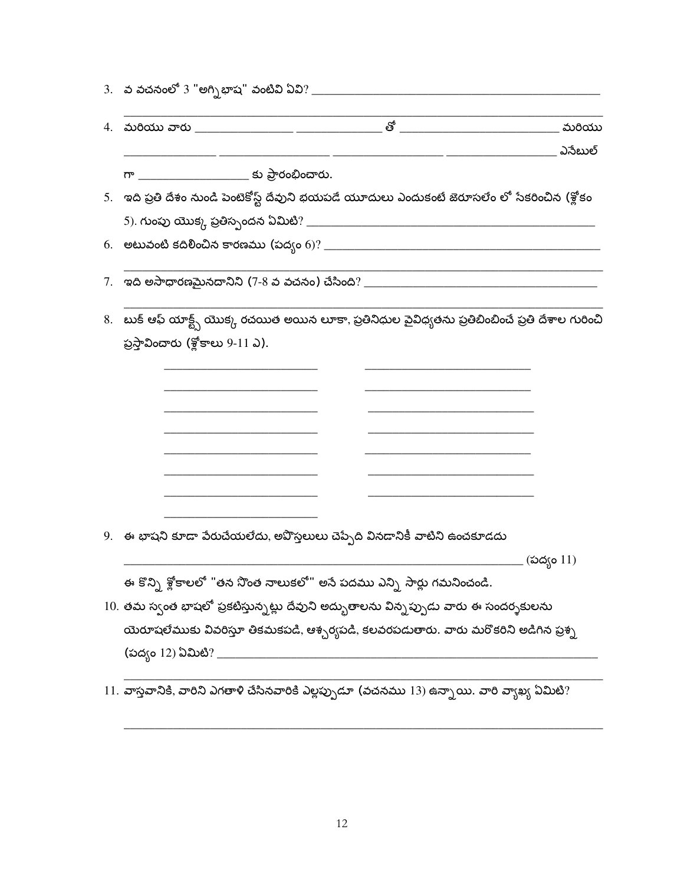3. వ వచనంలో 3 "అగ్ని భాష" వంటివి ఏవి? ____________________________________________

____________________________________________________________________________

4. మరియు వారు _______________ ______________ తో _________________________ మరియు _______________ _________________ _________________ _________________ ఎనేబుల్ గా _________________ కు ప్రారంభించారు.

5. ఇది ప్రతి దేశం నుండి పెంటెకోస్ట్ దేవుని భయపడే యూదులు ఎందుకంటే జెరూసలేం లో సేకరించిన (శ్లోకం 5). గుంపు యొక్క ప్రతిస్పందన ఏమిటి? ____________________________________________

6. అటువంటి కదిలించిన కారణము (పద్యం 6)? ____________________________________________

____________________________________________________________________________

7. ఇది అసాధారణమైనదానిని (7-8 వ వచనం) చేసింది? ____________________________________

____________________________________________________________________________

8. బుక్ ఆఫ్ యాక్ట్స్ యొక్క రచయిత అయిన లూకా, ప్రతినిధుల వైవిధ్యతను ప్రతిబింబించే ప్రతి దేశాల గురించి ప్రస్తావించారు (శ్లోకాలు 9-11 ఎ).

________________________ ________________________
________________________ ________________________
________________________ ________________________
________________________ ________________________
________________________ ________________________
________________________ ________________________
________________________ ________________________
________________________

9. ఈ భాషని కూడా వేరుచేయలేదు, అపొస్తలులు చెప్పేది వినడానికీ వాటిని ఉంచకూడదు

____________________________________________________________________ (పద్యం 11)

ఈ కొన్ని శ్లోకాలలో "తన సొంత నాలుకలో" అనే పదము ఎన్ని సార్లు గమనించండి.

10. తమ స్వంత భాషలో ప్రకటిస్తున్నట్లు దేవుని అద్భుతాలను విన్నప్పుడు వారు ఈ సందర్శకులను యొరూషలేముకు వివరిస్తూ తికమకపడి, ఆశ్చర్యపడి, కలవరపడుతారు. వారు మరొకరిని అడిగిన ప్రశ్న (పద్యం 12) ఏమిటి? ____________________________________________________________

____________________________________________________________________________

11. వాస్తవానికి, వారిని ఎగతాళి చేసినవారికి ఎల్లప్పుడూ (వచనము 13) ఉన్నాయి. వారి వ్యాఖ్య ఏమిటి?

____________________________________________________________________________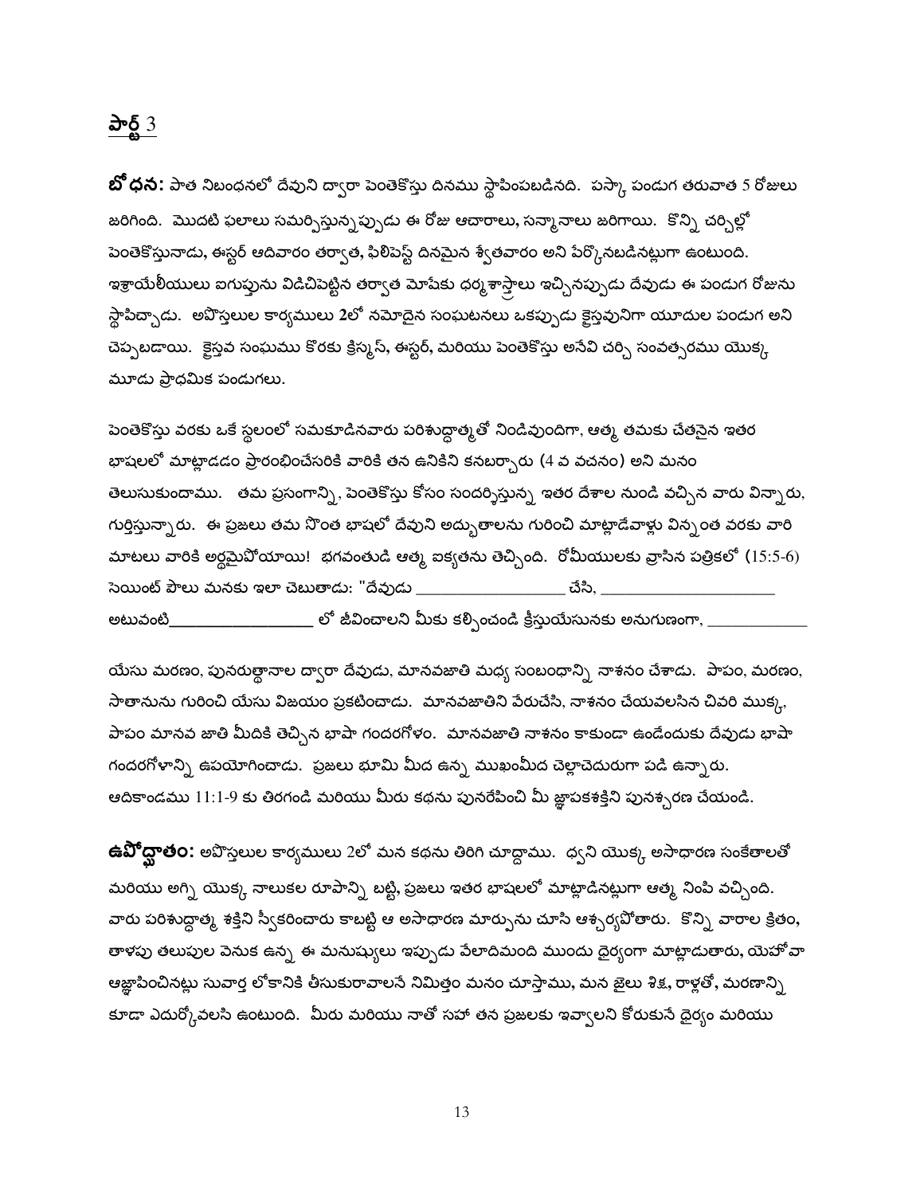## పార్ట్ 3

**బోధన:** పాత నిబంధనలో దేవుని ద్వారా పెంతెకొస్తు దినము స్థాపింపబడినది. పస్కా పండుగ తరువాత 5 రోజులు జరిగింది. మొదటి ఫలాలు సమర్పిస్తున్నప్పుడు ఈ రోజ ఆచారాలు, సన్మానాలు జరిగాయి. కొన్ని చర్చిల్లో పెంతెకొస్తునాడు, ఈస్టర్ ఆదివారం తర్వాత, ఫిలిపెస్ట్ దినమైన శ్వేతవారం అని పేర్కొనబడినట్లుగా ఉంటుంది. ఇశ్రాయేలీయులు ఐగుప్తును విడిచిపెట్టిన తర్వాత మోషేకు ధర్మశాస్త్రాలు ఇచ్చినప్పుడు దేవుడు ఈ పండుగ రోజును స్థాపిచ్చాడు. అపొస్తలుల కార్యములు **2**లో నమోదైన సంఘటనలు ఒకప్పుడు క్రైస్తవునిగా యూదుల పండుగ అని చెప్పబడాయి. క్రైస్తవ సంఘము కొరకు క్రిస్మస్, ఈస్టర్, మరియు పెంతెకొస్తు అనేవి చర్చి సంవత్సరము యొక్క మూడు ప్రాథమిక పండుగలు.

పెంతెకొస్తు వరకు ఒకే స్థలంలో సమకూడినవారు పరిశుద్ధాత్మతో నిండివుండిగా, ఆత్మ తమకు చేతనైన ఇతర భాషలలో మాట్లాడడం ప్రారంభించేసరికి వారికి తన ఉనికిని కనబర్చారు (4 వ వచనం) అని మనం తెలుసుకుందాము. తమ ప్రసంగాన్ని, పెంతెకొస్తు కోసం సందర్శిస్తున్న ఇతర దేశాల నుండి వచ్చిన వారు విన్నారు, గుర్తిస్తున్నారు. ఈ ప్రజలు తమ సొంత భాషలో దేవుని అద్భుతాలను గురించి మాట్లాడేవాళ్లు విన్నంత వరకు వారి మాటలు వారికి అర్థమైపోయాయి! భగవంతుడి ఆత్మ ఐక్యతను తెచ్చింది. రోమీయులకు వ్రాసిన పత్రికలో (15:5-6) సెయింట్ పౌలు మనకు ఇలా చెబుతాడు: "దేవుడు __________________ చేసి, _____________________ అటువంటి__________________ లో జీవించాలని మీకు కల్పించండి క్రీస్తుయేసునకు అనుగుణంగా, ____________

యేసు మరణం, పునరుత్థానాల ద్వారా దేవుడు, మానవజాతి మధ్య సంబంధాన్ని నాశనం చేశాడు. పాపం, మరణం, సాతానును గురించి యేసు విజయం ప్రకటించాడు. మానవజాతిని వేరుచేసి, నాశనం చేయవలసిన చివరి ముక్క, పాపం మానవ జాతి మీదికి తెచ్చిన భాషా గందరగోళం. మానవజాతి నాశనం కాకుండా ఉండేందుకు దేవుడు భాషా గందరగోళాన్ని ఉపయోగించాడు. ప్రజలు భూమి మీద ఉన్న ముఖంమీద చెల్లాచెదురుగా పడి ఉన్నారు. ఆదికాండము 11:1-9 కు తిరగండి మరియు మీరు కథను పునరేపించి మీ జ్ఞాపకశక్తిని పునశ్చరణ చేయండి.

**ఉపోద్ఘాతం:** అపొస్తలుల కార్యములు 2లో మన కథను తిరిగి చూద్దాము. ధ్వని యొక్క అసాధారణ సంకేతాలతో మరియు అగ్ని యొక్క నాలుకల రూపాన్ని బట్టి, ప్రజలు ఇతర భాషలలో మాట్లాడినట్లుగా ఆత్మ నింపి వచ్చింది. వారు పరిశుద్ధాత్మ శక్తిని స్వీకరించారు కాబట్టి ఆ అసాధారణ మార్పును చూసి ఆశ్చర్యపోతారు. కొన్ని వారాల క్రితం, తాళపు తలుపుల వెనుక ఉన్న ఈ మనుష్యులు ఇప్పుడు వేలాదిమంది ముందు ధైర్యంగా మాట్లాడుతారు, యెహోవా ఆజ్ఞాపించినట్లు సువార్త లోకానికి తీసుకురావాలనే నిమిత్తం మనం చూస్తాము, మన జైలు శిక్ష, రాళ్లతో, మరణాన్ని కూడా ఎదుర్కోవలసి ఉంటుంది. మీరు మరియు నాతో సహా తన ప్రజలకు ఇవ్వాలని కోరుకునే ధైర్యం మరియు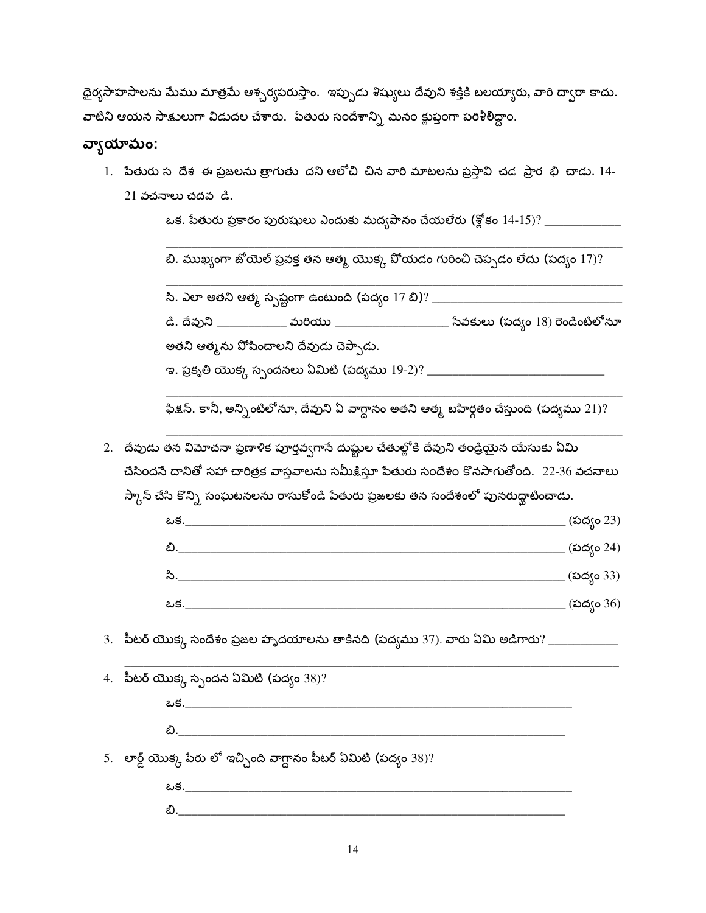ధైర్యసాహసాలను మేము మాత్రమే ఆశ్చర్యపరుస్తాం. ఇప్పుడు శిష్యులు దేవుని శక్తికి బలయ్యారు, వారి ద్వారా కాదు. వాటిని ఆయన సాక్షులుగా విడుదల చేశారు. పేతురు సందేశాన్ని మనం క్లుప్తంగా పరిశీలిద్దాం.

## వ్యాయామం:

1. పేతురు స దేశ ఈ ప్రజలను త్రాగుతు దని ఆలోచి చిన వారి మాటలను ప్రస్తావి చడ ప్రార భి చాడు. 14-21 వచనాలు చదవ డి.

   ఒక. పేతురు ప్రకారం పురుషులు ఎందుకు మద్యపానం చేయలేరు (శ్లోకం 14-15)? ____________
   
   ________________________________________________________________

   బి. ముఖ్యంగా జోయెల్ ప్రవక్త తన ఆత్మ యొక్క పోయడం గురించి చెప్పడం లేదు (పద్యం 17)?
   
   ________________________________________________________________

   సి. ఎలా అతని ఆత్మ స్పష్టంగా ఉంటుంది (పద్యం 17 బి)? ______________________________

   డి. దేవుని ___________ మరియు __________________ సేవకులు (పద్యం 18) రెండింటిలోనూ అతని ఆత్మను పోషించాలని దేవుడు చెప్పాడు.

   ఇ. ప్రకృతి యొక్క స్పందనలు ఏమిటి (పద్యము 19-2)? ____________________________
   
   ________________________________________________________________

   ఫిక్షన్. కానీ, అన్నింటిలోనూ, దేవుని ఏ వాగ్దానం అతని ఆత్మ బహిర్గతం చేస్తుంది (పద్యము 21)?
   
   ________________________________________________________________

2. దేవుడు తన విమోచనా ప్రణాళిక పూర్తవ్వగానే దుష్టుల చేతుల్లోకి దేవుని తండ్రియైన యేసుకు ఏమి చేసిందనే దానితో సహా చారిత్రక వాస్తవాలను సమీక్షిస్తూ పేతురు సందేశం కొనసాగుతోంది. 22-36 వచనాలు స్కాన్ చేసి కొన్ని సంఘటనలను రాసుకోండి పేతురు ప్రజలకు తన సందేశంలో పునరుద్ఘాటించాడు.

   ఒక.____________________________________________________________ (పద్యం 23)

   బి.____________________________________________________________ (పద్యం 24)

   సి.____________________________________________________________ (పద్యం 33)

   ఒక.____________________________________________________________ (పద్యం 36)

3. పీటర్ యొక్క సందేశం ప్రజల హృదయాలను తాకినది (పద్యము 37). వారు ఏమి అడిగారు? ___________
   
   ________________________________________________________________

4. పీటర్ యొక్క స్పందన ఏమిటి (పద్యం 38)?

   ఒక.____________________________________________________________

   బి.____________________________________________________________

5. లార్డ్ యొక్క పేరు లో ఇచ్చింది వాగ్దానం పీటర్ ఏమిటి (పద్యం 38)?

   ఒక.____________________________________________________________

   బి.____________________________________________________________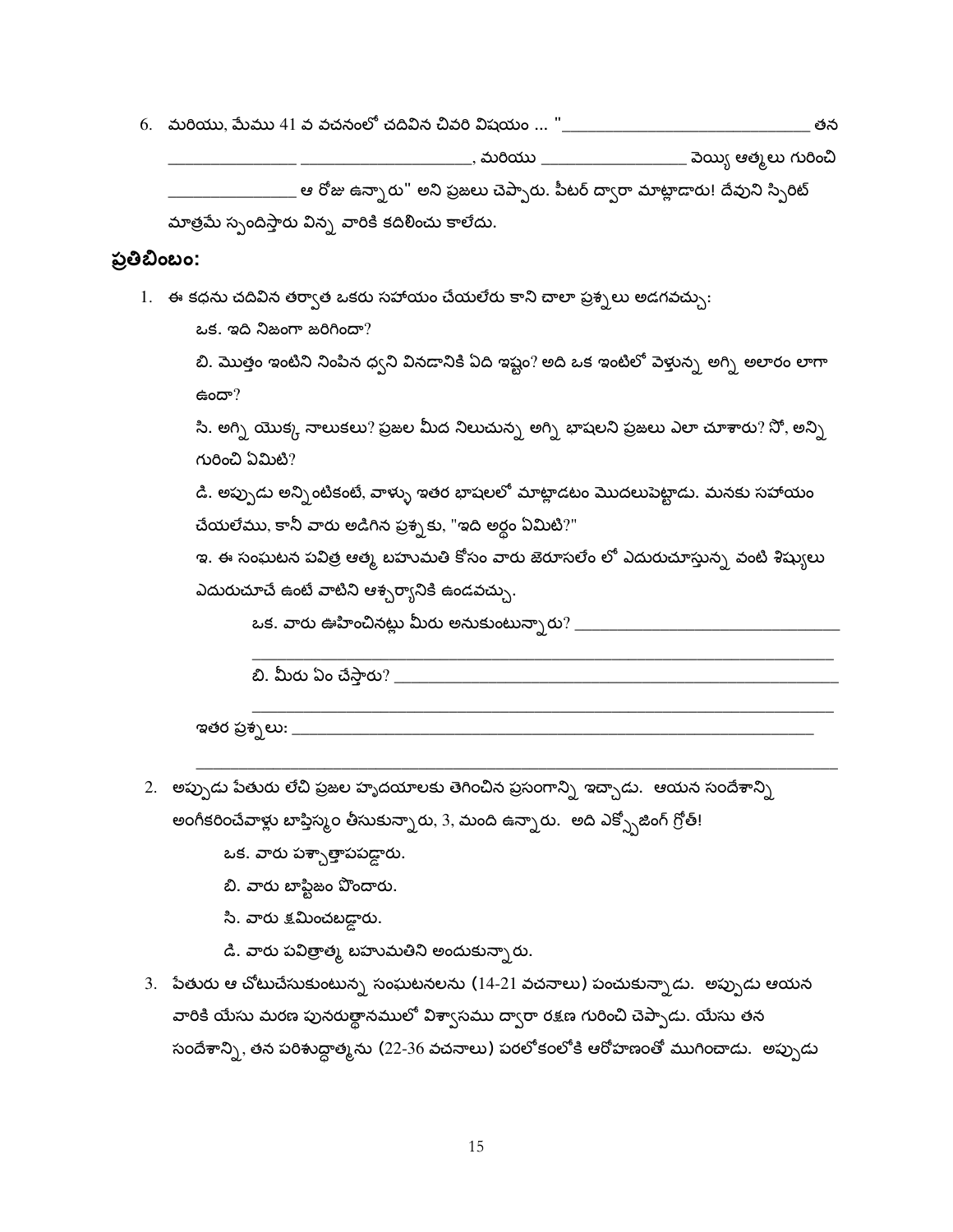6. మరియు, మేము 41 వ వచనంలో చదివిన చివరి విషయం ... "_____________________________ తన _______________ ____________________, మరియు _________________ వెయ్యి ఆత్మలు గురించి _______________ ఆ రోజు ఉన్నారు" అని ప్రజలు చెప్పారు. పీటర్ ద్వారా మాట్లాడారు! దేవుని స్పిరిట్ మాత్రమే స్పందిస్తారు విన్న వారికి కదిలించు కాలేదు.

## ప్రతిబింబం:

1. ఈ కథను చదివిన తర్వాత ఒకరు సహాయం చేయలేరు కాని చాలా ప్రశ్నలు అడగవచ్చు:

   ఒక. ఇది నిజంగా జరిగిందా?

   బి. మొత్తం ఇంటిని నింపిన ధ్వని వినడానికి ఏది ఇష్టం? అది ఒక ఇంటిలో వెళ్తున్న అగ్ని అలారం లాగా ఉందా?

   సి. అగ్ని యొక్క నాలుకలు? ప్రజల మీద నిలుచున్న అగ్ని భాషలని ప్రజలు ఎలా చూశారు? నో, అన్ని గురించి ఏమిటి?

   డి. అప్పుడు అన్నింటికంటే, వాళ్ళు ఇతర భాషలలో మాట్లాడటం మొదలుపెట్టాడు. మనకు సహాయం చేయలేము, కానీ వారు అడిగిన ప్రశ్నకు, "ఇది అర్థం ఏమిటి?"

   ఇ. ఈ సంఘటన పవిత్ర ఆత్మ బహుమతి కోసం వారు జెరూసలేం లో ఎదురుచూస్తున్న వంటి శిష్యులు ఎదురుచూచే ఉంటే వాటిని ఆశ్చర్యానికి ఉండవచ్చు.

      ఒక. వారు ఊహించినట్లు మీరు అనుకుంటున్నారు? _______________________________

      _________________________________________________________________

      బి. మీరు ఏం చేస్తారు? _____________________________________________________

      _________________________________________________________________

   ఇతర ప్రశ్నలు: _____________________________________________________________

   _________________________________________________________________________

2. అప్పుడు పేతురు లేచి ప్రజల హృదయాలకు తెగించిన ప్రసంగాన్ని ఇచ్చాడు. ఆయన సందేశాన్ని అంగీకరించేవాళ్లు బాప్తిస్మం తీసుకున్నారు, 3, మంది ఉన్నారు. అది ఎక్స్ప్లోజింగ్ గ్రోత్!

   ఒక. వారు పశ్చాత్తాపపడ్డారు.

   బి. వారు బాప్టిజం పొందారు.

   సి. వారు క్షమించబడ్డారు.

   డి. వారు పవిత్రాత్మ బహుమతిని అందుకున్నారు.

3. పేతురు ఆ చోటుచేసుకుంటున్న సంఘటనలను (14-21 వచనాలు) పంచుకున్నాడు. అప్పుడు ఆయన వారికి యేసు మరణ పునరుత్థానములో విశ్వాసము ద్వారా రక్షణ గురించి చెప్పాడు. యేసు తన సందేశాన్ని, తన పరిశుద్ధాత్మను (22-36 వచనాలు) పరలోకంలోకి ఆరోహణంతో ముగించాడు. అప్పుడు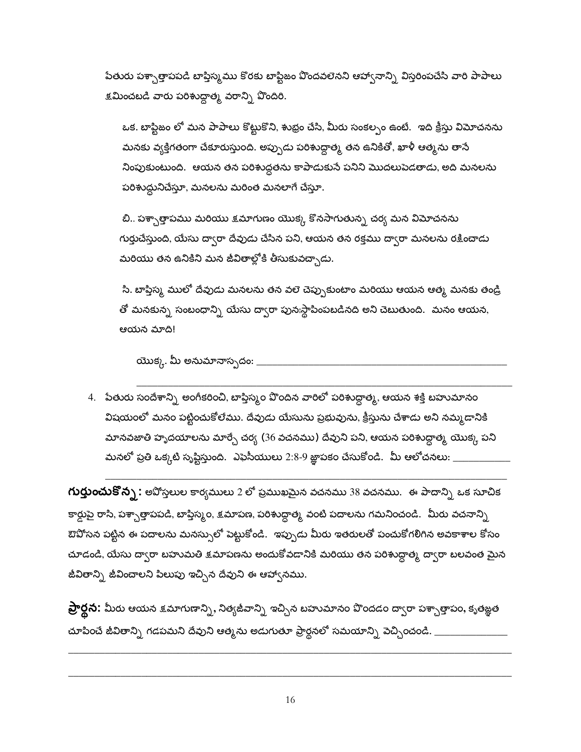పేతురు పశ్చాత్తాపపడి బాప్తిస్మము కొరకు బాప్టిజం పొందవలెనని ఆహ్వానాన్ని విస్తరింపచేసి వారి పాపాలు క్షమించబడి వారు పరిశుద్ధాత్మ వరాన్ని పొందిరి.

ఒక. బాప్టిజం లో మన పాపాలు కొట్టుకొని, శుభ్రం చేసి, మీరు సంకల్పం ఉంటే. ఇది క్రీస్తు విమోచనను మనకు వ్యక్తిగతంగా చేకూరుస్తుంది. అప్పుడు పరిశుద్ధాత్మ తన ఉనికితో, ఖాళీ ఆత్మను తానే నింపుకుంటుంది. ఆయన తన పరిశుద్ధతను కాపాడుకునే పనిని మొదలుపెడతాడు, అది మనలను పరిశుద్ధునిచేస్తూ, మనలను మరింత మనలాగే చేస్తూ.

బి.. పశ్చాత్తాపము మరియు క్షమాగుణం యొక్క కొనసాగుతున్న చర్య మన విమోచనను గుర్తుచేస్తుంది, యేసు ద్వారా దేవుడు చేసిన పని, ఆయన తన రక్తము ద్వారా మనలను రక్షించాడు మరియు తన ఉనికిని మన జీవితాల్లోకి తీసుకువచ్చాడు.

సి. బాప్తిస్మ ములో దేవుడు మనలను తన వలె చెప్పుకుంటాం మరియు ఆయన ఆత్మ మనకు తండ్రి తో మనకున్న సంబంధాన్ని యేసు ద్వారా పునఃస్థాపింపబడినది అని చెబుతుంది. మనం ఆయన, ఆయన మాది!

యొక్క. మీ అనుమానాస్పదం: ______________________________________________

______________________________________________________________

4. పేతురు సందేశాన్ని అంగీకరించి, బాప్తిస్మం పొందిన వారిలో పరిశుద్ధాత్మ, ఆయన శక్తి బహుమానం విషయంలో మనం పట్టించుకోలేము. దేవుడు యేసును ప్రభువును, క్రీస్తును చేశాడు అని నమ్మడానికి మానవజాతి హృదయాలను మార్చే చర్య (36 వచనము) దేవుని పని, ఆయన పరిశుద్ధాత్మ యొక్క పని మనలో ప్రతి ఒక్కటి సృష్టిస్తుంది. ఎఫెసీయులు 2:8-9 జ్ఞాపకం చేసుకోండి. మీ ఆలోచనలు: ___________

______________________________________________________________

**గుర్తుంచుకొన్న:** అపోస్తలుల కార్యములు 2 లో ప్రముఖమైన వచనము 38 వచనము. ఈ పాదాన్ని ఒక సూచిక కార్డుపై రాసి, పశ్చాత్తాపపడి, బాప్తిస్మం, క్షమాపణ, పరిశుద్ధాత్మ వంటి పదాలను గమనించండి. మీరు వచనాన్ని ఔపోసన పట్టిన ఈ పదాలను మనస్సులో పెట్టుకోండి. ఇప్పుడు మీరు ఇతరులతో పంచుకోగలిగిన అవకాశాల కోసం చూడండి, యేసు ద్వారా బహుమతి క్షమాపణను అందుకోవడానికి మరియు తన పరిశుద్ధాత్మ ద్వారా బలవంత మైన జీవితాన్ని జీవించాలని పిలుపు ఇచ్చిన దేవుని ఈ ఆహ్వానము.

**ప్రార్థన:** మీరు ఆయన క్షమాగుణాన్ని, నిత్యజీవాన్ని ఇచ్చిన బహుమానం పొందడం ద్వారా పశ్చాత్తాపం, కృతజ్ఞత చూపించే జీవితాన్ని గడపమని దేవుని ఆత్మను అడుగుతూ ప్రార్థనలో సమయాన్ని వెచ్చించండి. ______________

______________________________________________________________

______________________________________________________________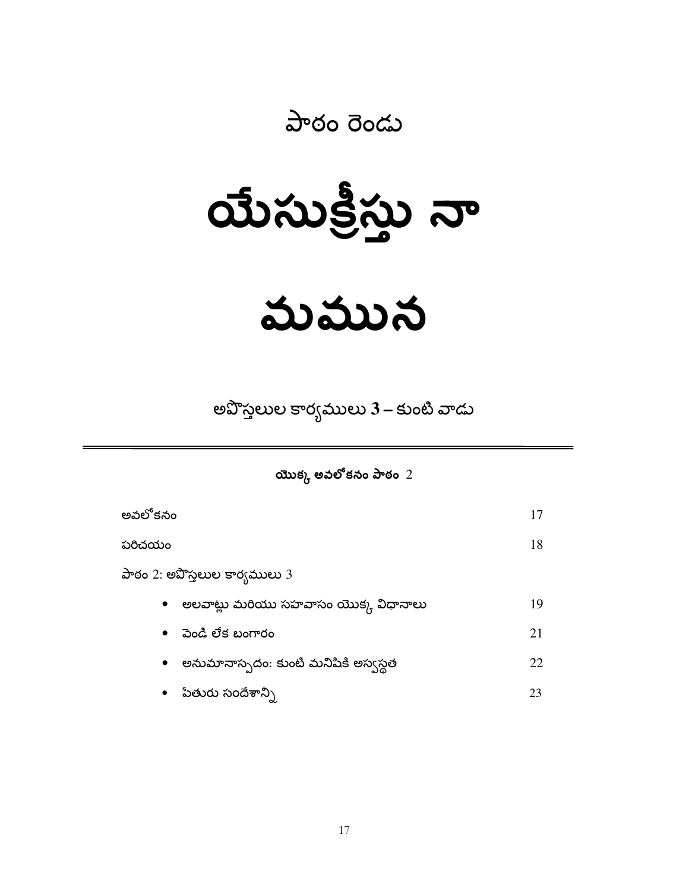# పాఠం రెండు

# యేసుక్రీస్తు నా మమున

## అపొస్తలుల కార్యములు 3 – కుంటి వాడు

---

**యొక్క అవలోకనం పాఠం** 2

| | |
|---|---|
| అవలోకనం | 17 |
| పరిచయం | 18 |
| పాఠం 2: అపొస్తలుల కార్యములు 3 | |
| • అలవాట్లు మరియు సహవాసం యొక్క విధానాలు | 19 |
| • వెండి లేక బంగారం | 21 |
| • అనుమానాస్పదం: కుంటి మనిషికి అస్వస్థత | 22 |
| • పేతురు సందేశాన్ని | 23 |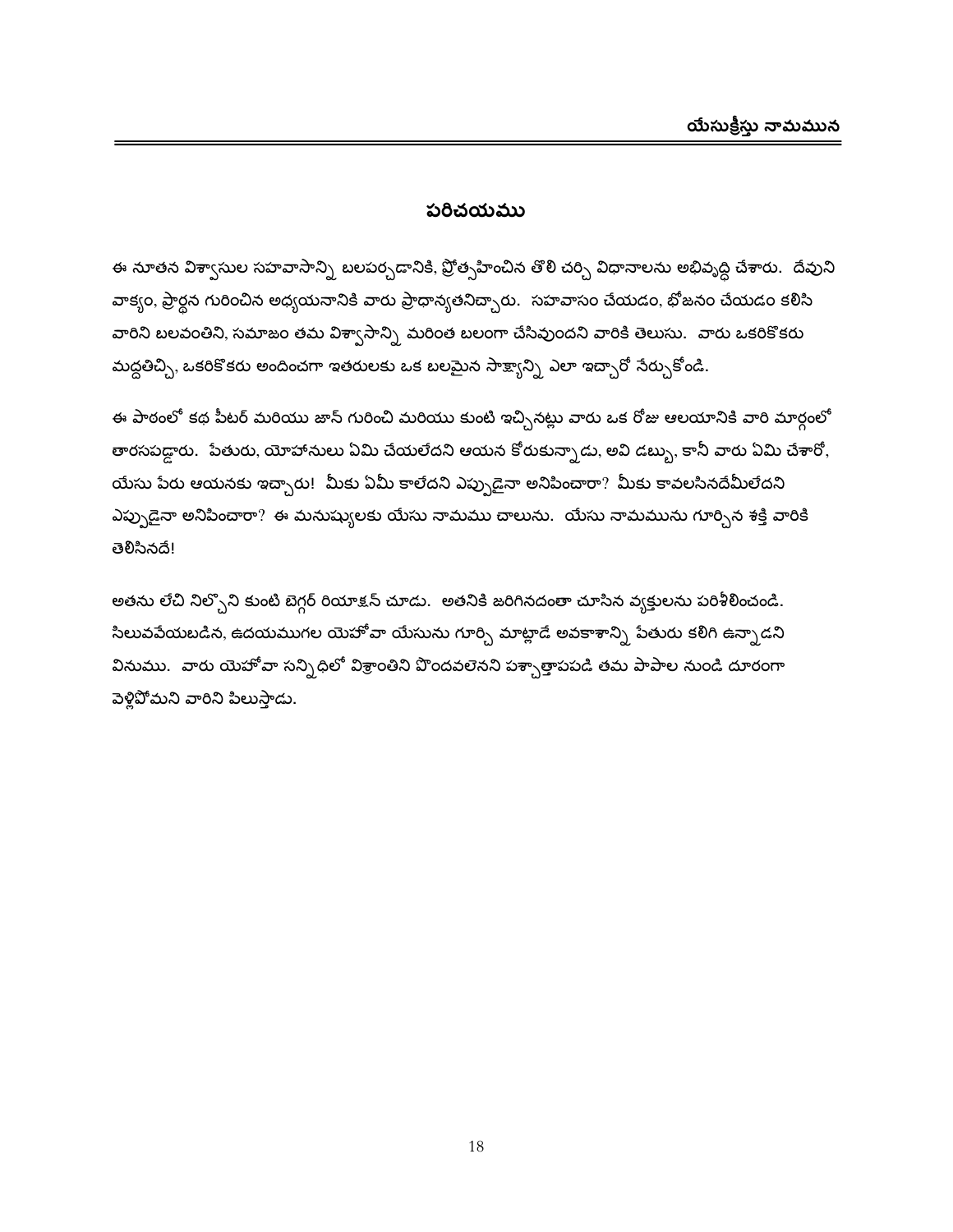## పరిచయము

ఈ నూతన విశ్వాసుల సహవాసాన్ని బలపర్చడానికి, ప్రోత్సహించిన తొలి చర్చి విధానాలను అభివృద్ధి చేశారు. దేవుని వాక్యం, ప్రార్థన గురించిన అధ్యయనానికి వారు ప్రాధాన్యతనిచ్చారు. సహవాసం చేయడం, భోజనం చేయడం కలిసి వారిని బలవంతిని, సమాజం తమ విశ్వాసాన్ని మరింత బలంగా చేసివుందని వారికి తెలుసు. వారు ఒకరికొకరు మద్దతిచ్చి, ఒకరికొకరు అందించగా ఇతరులకు ఒక బలమైన సాక్ష్యాన్ని ఎలా ఇచ్చారో నేర్చుకోండి.

ఈ పాఠంలో కథ పీటర్ మరియు జాన్ గురించి మరియు కుంటి ఇచ్చినట్లు వారు ఒక రోజు ఆలయానికి వారి మార్గంలో తారసపడ్డారు. పేతురు, యోహానులు ఏమి చేయలేదని ఆయన కోరుకున్నాడు, అవి డబ్బు, కానీ వారు ఏమి చేశారో, యేసు పేరు ఆయనకు ఇచ్చారు! మీకు ఏమీ కాలేదని ఎప్పుడైనా అనిపించారా? మీకు కావలసినదేమీలేదని ఎప్పుడైనా అనిపించారా? ఈ మనుష్యులకు యేసు నామము చాలును. యేసు నామమును గూర్చిన శక్తి వారికి తెలిసినదే!

అతను లేచి నిల్చొని కుంటి బెగ్గర్ రియాక్షన్ చూడు. అతనికి జరిగినదంతా చూసిన వ్యక్తులను పరిశీలించండి. సిలువవేయబడిన, ఉదయముగల యెహోవా యేసును గూర్చి మాట్లాడే అవకాశాన్ని పేతురు కలిగి ఉన్నాడని వినుము. వారు యెహోవా సన్నిధిలో విశ్రాంతిని పొందవలెనని పశ్చాత్తాపపడి తమ పాపాల నుండి దూరంగా వెళ్లిపోమని వారిని పిలుస్తాడు.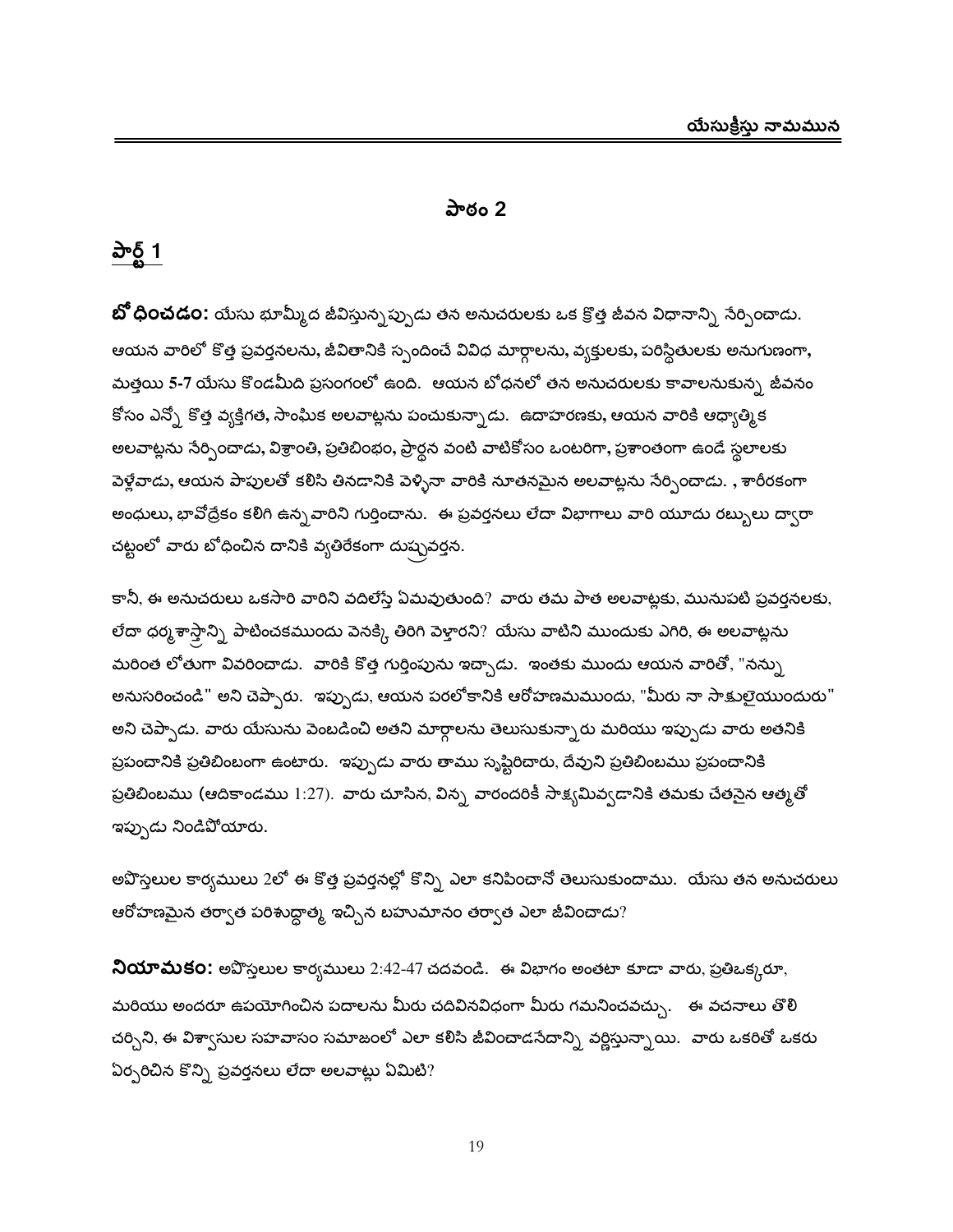## పాఠం 2

### పార్ట్ 1

**బోధించడం:** యేసు భూమ్మీద జీవిస్తున్నప్పుడు తన అనుచరులకు ఒక క్రొత్త జీవన విధానాన్ని నేర్పించాడు. ఆయన వారిలో కొత్త ప్రవర్తనలను, జీవితానికి స్పందించే వివిధ మార్గాలను, వ్యక్తులకు, పరిస్థితులకు అనుగుణంగా, మత్తయి 5-7 యేసు కొండమీది ప్రసంగంలో ఉంది. ఆయన బోధనలో తన అనుచరులకు కావాలనుకున్న జీవనం కోసం ఎన్నో కొత్త వ్యక్తిగత, సాంఘిక అలవాట్లను పంచుకున్నాడు. ఉదాహరణకు, ఆయన వారికి ఆధ్యాత్మిక అలవాట్లను నేర్పించాడు, విశ్రాంతి, ప్రతిబింభం, ప్రార్థన వంటి వాటికోసం ఒంటరిగా, ప్రశాంతంగా ఉండే స్థలాలకు వెళ్లేవాడు, ఆయన పాపులతో కలిసి తినడానికి వెళ్ళినా వారికి నూతనమైన అలవాట్లను నేర్పించాడు. , శారీరకంగా అంధులు, భావోద్రేకం కలిగి ఉన్నవారిని గుర్తించాను. ఈ ప్రవర్తనలు లేదా విభాగాలు వారి యూదు రబ్బులు ద్వారా చట్టంలో వారు బోధించిన దానికి వ్యతిరేకంగా దుష్ప్రవర్తన.

కానీ, ఈ అనుచరులు ఒకసారి వారిని వదిలేస్తే ఏమవుతుంది? వారు తమ పాత అలవాట్లకు, మునుపటి ప్రవర్తనలకు, లేదా ధర్మశాస్త్రాన్ని పాటించకముందు వెనక్కి తిరిగి వెళ్తారని? యేసు వాటిని ముందుకు ఎగిరి, ఈ అలవాట్లను మరింత లోతుగా వివరించాడు. వారికి కొత్త గుర్తింపును ఇచ్చాడు. ఇంతకు ముందు ఆయన వారితో, "నన్ను అనుసరించండి" అని చెప్పారు. ఇప్పుడు, ఆయన పరలోకానికి ఆరోహణమముందు, "మీరు నా సాక్షులైయుందురు" అని చెప్పాడు. వారు యేసును వెంబడించి అతని మార్గాలను తెలుసుకున్నారు మరియు ఇప్పుడు వారు అతనికి ప్రపంచానికి ప్రతిబింబంగా ఉంటారు. ఇప్పుడు వారు తాము సృష్టించారు, దేవుని ప్రతిబింబము ప్రపంచానికి ప్రతిబింబము (ఆదికాండము 1:27). వారు చూసిన, విన్న వారందరికీ సాక్ష్యమివ్వడానికి తమకు చేతనైన ఆత్మతో ఇప్పుడు నిండిపోయారు.

అపొస్తలుల కార్యములు 2లో ఈ కొత్త ప్రవర్తనల్లో కొన్ని ఎలా కనిపించానో తెలుసుకుందాము. యేసు తన అనుచరులు ఆరోహణమైన తర్వాత పరిశుద్ధాత్మ ఇచ్చిన బహుమానం తర్వాత ఎలా జీవించాడు?

**నియామకం:** అపొస్తలుల కార్యములు 2:42-47 చదవండి. ఈ విభాగం అంతటా కూడా వారు, ప్రతిఒక్కరూ, మరియు అందరూ ఉపయోగించిన పదాలను మీరు చదివినవిధంగా మీరు గమనించవచ్చు. ఈ వచనాలు తొలి చర్చిని, ఈ విశ్వాసుల సహవాసం సమాజంలో ఎలా కలిసి జీవించాడనేదాన్ని వర్ణిస్తున్నాయి. వారు ఒకరితో ఒకరు ఏర్పరిచిన కొన్ని ప్రవర్తనలు లేదా అలవాట్లు ఏమిటి?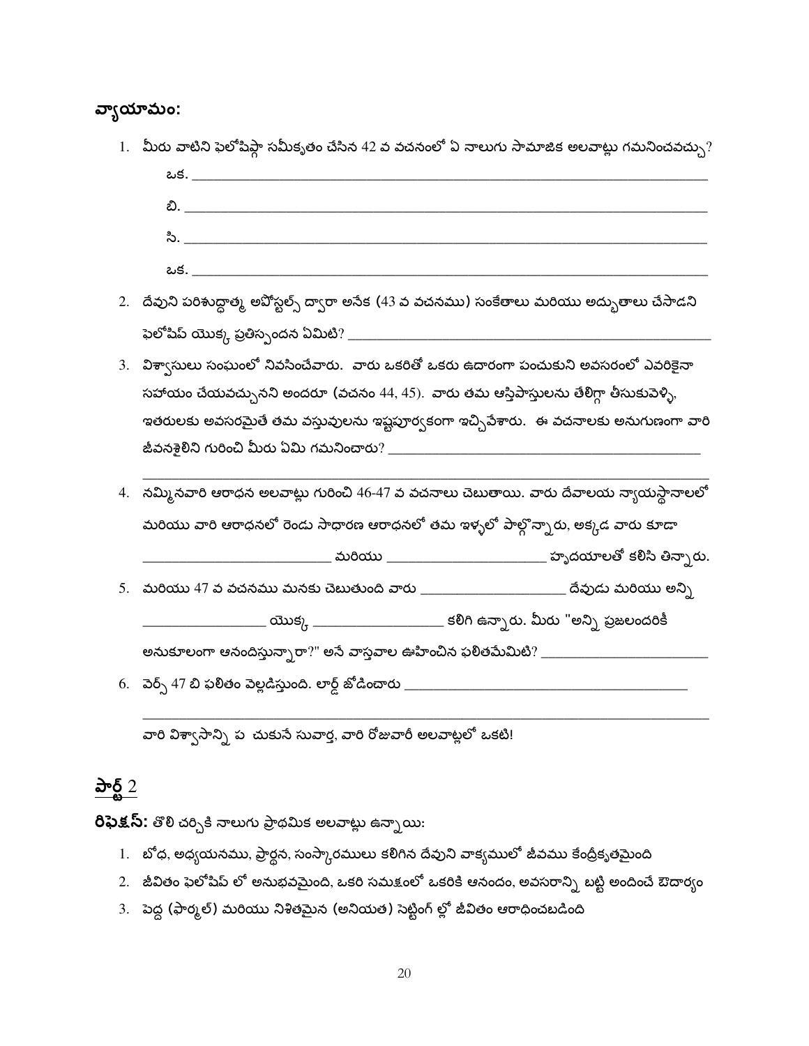## వ్యాయామం:

1. మీరు వాటిని ఫెలోషిప్గా సమీకృతం చేసిన 42 వ వచనంలో ఏ నాలుగు సామాజిక అలవాట్లు గమనించవచ్చు?

   ఒక. ____________________________________________

   బి. ____________________________________________

   సి. ____________________________________________

   ఒక. ____________________________________________

2. దేవుని పరిశుద్ధాత్మ అపోస్టల్స్ ద్వారా అనేక (43 వ వచనము) సంకేతాలు మరియు అద్భుతాలు చేసాడని ఫెలోషిప్ యొక్క ప్రతిస్పందన ఏమిటి? ____________________________

3. విశ్వాసులు సంఘంలో నివసించేవారు. వారు ఒకరితో ఒకరు ఉదారంగా పంచుకుని అవసరంలో ఎవరికైనా సహాయం చేయవచ్చునని అందరూ (వచనం 44, 45). వారు తమ ఆస్తిపాస్తులను తేలిగ్గా తీసుకువెళ్ళి, ఇతరులకు అవసరమైతే తమ వస్తువులను ఇష్టపూర్వకంగా ఇచ్చివేశారు. ఈ వచనాలకు అనుగుణంగా వారి జీవనశైలిని గురించి మీరు ఏమి గమనించారు? ____________________________

   ____________________________________________

4. నమ్మినవారి ఆరాధన అలవాట్లు గురించి 46-47 వ వచనాలు చెబుతాయి. వారు దేవాలయ న్యాయస్థానాలలో మరియు వారి ఆరాధనలో రెండు సాధారణ ఆరాధనలో తమ ఇళ్ళలో పాల్గొన్నారు, అక్కడ వారు కూడా ______________ మరియు ______________ హృదయాలతో కలిసి తిన్నారు.

5. మరియు 47 వ వచనము మనకు చెబుతుంది వారు ______________ దేవుడు మరియు అన్ని ______________ యొక్క ______________ కలిగి ఉన్నారు. మీరు "అన్ని ప్రజలందరికీ అనుకూలంగా ఆనందిస్తున్నారా?" అనే వాస్తవాల ఊహించిన ఫలితమేమిటి? ______________

6. వెర్స్ 47 బి ఫలితం వెల్లడిస్తుంది. లార్డ్ జోడించారు ____________________________

   ____________________________________________

   వారి విశ్వాసాన్ని ప చుకునే సువార్త, వారి రోజువారీ అలవాట్లలో ఒకటి!

## పార్ట్ 2

**రిఫెక్షన్:** తొలి చర్చికి నాలుగు ప్రాథమిక అలవాట్లు ఉన్నాయి:

1. బోధ, అధ్యయనము, ప్రార్థన, సంస్కారములు కలిగిన దేవుని వాక్యములో జీవము కేంద్రీకృతమైంది
2. జీవితం ఫెలోషిప్ లో అనుభవమైంది, ఒకరి సమక్షంలో ఒకరికి ఆనందం, అవసరాన్ని బట్టి అందించే ఔదార్యం
3. పెద్ద (ఫార్మల్) మరియు నిశితమైన (అనియత) సెట్టింగ్ ల్లో జీవితం ఆరాధించబడింది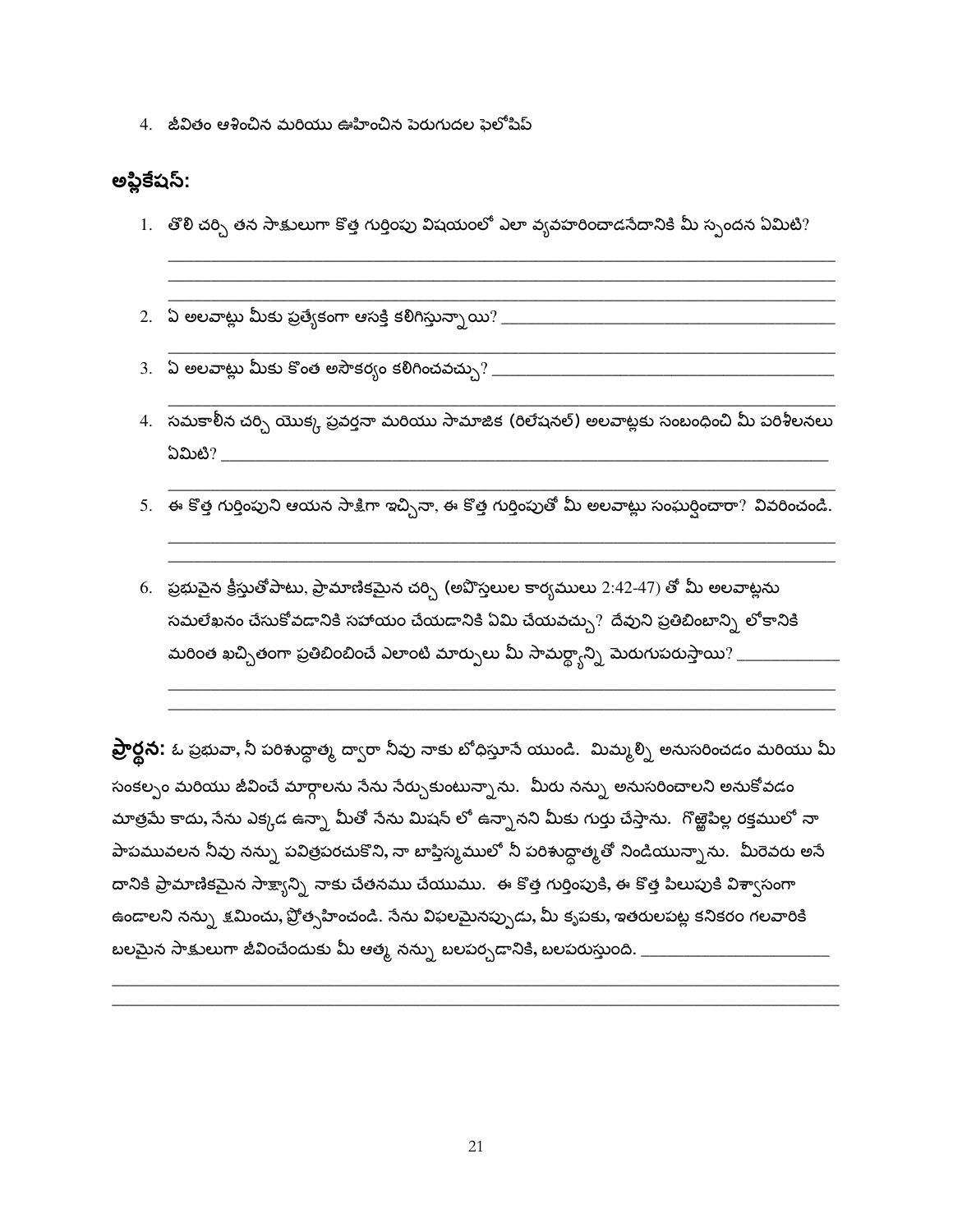4. జీవితం ఆశించిన మరియు ఊహించిన పెరుగుదల ఫెలోషిప్

**అప్లికేషన్:**

1. తొలి చర్చి తన సాక్షులుగా కొత్త గుర్తింపు విషయంలో ఎలా వ్యవహరించాడనేదానికి మీ స్పందన ఏమిటి?
________________________________________________________________________________
________________________________________________________________________________
________________________________________________________________________________

2. ఏ అలవాట్లు మీకు ప్రత్యేకంగా ఆసక్తి కలిగిస్తున్నాయి? ________________________________________
________________________________________________________________________________

3. ఏ అలవాట్లు మీకు కొంత అసౌకర్యం కలిగించవచ్చు? ________________________________________
________________________________________________________________________________

4. సమకాలీన చర్చి యొక్క ప్రవర్తనా మరియు సామాజిక (రిలేషనల్) అలవాట్లకు సంబంధించి మీ పరిశీలనలు ఏమిటి? ________________________________________________________________________
________________________________________________________________________________

5. ఈ కొత్త గుర్తింపుని ఆయన సాక్షిగా ఇచ్చినా, ఈ కొత్త గుర్తింపుతో మీ అలవాట్లు సంఘర్షించాయా? వివరించండి.
________________________________________________________________________________
________________________________________________________________________________

6. ప్రభువైన క్రీస్తుతోపాటు, ప్రామాణికమైన చర్చి (అపొస్తలుల కార్యములు 2:42-47) తో మీ అలవాట్లను సమలేఖనం చేసుకోవడానికి సహాయం చేయడానికి ఏమి చేయవచ్చు? దేవుని ప్రతిబింబాన్ని లోకానికి మరింత ఖచ్చితంగా ప్రతిబింబించే ఎలాంటి మార్పులు మీ సామర్థ్యాన్ని మెరుగుపరుస్తాయి? ____________
________________________________________________________________________________
________________________________________________________________________________

**ప్రార్థన:** ఓ ప్రభువా, నీ పరిశుద్ధాత్మ ద్వారా నీవు నాకు బోధిస్తూనే యుండి. మిమ్మల్ని అనుసరించడం మరియు మీ సంకల్పం మరియు జీవించే మార్గాలను నేను నేర్చుకుంటున్నాను. మీరు నన్ను అనుసరించాలని అనుకోవడం మాత్రమే కాదు, నేను ఎక్కడ ఉన్నా మీతో నేను మిషన్ లో ఉన్నానని మీకు గుర్తు చేస్తాను. గొఱ్ఱెపిల్ల రక్తములో నా పాపమువలన నీవు నన్ను పవిత్రపరచుకొని, నా బాప్తిస్మములో నీ పరిశుద్ధాత్మతో నిండియున్నాను. మీరెవరు అనే దానికి ప్రామాణికమైన సాక్ష్యాన్ని నాకు చేతనము చేయుము. ఈ కొత్త గుర్తింపుకి, ఈ కొత్త పిలుపుకి విశ్వాసంగా ఉండాలని నన్ను క్షమించు, ప్రోత్సహించండి. నేను విఫలమైనప్పుడు, మీ కృపకు, ఇతరులపట్ల కనికరం గలవారికి బలమైన సాక్షులుగా జీవించేందుకు మీ ఆత్మ నన్ను బలపర్చడానికి, బలపరుస్తుంది. ______________________
________________________________________________________________________________
________________________________________________________________________________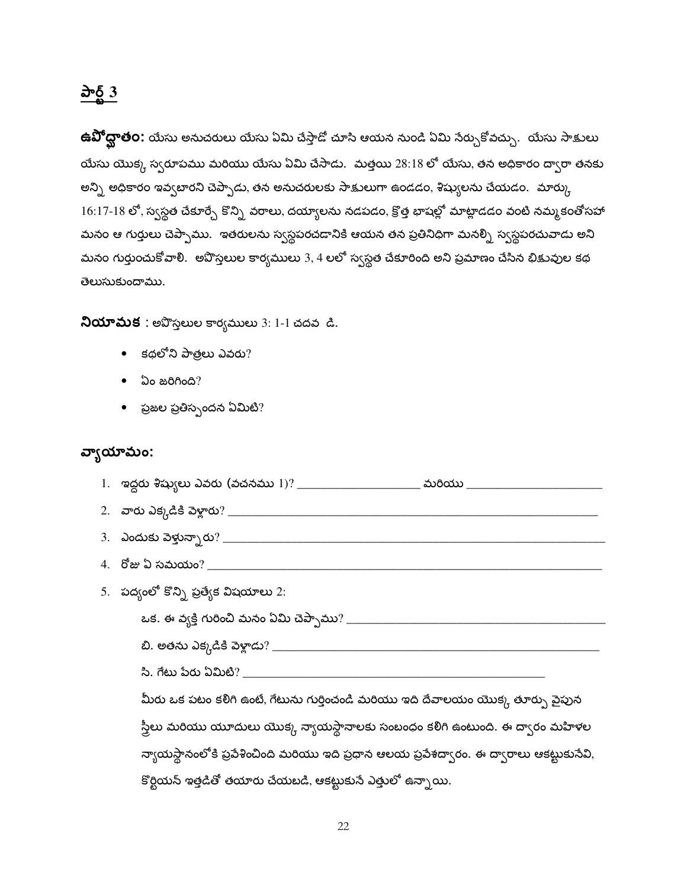## పార్ట్ 3

**ఉపోద్ఘాతం:** యేసు అనుచరులు యేసు ఏమి చేస్తాడో చూసి ఆయన నుండి ఏమి నేర్చుకోవచ్చు. యేసు సాక్షులు యేసు యొక్క స్వరూపము మరియు యేసు ఏమి చేసాడు. మత్తయి 28:18 లో యేసు, తన అధికారం ద్వారా తనకు అన్ని అధికారం ఇవ్వబారని చెప్పాడు, తన అనుచరులకు సాక్షులుగా ఉండడం, శిష్యులను చేయడం. మార్కు 16:17-18 లో, స్వస్థత చేకూర్చే కొన్ని వరాలు, దయ్యాలను నడపడం, క్రొత్త భాషల్లో మాట్లాడడం వంటి నమ్మకంతోసహా మనం ఆ గుర్తులు చెప్పాము. ఇతరులను స్వస్థపరచడానికి ఆయన తన ప్రతినిధిగా మనల్ని స్వస్థపరచువాడు అని మనం గుర్తుంచుకోవాలి. అపొస్తలుల కార్యములు 3, 4 లలో స్వస్థత చేకూరింది అని ప్రమాణం చేసిన భిక్షువుల కథ తెలుసుకుందాము.

**నియామక** : అపొస్తలుల కార్యములు 3: 1-1 చదవ డి.

- కథలోని పాత్రలు ఎవరు?
- ఏం జరిగింది?
- ప్రజల ప్రతిస్పందన ఏమిటి?

## వ్యాయామం:

1. ఇద్దరు శిష్యులు ఎవరు (వచనము 1)? ____________________ మరియు ______________________
2. వారు ఎక్కడికి వెళ్లారు? ____________________________________________________________
3. ఎందుకు వెళ్తున్నారు? ______________________________________________________________
4. రోజు ఏ సమయం? _______________________________________________________________
5. పద్యంలో కొన్ని ప్రత్యేక విషయాలు 2:

   ఒక. ఈ వ్యక్తి గురించి మనం ఏమి చెప్పాము? __________________________________________

   బి. అతను ఎక్కడికి వెళ్లాడు? ______________________________________________________

   సి. గేటు పేరు ఏమిటి? _________________________________________________

   మీరు ఒక పటం కలిగి ఉంటే, గేటును గుర్తించండి మరియు ఇది దేవాలయం యొక్క తూర్పు వైపున స్త్రీలు మరియు యూదులు యొక్క న్యాయస్థానాలకు సంబంధం కలిగి ఉంటుంది. ఈ ద్వారం మహిళల న్యాయస్థానంలోకి ప్రవేశించింది మరియు ఇది ప్రధాన ఆలయ ప్రవేశద్వారం. ఈ ద్వారాలు ఆకట్టుకునేవి, కొర్టియన్ ఇత్తడితో తయారు చేయబడి, ఆకట్టుకునే ఎత్తులో ఉన్నాయి.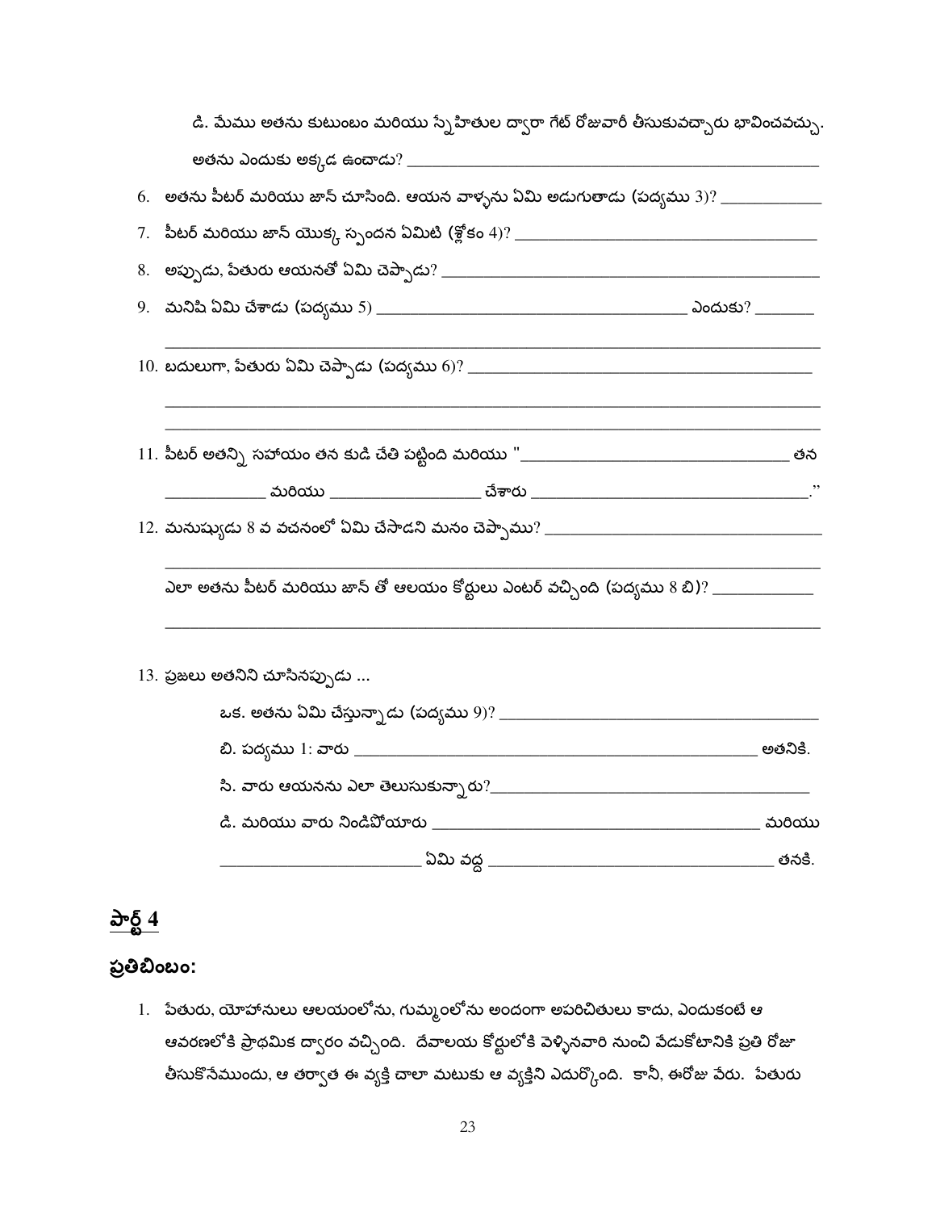డి. మేము అతను కుటుంబం మరియు స్నేహితుల ద్వారా గేట్ రోజువారీ తీసుకువచ్చారు భావించవచ్చు.

అతను ఎందుకు అక్కడ ఉంచాడు? ______________________________

6. అతను పీటర్ మరియు జాన్ చూసింది. ఆయన వాళ్ళను ఏమి అడుగుతాడు (పద్యము 3)? ____________

7. పీటర్ మరియు జాన్ యొక్క స్పందన ఏమిటి (శ్లోకం 4)? ______________________________

8. అప్పుడు, పేతురు ఆయనతో ఏమి చెప్పాడు? ______________________________

9. మనిషి ఏమి చేశాడు (పద్యము 5) ______________________________ ఎందుకు? ________

______________________________________________________________

10. బదులుగా, పేతురు ఏమి చెప్పాడు (పద్యము 6)? ______________________________

______________________________________________________________

______________________________________________________________

11. పీటర్ అతన్ని సహాయం తన కుడి చేతి పట్టింది మరియు "______________________________ తన ____________ మరియు __________________ చేశారు ______________________________."

12. మనుష్యుడు 8 వ వచనంలో ఏమి చేసాడని మనం చెప్పాము? ______________________________

______________________________________________________________

ఎలా అతను పీటర్ మరియు జాన్ తో ఆలయం కోర్టులు ఎంటర్ వచ్చింది (పద్యము 8 బి)? ____________

______________________________________________________________

13. ప్రజలు అతనిని చూసినప్పుడు ...

ఒక. అతను ఏమి చేస్తున్నాడు (పద్యము 9)? ______________________________

బి. పద్యము 1: వారు ______________________________ అతనికి.

సి. వారు ఆయనను ఎలా తెలుసుకున్నారు?______________________________

డి. మరియు వారు నిండిపోయారు ______________________________ మరియు

______________________ ఏమి వద్ద ______________________________ తనకి.

## పార్ట్ 4

### ప్రతిబింబం:

1. పేతురు, యోహానులు ఆలయంలోను, గుమ్మంలోను అందంగా అపరిచితులు కాదు, ఎందుకంటే ఆ ఆవరణలోకి ప్రాథమిక ద్వారం వచ్చింది. దేవాలయ కోర్టులోకి వెళ్ళినవారి నుంచి వేడుకోటానికి ప్రతి రోజూ తీసుకొనేముందు, ఆ తర్వాత ఈ వ్యక్తి చాలా మటుకు ఆ వ్యక్తిని ఎదుర్కొంది. కానీ, ఈరోజు వేరు. పేతురు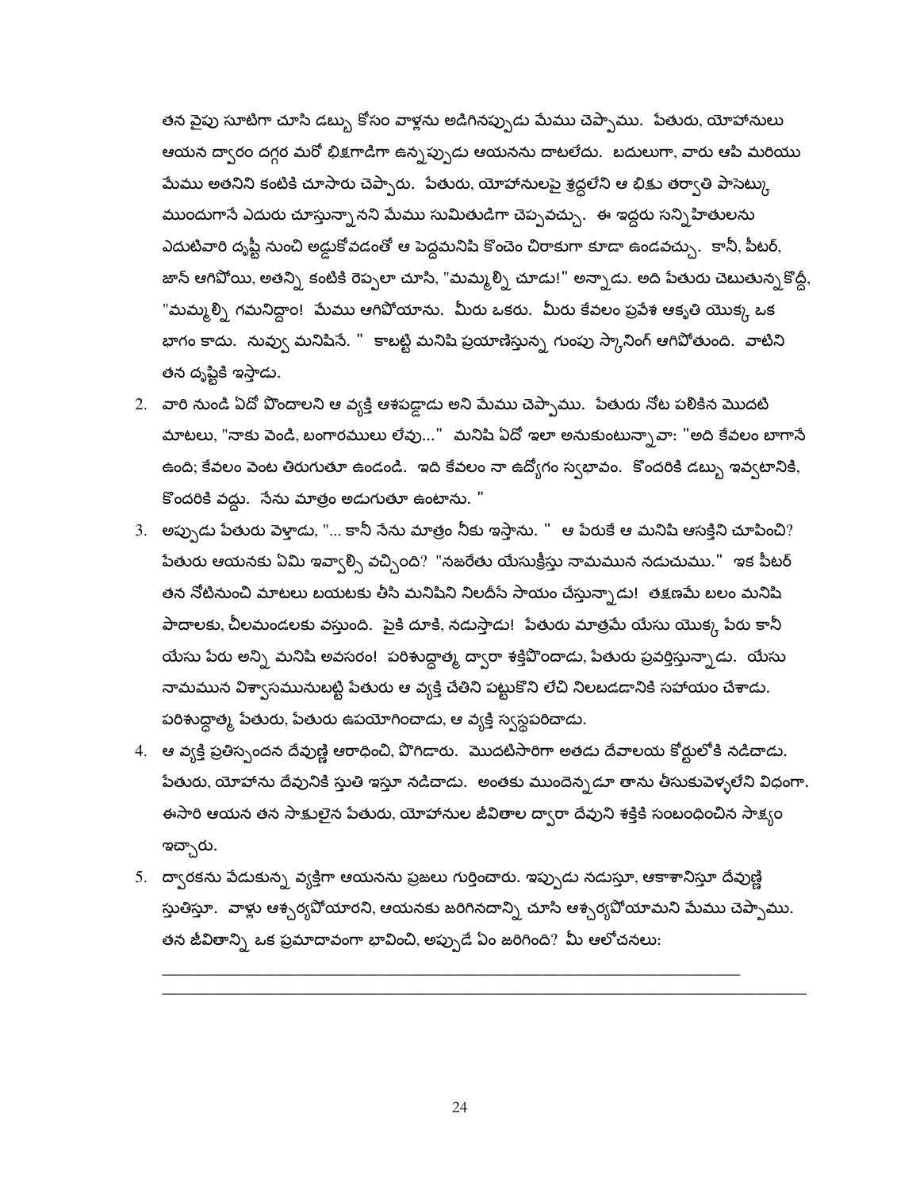తన వైపు సూటిగా చూసి డబ్బు కోసం వాళ్లను అడిగినప్పుడు మేము చెప్పాము. పేతురు, యోహానులు ఆయన ద్వారం దగ్గర మరో భిక్షగాడిగా ఉన్నప్పుడు ఆయనను దాటలేదు. బదులుగా, వారు ఆపి మరియు మేము అతనిని కంటికి చూసారు చెప్పారు. పేతురు, యోహానులపై శ్రద్ధలేని ఆ భిక్షు తర్వాతి పాసెట్కు ముందుగానే ఎదురు చూస్తున్నానని మేము సుమితుడిగా చెప్పవచ్చు. ఈ ఇద్దరు సన్నిహితులను ఎదుటివారి దృష్టి నుంచి అడ్డుకోవడంతో ఆ పెద్దమనిషి కొంచెం చిరాకుగా కూడా ఉండవచ్చు. కానీ, పీటర్, జాన్ ఆగిపోయి, అతన్ని కంటికి రెప్పలా చూసి, "మమ్మల్ని చూడు!" అన్నాడు. అది పేతురు చెబుతున్నకొద్దీ, "మమ్మల్ని గమనిద్దాం! మేము ఆగిపోయాను. మీరు ఒకరు. మీరు కేవలం ప్రవేశ ఆకృతి యొక్క ఒక భాగం కాదు. నువ్వు మనిషివే. " కాబట్టి మనిషి ప్రయాణిస్తున్న గుంపు స్కానింగ్ ఆగిపోతుంది. వాటిని తన దృష్టికి ఇస్తాడు.

2. వారి నుండి ఏదో పొందాలని ఆ వ్యక్తి ఆశపడ్డాడు అని మేము చెప్పాము. పేతురు నోట పలికిన మొదటి మాటలు, "నాకు వెండి, బంగారములు లేవు..." మనిషి ఏదో ఇలా అనుకుంటున్నావా: "అది కేవలం బాగానే ఉంది; కేవలం వెంట తిరుగుతూ ఉండండి. ఇది కేవలం నా ఉద్యోగం స్వభావం. కొందరికి డబ్బు ఇవ్వటానికి, కొందరికి వద్దు. నేను మాత్రం అడుగుతూ ఉంటాను. "
3. అప్పుడు పేతురు వెళ్తాడు, "... కానీ నేను మాత్రం నీకు ఇస్తాను. " ఆ పేరుకే ఆ మనిషి ఆసక్తిని చూపించి? పేతురు ఆయనకు ఏమి ఇవ్వాల్సి వచ్చింది? "నజరేతు యేసుక్రీస్తు నామమున నడుచుము." ఇక పీటర్ తన నోటినుంచి మాటలు బయటకు తీసి మనిషిని నిలదీసే సాయం చేస్తున్నాడు! తక్షణమే బలం మనిషి పాదాలకు, చీలమండలకు వస్తుంది. పైకి దూకి, నడుస్తాడు! పేతురు మాత్రమే యేసు యొక్క పేరు కానీ యేసు పేరు అన్ని మనిషి అవసరం! పరిశుద్ధాత్మ ద్వారా శక్తిపొందాడు, పేతురు ప్రవర్తిస్తున్నాడు. యేసు నామమున విశ్వాసమునుబట్టి పేతురు ఆ వ్యక్తి చేతిని పట్టుకొని లేచి నిలబడడానికి సహాయం చేశాడు. పరిశుద్ధాత్మ పేతురు, పేతురు ఉపయోగించాడు, ఆ వ్యక్తి స్వస్థపరిచాడు.
4. ఆ వ్యక్తి ప్రతిస్పందన దేవుణ్ణి ఆరాధించి, పొగిడారు. మొదటిసారిగా అతడు దేవాలయ కోర్టులోకి నడిచాడు. పేతురు, యోహాను దేవునికి స్తుతి ఇస్తూ నడిచాడు. అంతకు ముందెన్నడూ తాను తీసుకువెళ్ళలేని విధంగా. ఈసారి ఆయన తన సాక్షులైన పేతురు, యోహానుల జీవితాల ద్వారా దేవుని శక్తికి సంబంధించిన సాక్ష్యం ఇచ్చారు.
5. ద్వారకను వేడుకున్న వ్యక్తిగా ఆయనను ప్రజలు గుర్తించారు. ఇప్పుడు నడుస్తూ, ఆకాశానిస్తూ దేవుణ్ణి స్తుతిస్తూ. వాళ్లు ఆశ్చర్యపోయారని, ఆయనకు జరిగినదాన్ని చూసి ఆశ్చర్యపోయామని మేము చెప్పాము. తన జీవితాన్ని ఒక ప్రమాదావంగా భావించి, అప్పుడే ఏం జరిగింది? మీ ఆలోచనలు:

______________________________________________________________________________
______________________________________________________________________________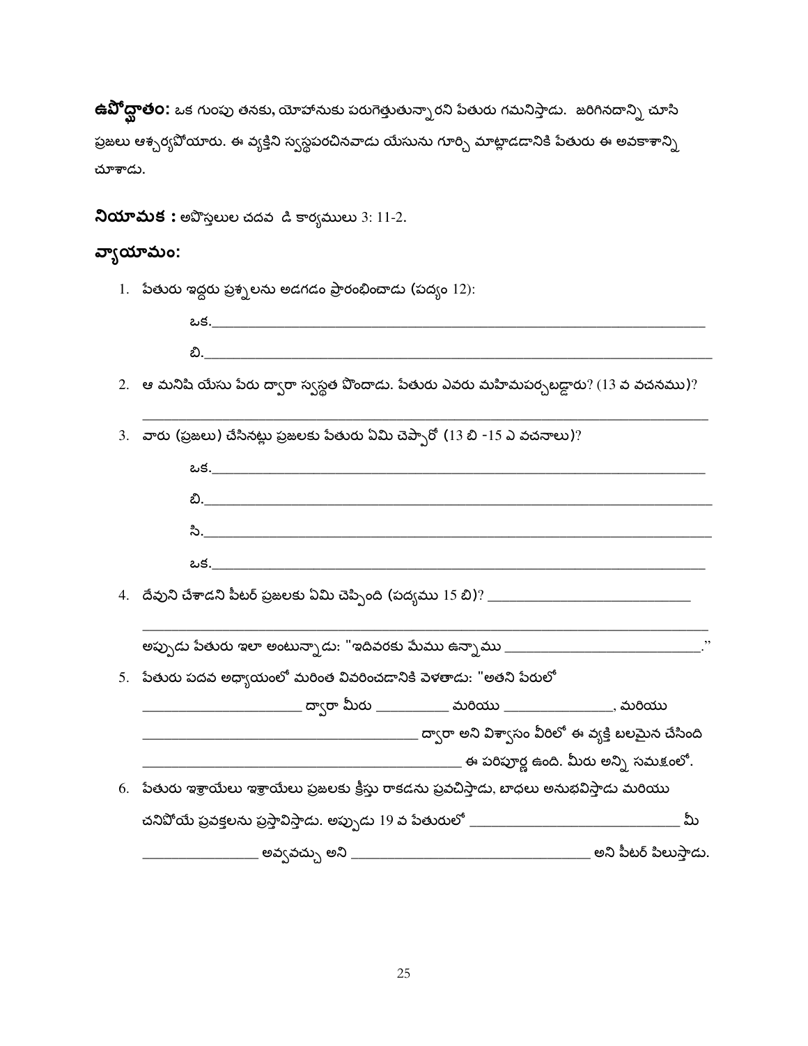**ఉపోద్ఘాతం:** ఒక గుంపు తనకు, యోహానుకు పరుగెత్తుతున్నారని పేతురు గమనిస్తాడు. జరిగినదాన్ని చూసి ప్రజలు ఆశ్చర్యపోయారు. ఈ వ్యక్తిని స్వస్థపరచినవాడు యేసును గూర్చి మాట్లాడడానికి పేతురు ఈ అవకాశాన్ని చూశాడు.

**నియామక :** అపొస్తలుల చదవ డి కార్యములు 3: 11-2.

**వ్యాయామం:**

1. పేతురు ఇద్దరు ప్రశ్నలను అడగడం ప్రారంభించాడు (పద్యం 12):

   ఒక.____________________________________________________________

   బి.____________________________________________________________

2. ఆ మనిషి యేసు పేరు ద్వారా స్వస్థత పొందాడు. పేతురు ఎవరు మహిమపర్చబడ్డారు? (13 వ వచనము)?

   ____________________________________________________________

3. వారు (ప్రజలు) చేసినట్లు ప్రజలకు పేతురు ఏమి చెప్పారో (13 బి -15 ఎ వచనాలు)?

   ఒక.____________________________________________________________

   బి.____________________________________________________________

   సి.____________________________________________________________

   ఒక.____________________________________________________________

4. దేవుని చేశాడని పీటర్ ప్రజలకు ఏమి చెప్పింది (పద్యము 15 బి)? ______________________

   ____________________________________________________________

   అప్పుడు పేతురు ఇలా అంటున్నాడు: "ఇదివరకు మేము ఉన్నాము ______________________."

5. పేతురు పదవ అధ్యాయంలో మరింత వివరించడానికి వెళతాడు: "అతని పేరులో

   __________________ ద్వారా మీరు __________ మరియు ______________, మరియు

   ________________________________ ద్వారా అని విశ్వాసం వీరిలో ఈ వ్యక్తి బలమైన చేసింది

   ____________________________________ ఈ పరిపూర్ణ ఉంది. మీరు అన్ని సమక్షంలో.

6. పేతురు ఇశ్రాయేలు ఇశ్రాయేలు ప్రజలకు క్రీస్తు రాకడను ప్రవచిస్తాడు, బాధలు అనుభవిస్తాడు మరియు చనిపోయే ప్రవక్తలను ప్రస్తావిస్తాడు. అప్పుడు 19 వ పేతురులో ________________________ మీ

   ______________ అవ్వవచ్చు అని ____________________________ అని పీటర్ పిలుస్తాడు.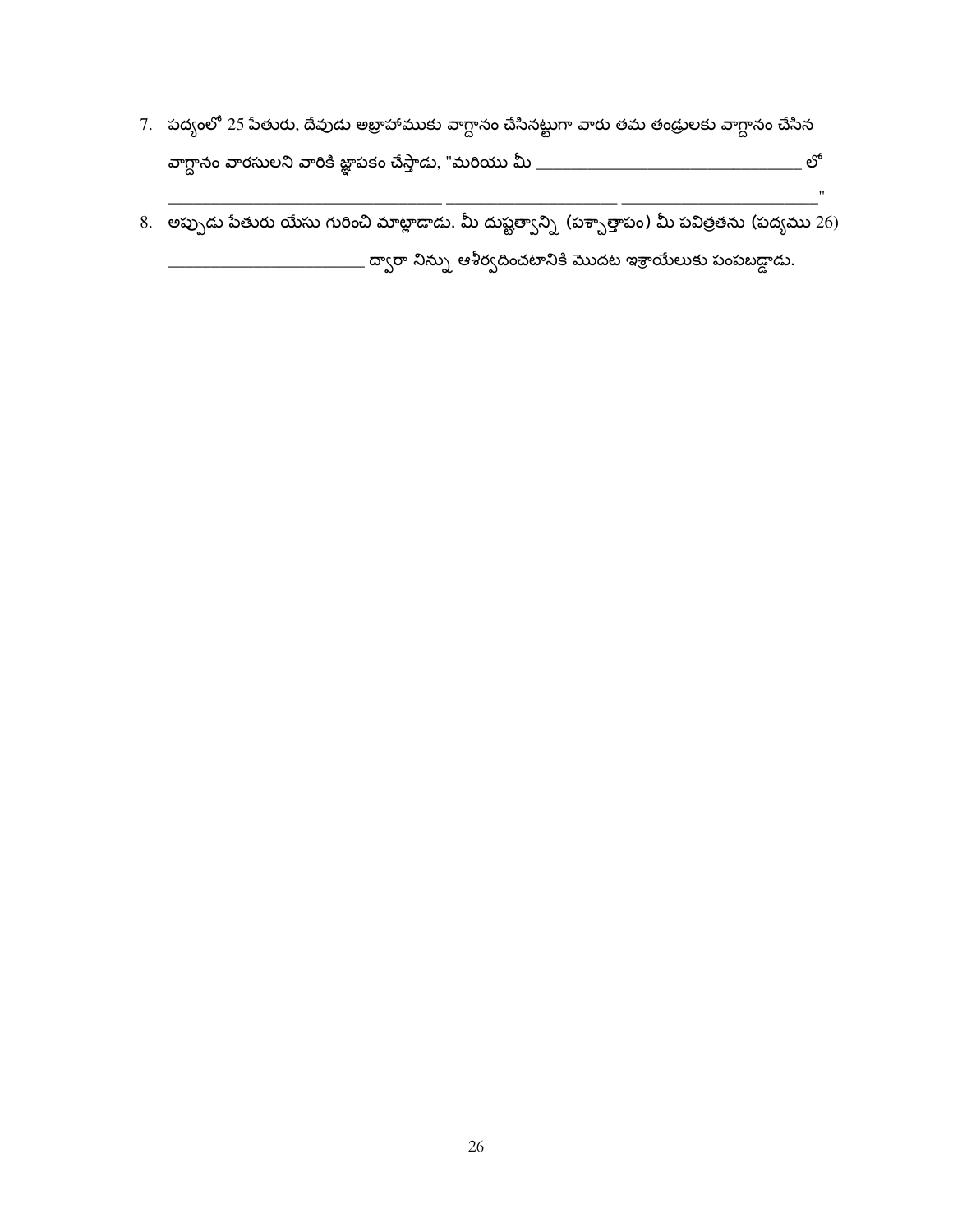7. పద్యంలో 25 పేతురు, దేవుడు అబ్రాహాముకు వాగ్దానం చేసినట్టుగా వారు తమ తండ్రులకు వాగ్దానం చేసిన వాగ్దానం వారసులని వారికి జ్ఞాపకం చేస్తాడు, "మరియు మీ _________________________ లో _________________________ _________________ ____________________"

8. అప్పుడు పేతురు యేసు గురించి మాట్లాడాడు. మీ దుష్టత్వాన్ని (పశ్చాత్తాపం) మీ పవిత్రతను (పద్యము 26) ____________________ ద్వారా నిన్ను ఆశీర్వదించటానికి మొదట ఇశ్రాయేలుకు పంపబడ్డాడు.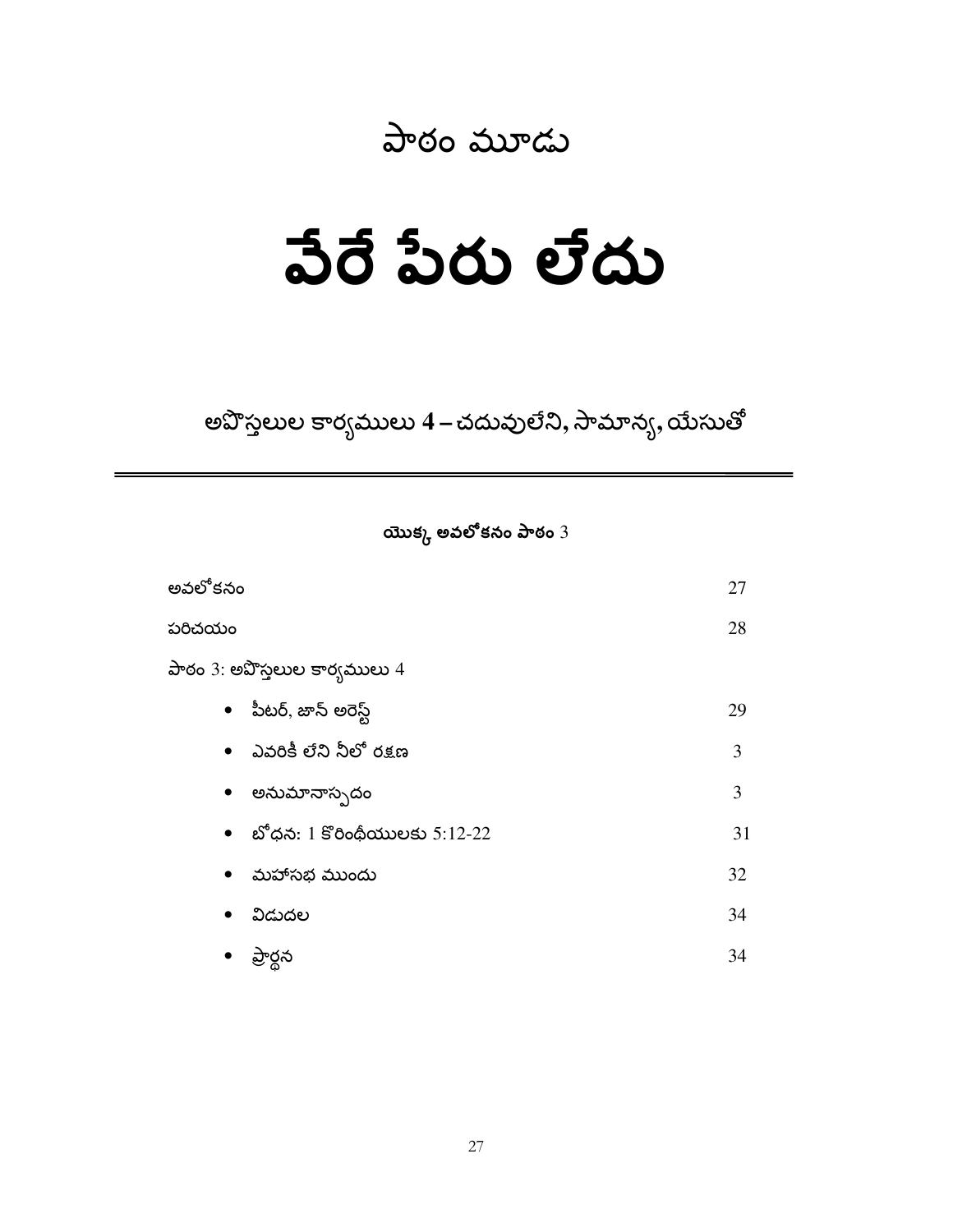## పాఠం మూడు

# వేరే పేరు లేదు

### అపొస్తలుల కార్యములు 4 – చదువులేని, సామాన్య, యేసుతో

---

**యొక్క అవలోకనం పాఠం** 3

| | |
|---|---|
| అవలోకనం | 27 |
| పరిచయం | 28 |
| పాఠం 3: అపొస్తలుల కార్యములు 4 | |
| • పీటర్, జాన్ అరెస్ట్ | 29 |
| • ఎవరికీ లేని నీలో రక్షణ | 3 |
| • అనుమానాస్పదం | 3 |
| • బోధన: 1 కొరింథీయులకు 5:12-22 | 31 |
| • మహాసభ ముందు | 32 |
| • విడుదల | 34 |
| • ప్రార్థన | 34 |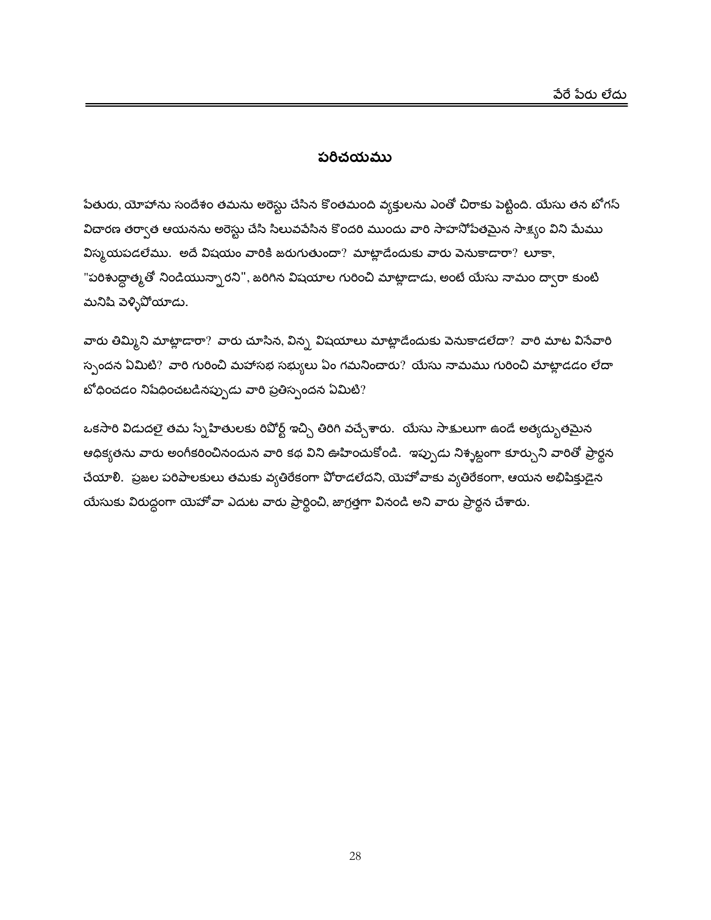## పరిచయము

పేతురు, యోహాను సందేశం తమను అరెస్టు చేసిన కొంతమంది వ్యక్తులను ఎంతో చిరాకు పెట్టింది. యేసు తన బోగస్ విచారణ తర్వాత ఆయనను అరెస్టు చేసి సిలువవేసిన కొందరి ముందు వారి సాహసోపేతమైన సాక్ష్యం విని మేము విస్మయపడలేము. అదే విషయం వారికి జరుగుతుందా? మాట్లాడేందుకు వారు వెనుకాడారా? లూకా, "పరిశుద్ధాత్మతో నిండియున్నారని", జరిగిన విషయాల గురించి మాట్లాడాడు, అంటే యేసు నామం ద్వారా కుంటి మనిషి వెళ్ళిపోయాడు.

వారు తిమ్మిని మాట్లాడారా? వారు చూసిన, విన్న విషయాలు మాట్లాడేందుకు వెనుకాడలేదా? వారి మాట వినేవారి స్పందన ఏమిటి? వారి గురించి మహాసభ సభ్యులు ఏం గమనించారు? యేసు నామము గురించి మాట్లాడడం లేదా బోధించడం నిషేధించబడినప్పుడు వారి ప్రతిస్పందన ఏమిటి?

ఒకసారి విడుదలై తమ స్నేహితులకు రిపోర్ట్ ఇచ్చి తిరిగి వచ్చేశారు. యేసు సాక్షులుగా ఉండే అత్యద్భుతమైన ఆధిక్యతను వారు అంగీకరించినందున వారి కథ విని ఊహించుకోండి. ఇప్పుడు నిశ్చబ్దంగా కూర్చుని వారితో ప్రార్థన చేయాలి. ప్రజల పరిపాలకులు తమకు వ్యతిరేకంగా పోరాడలేదని, యెహోవాకు వ్యతిరేకంగా, ఆయన అభిషిక్తుడైన యేసుకు విరుద్ధంగా యెహోవా ఎదుట వారు ప్రార్థించి, జాగ్రత్తగా వినండి అని వారు ప్రార్థన చేశారు.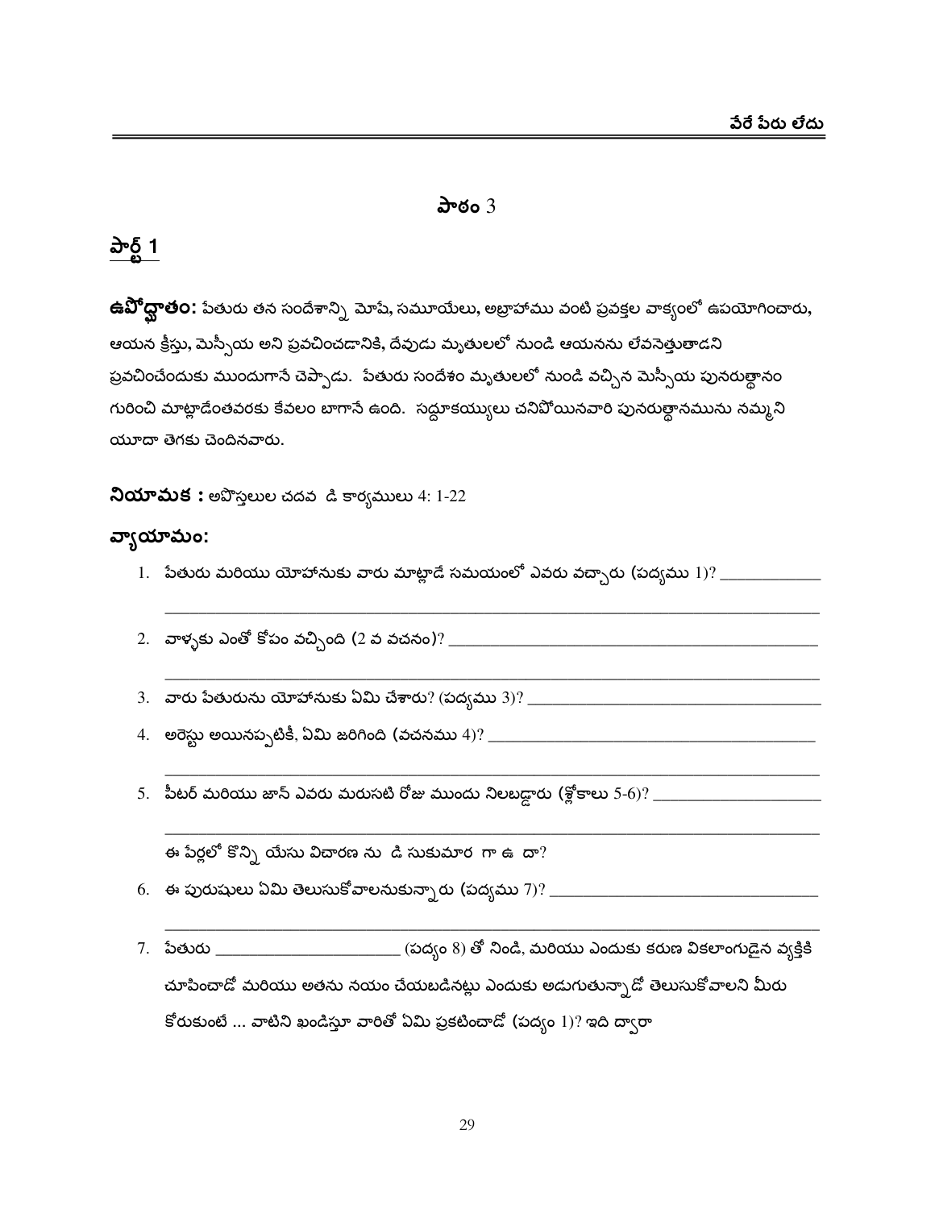# పాఠం 3

## పార్ట్ 1

**ఉపోద్ఘాతం:** పేతురు తన సందేశాన్ని మోషే, సమూయేలు, అబ్రాహాము వంటి ప్రవక్తల వాక్యంలో ఉపయోగించారు, ఆయన క్రీస్తు, మెస్సీయ అని ప్రవచించడానికి, దేవుడు మృతులలో నుండి ఆయనను లేవనెత్తుతాడని ప్రవచించేందుకు ముందుగానే చెప్పాడు. పేతురు సందేశం మృతులలో నుండి వచ్చిన మెస్సీయ పునరుత్థానం గురించి మాట్లాడేంతవరకు కేవలం బాగానే ఉంది. సద్దూకయ్యులు చనిపోయినవారి పునరుత్థానమును నమ్మని యూదా తెగకు చెందినవారు.

**నియామక :** అపొస్తలుల చదవ డి కార్యములు 4: 1-22

**వ్యాయామం:**

1. పేతురు మరియు యోహానుకు వారు మాట్లాడే సమయంలో ఎవరు వచ్చారు (పద్యము 1)? ____________
   ______________________________________________________________________________
2. వాళ్ళకు ఎంతో కోపం వచ్చింది (2 వ వచనం)? ______________________________________________
   ______________________________________________________________________________
3. వారు పేతురును యోహానుకు ఏమి చేశారు? (పద్యము 3)? ____________________________________
4. అరెస్టు అయినప్పటికీ, ఏమి జరిగింది (వచనము 4)? _________________________________________
   ______________________________________________________________________________
5. పీటర్ మరియు జాన్ ఎవరు మరుసటి రోజు ముందు నిలబడ్డారు (శ్లోకాలు 5-6)? ____________________
   ______________________________________________________________________________

   ఈ పేర్లలో కొన్ని యేసు విచారణ ను డి సుకుమార గా ఉ దా?
6. ఈ పురుషులు ఏమి తెలుసుకోవాలనుకున్నారు (పద్యము 7)? ________________________________
   ______________________________________________________________________________
7. పేతురు ______________________ (పద్యం 8) తో నిండి, మరియు ఎందుకు కరుణ వికలాంగుడైన వ్యక్తికి చూపించాడో మరియు అతను నయం చేయబడినట్లు ఎందుకు అడుగుతున్నాడో తెలుసుకోవాలని మీరు కోరుకుంటే ... వాటిని ఖండిస్తూ వారితో ఏమి ప్రకటించాడో (పద్యం 1)? ఇది ద్వారా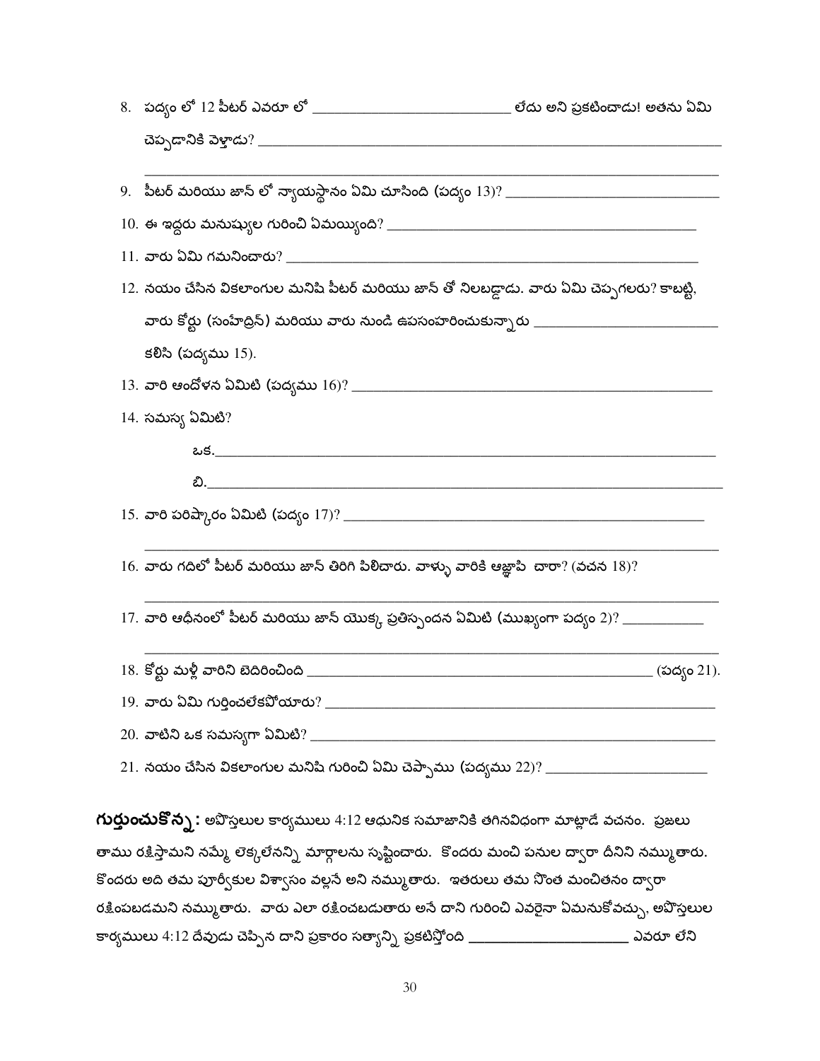8. పద్యం లో 12 పీటర్ ఎవరూ లో ___________________________ లేదు అని ప్రకటించాడు! అతను ఏమి చెప్పడానికి వెళ్లాడు? ___________________________________________________________

   ___________________________________________________________________________

9. పీటర్ మరియు జాన్ లో న్యాయస్థానం ఏమి చూసింది (పద్యం 13)? ______________________________

10. ఈ ఇద్దరు మనుష్యుల గురించి ఏమయ్యింది? ________________________________________

11. వారు ఏమి గమనించారు? ________________________________________________________

12. నయం చేసిన వికలాంగుల మనిషి పీటర్ మరియు జాన్ తో నిలబడ్డాడు. వారు ఏమి చెప్పగలరు? కాబట్టి, వారు కోర్టు (సంహేద్రిన్) మరియు వారు నుండి ఉపసంహరించుకున్నారు ________________________ కలిసి (పద్యము 15).

13. వారి ఆందోళన ఏమిటి (పద్యము 16)? _________________________________________________

14. సమస్య ఏమిటి?

    ఒక.______________________________________________________________________

    బి.______________________________________________________________________

15. వారి పరిష్కారం ఏమిటి (పద్యం 17)? _______________________________________________

    ___________________________________________________________________________

16. వారు గదిలో పీటర్ మరియు జాన్ తిరిగి పిలిచారు. వాళ్ళు వారికి ఆజ్ఞాపి చారా? (వచన 18)?

    ___________________________________________________________________________

17. వారి ఆధీనంలో పీటర్ మరియు జాన్ యొక్క ప్రతిస్పందన ఏమిటి (ముఖ్యంగా పద్యం 2)? ___________

    ___________________________________________________________________________

18. కోర్టు మళ్లీ వారిని బెదిరించింది _______________________________________________ (పద్యం 21).

19. వారు ఏమి గుర్తించలేకపోయారు? _________________________________________________

20. వాటిని ఒక సమస్యగా ఏమిటి? ___________________________________________________

21. నయం చేసిన వికలాంగుల మనిషి గురించి ఏమి చెప్పాము (పద్యము 22)? ______________________

**గుర్తుంచుకొన్న:** అపొస్తలుల కార్యములు 4:12 ఆధునిక సమాజానికి తగినవిధంగా మాట్లాడే వచనం. ప్రజలు తాము రక్షిస్తామని నమ్మే లెక్కలేనన్ని మార్గాలను సృష్టించారు. కొందరు మంచి పనుల ద్వారా దీనిని నమ్ముతారు. కొందరు అది తమ పూర్వీకుల విశ్వాసం వల్లనే అని నమ్ముతారు. ఇతరులు తమ సొంత మంచితనం ద్వారా రక్షింపబడమని నమ్ముతారు. వారు ఎలా రక్షించబడుతారు అనే దాని గురించి ఎవరైనా ఏమనుకోవచ్చు, అపొస్తలుల కార్యములు 4:12 దేవుడు చెప్పిన దాని ప్రకారం సత్యాన్ని ప్రకటిస్తోంది ____________________ ఎవరూ లేని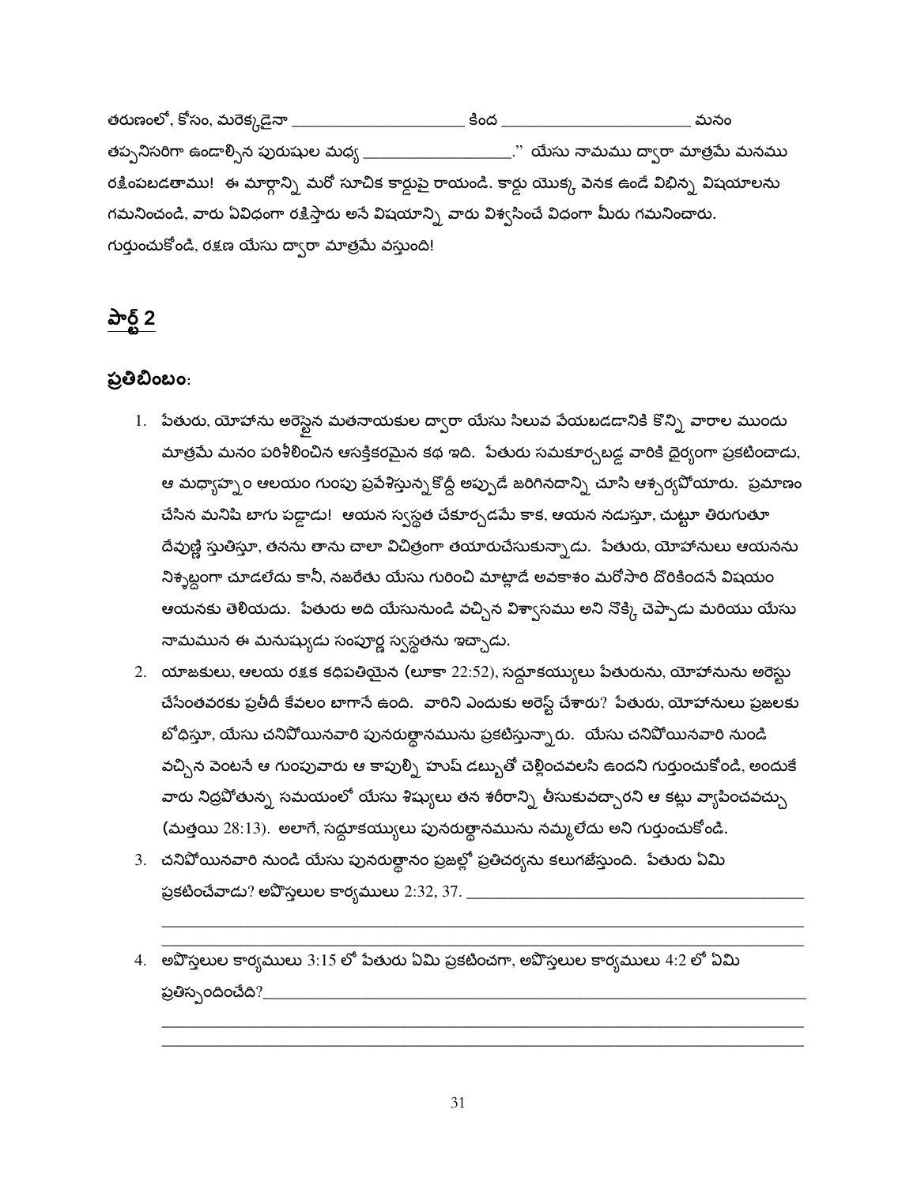తరుణంలో, కోసం, మరెక్కడైనా _____________________ కింద _______________________ మనం తప్పనిసరిగా ఉండాల్సిన పురుషుల మధ్య __________________." యేసు నామము ద్వారా మాత్రమే మనము రక్షింపబడతాము! ఈ మార్గాన్ని మరో సూచిక కార్డుపై రాయండి. కార్డు యొక్క వెనక ఉండే విభిన్న విషయాలను గమనించండి, వారు ఏవిధంగా రక్షిస్తారు అనే విషయాన్ని వారు విశ్వసించే విధంగా మీరు గమనించారు. గుర్తుంచుకోండి, రక్షణ యేసు ద్వారా మాత్రమే వస్తుంది!

## పార్ట్ 2

### ప్రతిబింబం:

1. పేతురు, యోహాను అరెస్టైన మతనాయకుల ద్వారా యేసు సిలువ వేయబడడానికి కొన్ని వారాల ముందు మాత్రమే మనం పరిశీలించిన ఆసక్తికరమైన కథ ఇది. పేతురు సమకూర్చబడ్డ వారికి ధైర్యంగా ప్రకటించాడు, ఆ మధ్యాహ్నం ఆలయం గుంపు ప్రవేశిస్తున్నకొద్దీ అప్పుడే జరిగినదాన్ని చూసి ఆశ్చర్యపోయారు. ప్రమాణం చేసిన మనిషి బాగు పడ్డాడు! ఆయన స్వస్థత చేకూర్చడమే కాక, ఆయన నడుస్తూ, చుట్టూ తిరుగుతూ దేవుణ్ణి స్తుతిస్తూ, తనను తాను చాలా విచిత్రంగా తయారుచేసుకున్నాడు. పేతురు, యోహానులు ఆయనను నిశ్శబ్దంగా చూడలేదు కానీ, నజరేతు యేసు గురించి మాట్లాడే అవకాశం మరోసారి దొరికిందనే విషయం ఆయనకు తెలియదు. పేతురు అది యేసునుండి వచ్చిన విశ్వాసము అని నొక్కి చెప్పాడు మరియు యేసు నామమున ఈ మనుష్యుడు సంపూర్ణ స్వస్థతను ఇచ్చాడు.
2. యాజకులు, ఆలయ రక్షక కధిపతియైన (లూకా 22:52), సద్దూకయ్యులు పేతురును, యోహానును అరెస్టు చేసేంతవరకు ప్రతీదీ కేవలం బాగానే ఉంది. వారిని ఎందుకు అరెస్ట్ చేశారు? పేతురు, యోహానులు ప్రజలకు బోధిస్తూ, యేసు చనిపోయినవారి పునరుత్థానమును ప్రకటిస్తున్నారు. యేసు చనిపోయినవారి నుండి వచ్చిన వెంటనే ఆ గుంపువారు ఆ కాపుల్ని హుష్ డబ్బుతో చెల్లించవలసి ఉందని గుర్తుంచుకోండి, అందుకే వారు నిద్రపోతున్న సమయంలో యేసు శిష్యులు తన శరీరాన్ని తీసుకువచ్చారని ఆ కట్టు వ్యాపించవచ్చు (మత్తయి 28:13). అలాగే, సద్దూకయ్యులు పునరుత్థానమును నమ్మలేదు అని గుర్తుంచుకోండి.
3. చనిపోయినవారి నుండి యేసు పునరుత్థానం ప్రజల్లో ప్రతిచర్యను కలుగజేస్తుంది. పేతురు ఏమి ప్రకటించేవాడు? అపొస్తలుల కార్యములు 2:32, 37. ________________________________________
________________________________________________________________________
________________________________________________________________________
4. అపొస్తలుల కార్యములు 3:15 లో పేతురు ఏమి ప్రకటించగా, అపొస్తలుల కార్యములు 4:2 లో ఏమి ప్రతిస్పందించేది?________________________________________________________
________________________________________________________________________
________________________________________________________________________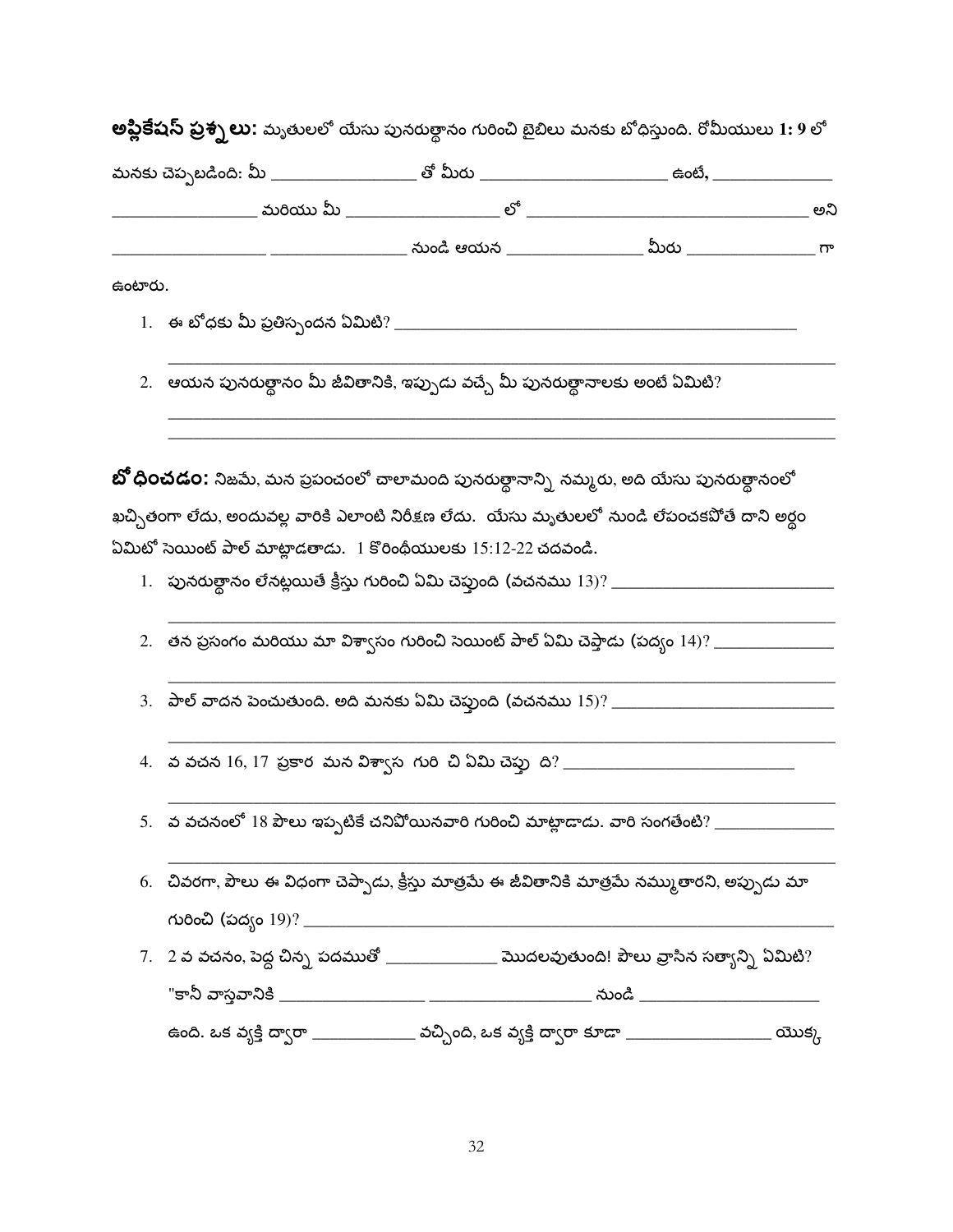**అప్లికేషన్ ప్రశ్నలు:** మృతులలో యేసు పునరుత్థానం గురించి బైబిలు మనకు బోధిస్తుంది. రోమీయులు 1: 9 లో మనకు చెప్పబడింది: మీ ________________ తో మీరు ____________________ ఉంటే, ______________ ________________ మరియు మీ ________________ లో ______________________________ అని ________________ ________________ నుండి ఆయన ________________ మీరు ______________ గా ఉంటారు.

1. ఈ బోధకు మీ ప్రతిస్పందన ఏమిటి? ____________________________________________
   ______________________________________________________________________________
2. ఆయన పునరుత్థానం మీ జీవితానికి, ఇప్పుడు వచ్చే మీ పునరుత్థానాలకు అంటే ఏమిటి?
   ______________________________________________________________________________
   ______________________________________________________________________________

**బోధించడం:** నిజమే, మన ప్రపంచంలో చాలామంది పునరుత్థానాన్ని నమ్మరు, అది యేసు పునరుత్థానంలో ఖచ్చితంగా లేదు, అందువల్ల వారికి ఎలాంటి నిరీక్షణ లేదు. యేసు మృతులలో నుండి లేపంచకపోతే దాని అర్థం ఏమిటో సెయింట్ పాల్ మాట్లాడతాడు. 1 కొరింథీయులకు 15:12-22 చదవండి.

1. పునరుత్థానం లేనట్లయితే క్రీస్తు గురించి ఏమి చెప్తుంది (వచనము 13)? ________________________
   ______________________________________________________________________________
2. తన ప్రసంగం మరియు మా విశ్వాసం గురించి సెయింట్ పాల్ ఏమి చెప్తాడు (పద్యం 14)? ____________
   ______________________________________________________________________________
3. పాల్ వాదన పెంచుతుంది. అది మనకు ఏమి చెప్తుంది (వచనము 15)? ________________________
   ______________________________________________________________________________
4. వ వచన 16, 17 ప్రకార మన విశ్వాస గురి చి ఏమి చెప్పు ది? __________________________
   ______________________________________________________________________________
5. వ వచనంలో 18 పౌలు ఇప్పటికే చనిపోయినవారి గురించి మాట్లాడాడు. వారి సంగతేంటి? ____________
   ______________________________________________________________________________
6. చివరగా, పౌలు ఈ విధంగా చెప్పాడు, క్రీస్తు మాత్రమే ఈ జీవితానికి మాత్రమే నమ్ముతారని, అప్పుడు మా గురించి (పద్యం 19)? ______________________________________________________________
7. 2 వ వచనం, పెద్ద చిన్న పదముతో ____________ మొదలవుతుంది! పౌలు వ్రాసిన సత్యాన్ని ఏమిటి? "కానీ వాస్తవానికి ________________ __________________ నుండి ____________________ ఉంది. ఒక వ్యక్తి ద్వారా ____________ వచ్చింది, ఒక వ్యక్తి ద్వారా కూడా ________________ యొక్క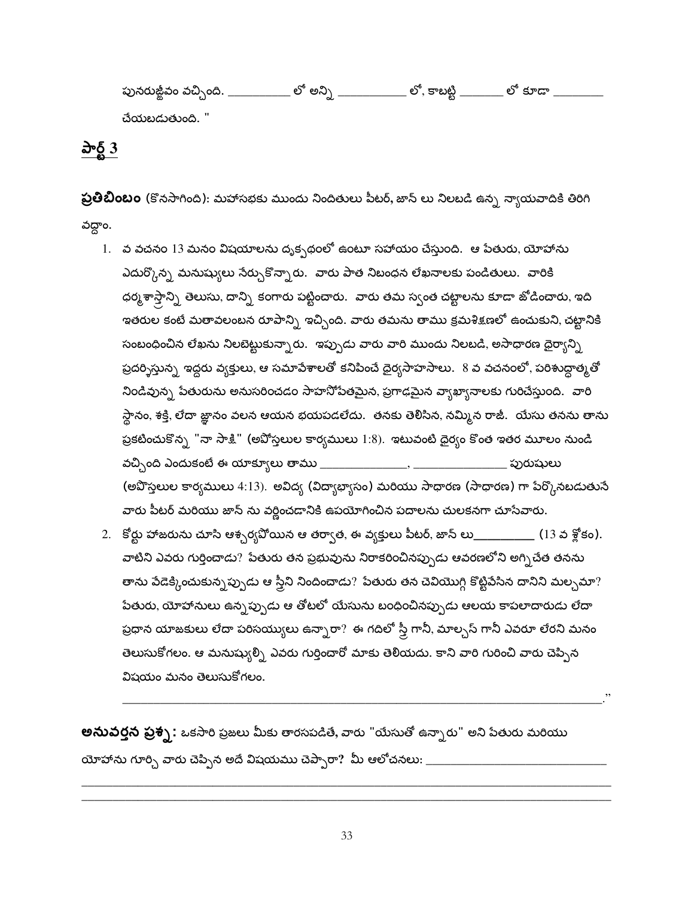పునరుజ్జీవం వచ్చింది. __________ లో అన్ని ___________ లో, కాబట్టి _______ లో కూడా ________ చేయబడుతుంది. "

## పార్ట్ 3

**ప్రతిబింబం** (కొనసాగింది): మహాసభకు ముందు నిందితులు పీటర్, జాన్ లు నిలబడి ఉన్న న్యాయవాదికి తిరిగి వద్దాం.

1. వ వచనం 13 మనం విషయాలను దృక్పథంలో ఉంటూ సహాయం చేస్తుంది. ఆ పేతురు, యోహాను ఎదుర్కొన్న మనుష్యులు నేర్చుకొన్నారు. వారు పాత నిబంధన లేఖనాలకు పండితులు. వారికి ధర్మశాస్త్రాన్ని తెలుసు, దాన్ని కంగారు పట్టించారు. వారు తమ స్వంత చట్టాలను కూడా జోడించారు, ఇది ఇతరుల కంటే మతావలంబన రూపాన్ని ఇచ్చింది. వారు తమను తాము క్రమశిక్షణలో ఉంచుకుని, చట్టానికి సంబంధించిన లేఖను నిలబెట్టుకున్నారు. ఇప్పుడు వారు వారి ముందు నిలబడి, అసాధారణ ధైర్యాన్ని ప్రదర్శిస్తున్న ఇద్దరు వ్యక్తులు, ఆ సమావేశాలతో కనిపించే ధైర్యసాహసాలు. 8 వ వచనంలో, పరిశుద్ధాత్మతో నిండివున్న పేతురును అనుసరించడం సాహసోపేతమైన, ప్రగాఢమైన వ్యాఖ్యానాలకు గురిచేస్తుంది. వారి స్థానం, శక్తి, లేదా జ్ఞానం వలన ఆయన భయపడలేదు. తనకు తెలిసిన, నమ్మిన రాజీ. యేసు తనను తాను ప్రకటించుకొన్న "నా సాక్షి" (అపోస్తులుల కార్యములు 1:8). ఇటువంటి ధైర్యం కొంత ఇతర మూలం నుండి వచ్చింది ఎందుకంటే ఈ యాక్యులు తాము _______________, ________________ పురుషులు (అపొస్తలుల కార్యములు 4:13). అవిద్య (విద్యాభ్యాసం) మరియు సాధారణ (సాధారణ) గా పేర్కొనబడుతునే వారు పీటర్ మరియు జాన్ ను వర్ణించడానికి ఉపయోగించిన పదాలను చులకనగా చూసేవారు.
2. కోర్టు హాజరును చూసి ఆశ్చర్యపోయిన ఆ తర్వాత, ఈ వ్యక్తులు పీటర్, జాన్ లు__________ (13 వ శ్లోకం). వాటిని ఎవరు గుర్తించాడు? పేతురు తన ప్రభువును నిరాకరించినప్పుడు ఆవరణలోని అగ్నిచేత తనను తాను వేడెక్కించుకున్నప్పుడు ఆ స్త్రీని నిందించాడు? పేతురు తన చెవియొగ్గి కొట్టివేసిన దానిని మల్చమా? పేతురు, యోహానులు ఉన్నప్పుడు ఆ తోటలో యేసును బంధించినప్పుడు ఆలయ కాపలాదారుడు లేదా ప్రధాన యాజకులు లేదా పరిసయ్యులు ఉన్నారా? ఈ గదిలో స్త్రీ గానీ, మాల్చస్ గానీ ఎవరూ లేరని మనం తెలుసుకోగలం. ఆ మనుష్యుల్ని ఎవరు గుర్తించారో మాకు తెలియదు. కాని వారి గురించి వారు చెప్పిన విషయం మనం తెలుసుకోగలం.

   ________________________________________________________________________________."

**అనువర్తన ప్రశ్న:** ఒకసారి ప్రజలు మీకు తారసపడితే, వారు "యేసుతో ఉన్నారు" అని పేతురు మరియు యోహాను గూర్చి వారు చెప్పిన అదే విషయము చెప్పారా? మీ ఆలోచనలు: ____________________________
________________________________________________________________________________
________________________________________________________________________________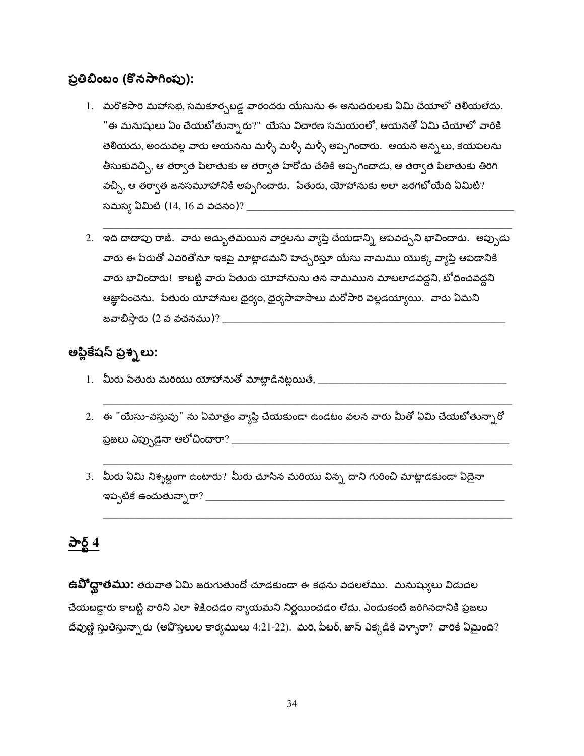## ప్రతిబింబం (కొనసాగింపు):

1. మరొకసారి మహాసభ, సమకూర్చబడ్డ వారందరు యేసును ఈ అనుచరులకు ఏమి చేయాలో తెలియలేదు. "ఈ మనుషులు ఏం చేయబోతున్నారు?" యేసు విచారణ సమయంలో, ఆయనతో ఏమి చేయాలో వారికి తెలియదు, అందువల్ల వారు ఆయనను మళ్ళీ మళ్ళీ మళ్ళీ అప్పగించారు. ఆయన అన్నలు, కయపలను తీసుకువచ్చి, ఆ తర్వాత పిలాతుకు ఆ తర్వాత హేరోదు చేతికి అప్పగించాడు, ఆ తర్వాత పిలాతుకు తిరిగి వచ్చి, ఆ తర్వాత జనసమూహానికి అప్పగించారు. పేతురు, యోహానుకు అలా జరగబోయేది ఏమిటి? సమస్య ఏమిటి (14, 16 వ వచనం)? ________________________________________________
________________________________________________________________________

2. ఇది దాదాపు రాజీ. వారు అద్భుతమయిన వార్తలను వ్యాప్తి చేయడాన్ని ఆపవచ్చని భావించారు. అప్పుడు వారు ఈ పేరుతో ఎవరితోనూ ఇకపై మాట్లాడమని హెచ్చరిస్తూ యేసు నామము యొక్క వ్యాప్తి ఆపడానికి వారు భావించారు! కాబట్టి వారు పేతురు యోహానును తన నామమున మాటలాడవద్దని, బోధించవద్దని ఆజ్ఞాపించెను. పేతురు యోహానుల ధైర్యం, ధైర్యసాహసాలు మరోసారి వెల్లడయ్యాయి. వారు ఏమని జవాబిస్తారు (2 వ వచనము)? ________________________________________________

## అప్లికేషన్ ప్రశ్నలు:

1. మీరు పేతురు మరియు యోహానుతో మాట్లాడినట్లయితే, ________________________________
________________________________________________________________________

2. ఈ "యేసు-వస్తువు" ను ఏమాత్రం వ్యాప్తి చేయకుండా ఉండటం వలన వారు మీతో ఏమి చేయబోతున్నారో ప్రజలు ఎప్పుడైనా ఆలోచించారా? ________________________________________________
________________________________________________________________________

3. మీరు ఏమి నిశ్శబ్దంగా ఉంటారు? మీరు చూసిన మరియు విన్న దాని గురించి మాట్లాడకుండా ఏదైనా ఇప్పటికే ఉంచుతున్నారా? ________________________________________________
________________________________________________________________________

# పార్ట్ 4

**ఉపోద్ఘాతము:** తరువాత ఏమి జరుగుతుందో చూడకుండా ఈ కథను వదలలేము. మనుష్యులు విడుదల చేయబడ్డారు కాబట్టి వారిని ఎలా శిక్షించడం న్యాయమని నిర్ణయించడం లేదు, ఎందుకంటే జరిగినదానికి ప్రజలు దేవుణ్ణి స్తుతిస్తున్నారు (అపొస్తలుల కార్యములు 4:21-22). మరి, పీటర్, జాన్ ఎక్కడికి వెళ్ళారా? వారికి ఏమైంది?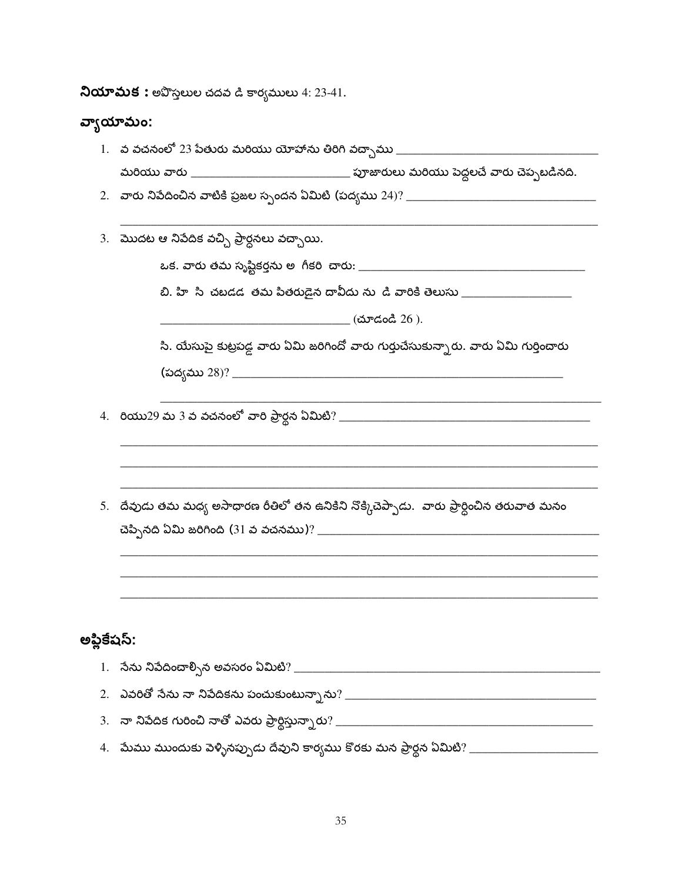**నియామక :** అపొస్తలుల చదవ డి కార్యములు 4: 23-41.

## వ్యాయామం:

1. వ వచనంలో 23 పేతురు మరియు యోహాను తిరిగి వచ్చాము ______________________ మరియు వారు ______________________ పూజారులు మరియు పెద్దలచే వారు చెప్పబడినది.
2. వారు నివేదించిన వాటికి ప్రజల స్పందన ఏమిటి (పద్యము 24)? ______________________
3. మొదట ఆ నివేదిక వచ్చి ప్రార్థనలు వచ్చాయి.

   ఒక. వారు తమ సృష్టికర్తను అ గీకరి చారు: ______________________

   బి. హి సి చబడడ తమ పితరుడైన దావీదు ను డి వారికి తెలుసు ______________________ (చూడండి 26 ).

   సి. యేసుపై కుట్రపడ్డ వారు ఏమి జరిగిందో వారు గుర్తుచేసుకున్నారు. వారు ఏమి గుర్తించారు (పద్యము 28)? ______________________
4. రియు29 మ 3 వ వచనంలో వారి ప్రార్థన ఏమిటి? ______________________
5. దేవుడు తమ మధ్య అసాధారణ రీతిలో తన ఉనికిని నొక్కిచెప్పాడు. వారు ప్రార్థించిన తరువాత మనం చెప్పినది ఏమి జరిగింది (31 వ వచనము)? ______________________

## అప్లికేషన్:

1. నేను నివేదించాల్సిన అవసరం ఏమిటి? ______________________
2. ఎవరితో నేను నా నివేదికను పంచుకుంటున్నాను? ______________________
3. నా నివేదిక గురించి నాతో ఎవరు ప్రార్థిస్తున్నారు? ______________________
4. మేము ముందుకు వెళ్ళినప్పుడు దేవుని కార్యము కొరకు మన ప్రార్థన ఏమిటి? ______________________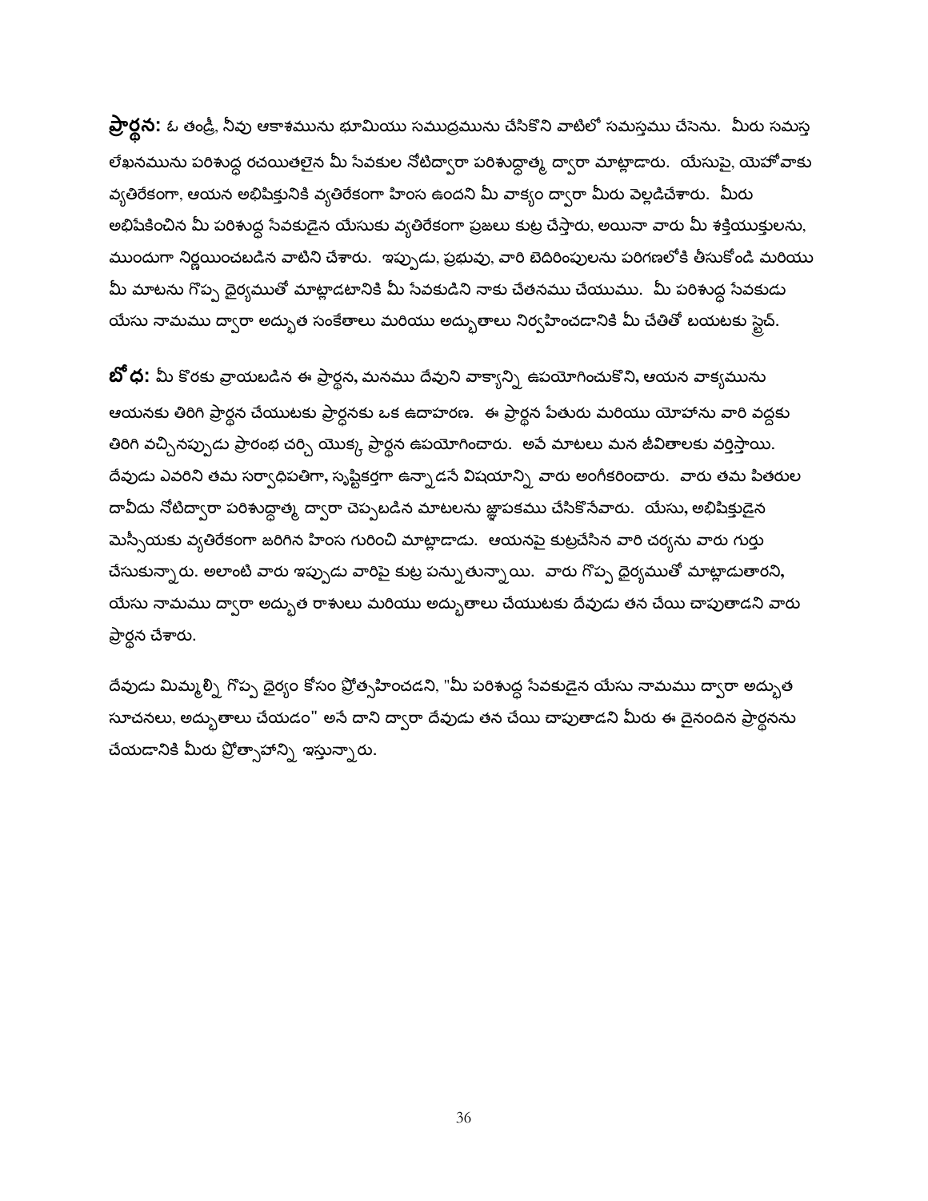**ప్రార్థన:** ఓ తండ్రీ, నీవు ఆకాశమును భూమియు సముద్రమును చేసికొని వాటిలో సమస్తము చేసెను. మీరు సమస్త లేఖనమును పరిశుద్ధ రచయితలైన మీ సేవకుల నోటిద్వారా పరిశుద్ధాత్మ ద్వారా మాట్లాడారు. యేసుపై, యెహోవాకు వ్యతిరేకంగా, ఆయన అభిషిక్తునికి వ్యతిరేకంగా హింస ఉందని మీ వాక్యం ద్వారా మీరు వెల్లడిచేశారు. మీరు అభిషేకించిన మీ పరిశుద్ధ సేవకుడైన యేసుకు వ్యతిరేకంగా ప్రజలు కుట్ర చేస్తారు, అయినా వారు మీ శక్తియుక్తులను, ముందుగా నిర్ణయించబడిన వాటిని చేశారు. ఇప్పుడు, ప్రభువు, వారి బెదిరింపులను పరిగణలోకి తీసుకోండి మరియు మీ మాటను గొప్ప ధైర్యముతో మాట్లాడటానికి మీ సేవకుడిని నాకు చేతనము చేయుము. మీ పరిశుద్ధ సేవకుడు యేసు నామము ద్వారా అద్భుత సంకేతాలు మరియు అద్భుతాలు నిర్వహించడానికి మీ చేతితో బయటకు స్ట్రెచ్.

**బోధ:** మీ కొరకు వ్రాయబడిన ఈ ప్రార్థన, మనము దేవుని వాక్యాన్ని ఉపయోగించుకొని, ఆయన వాక్యమును ఆయనకు తిరిగి ప్రార్థన చేయుటకు ప్రార్థనకు ఒక ఉదాహరణ. ఈ ప్రార్థన పేతురు మరియు యోహాను వారి వద్దకు తిరిగి వచ్చినప్పుడు ప్రారంభ చర్చి యొక్క ప్రార్థన ఉపయోగించారు. అవే మాటలు మన జీవితాలకు వర్తిస్తాయి. దేవుడు ఎవరిని తమ సర్వాధిపతిగా, సృష్టికర్తగా ఉన్నాడనే విషయాన్ని వారు అంగీకరించారు. వారు తమ పితరుల దావీదు నోటిద్వారా పరిశుద్ధాత్మ ద్వారా చెప్పబడిన మాటలను జ్ఞాపకము చేసికొనేవారు. యేసు, అభిషిక్తుడైన మెస్సీయకు వ్యతిరేకంగా జరిగిన హింస గురించి మాట్లాడాడు. ఆయనపై కుట్రచేసిన వారి చర్యను వారు గుర్తు చేసుకున్నారు. అలాంటి వారు ఇప్పుడు వారిపై కుట్ర పన్నుతున్నాయి. వారు గొప్ప ధైర్యముతో మాట్లాడుతారని, యేసు నామము ద్వారా అద్భుత రాశులు మరియు అద్భుతాలు చేయుటకు దేవుడు తన చేయి చాపుతాడని వారు ప్రార్థన చేశారు.

దేవుడు మిమ్మల్ని గొప్ప ధైర్యం కోసం ప్రోత్సహించడని, "మీ పరిశుద్ధ సేవకుడైన యేసు నామము ద్వారా అద్భుత సూచనలు, అద్భుతాలు చేయడం" అనే దాని ద్వారా దేవుడు తన చేయి చాపుతాడని మీరు ఈ దైనందిన ప్రార్థనను చేయడానికి మీరు ప్రోత్సాహాన్ని ఇస్తున్నారు.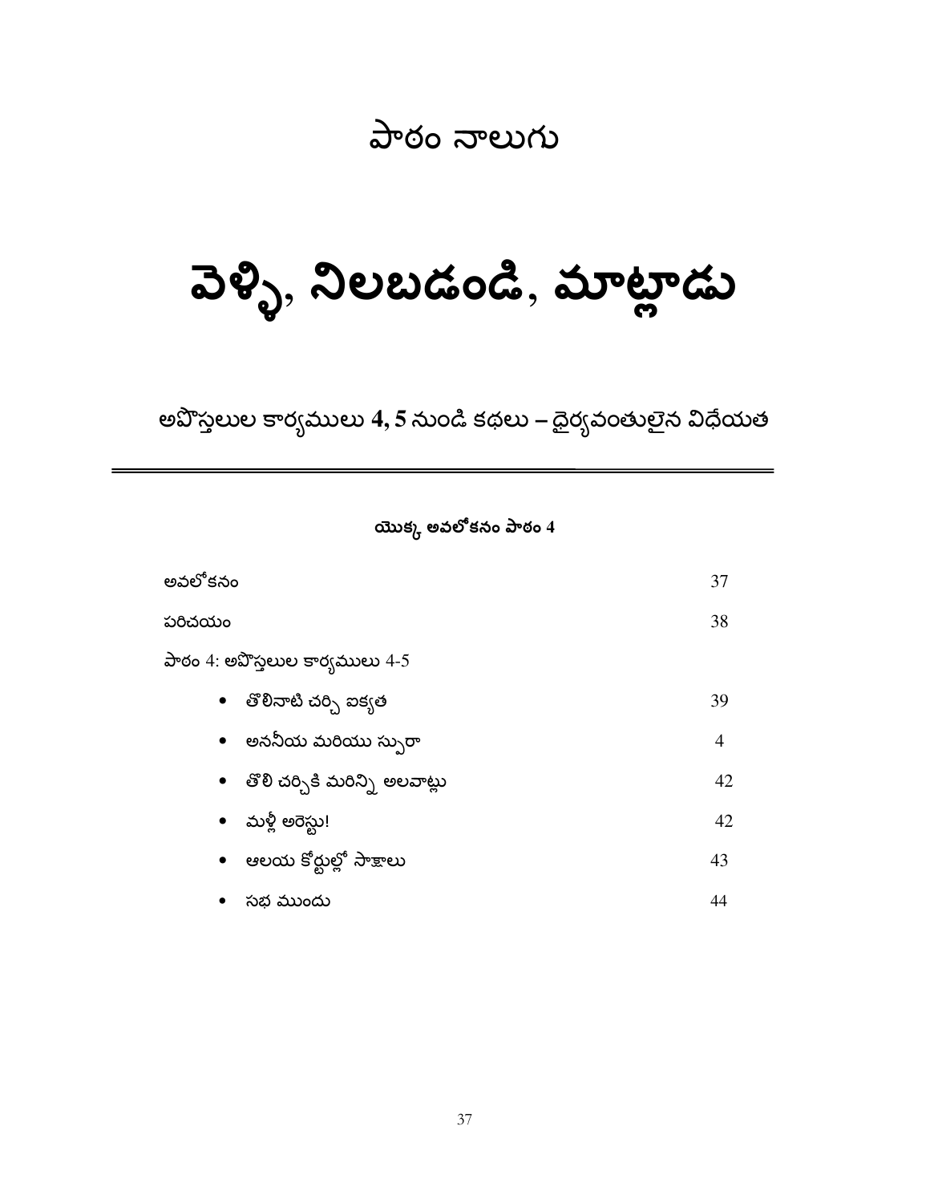# పాఠం నాలుగు

# వెళ్ళి, నిలబడండి, మాట్లాడు

## అపొస్తలుల కార్యములు 4, 5 నుండి కథలు – ధైర్యవంతులైన విధేయత

---

**యొక్క అవలోకనం పాఠం 4**

| | |
|---|---|
| అవలోకనం | 37 |
| పరిచయం | 38 |
| పాఠం 4: అపొస్తలుల కార్యములు 4-5 | |
| • తొలినాటి చర్చి ఐక్యత | 39 |
| • అననీయ మరియు స్సురా | 4 |
| • తొలి చర్చికి మరిన్ని అలవాట్లు | 42 |
| • మళ్లీ అరెస్టు! | 42 |
| • ఆలయ కోర్టుల్లో సాక్షాలు | 43 |
| • సభ ముందు | 44 |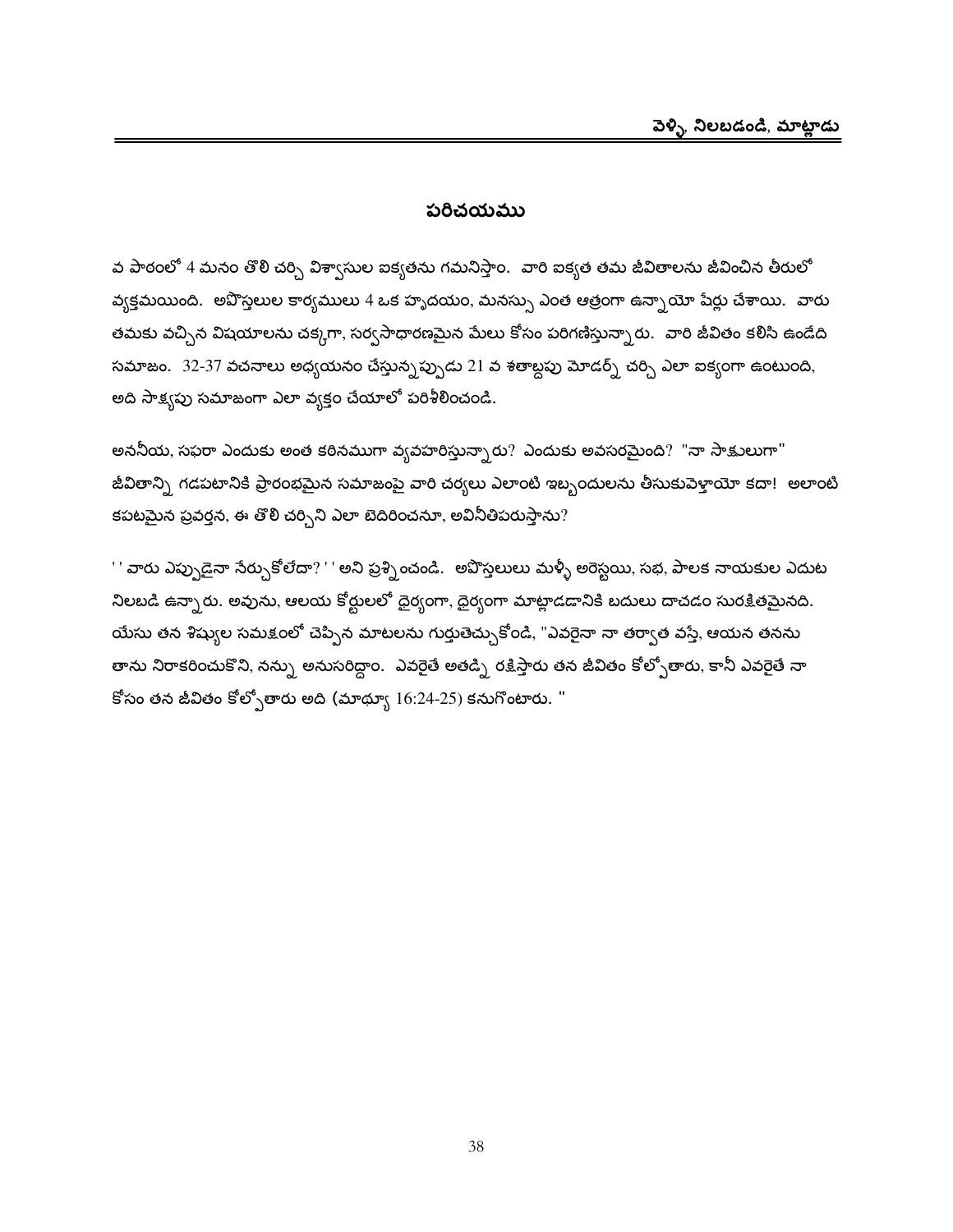## పరిచయము

వ పాఠంలో 4 మనం తొలి చర్చి విశ్వాసుల ఐక్యతను గమనిస్తాం. వారి ఐక్యత తమ జీవితాలను జీవించిన తీరులో వ్యక్తమయింది. అపొస్తలుల కార్యములు 4 ఒక హృదయం, మనస్సు ఎంత ఆత్రంగా ఉన్నాయో షేర్లు చేశాయి. వారు తమకు వచ్చిన విషయాలను చక్కగా, సర్వసాధారణమైన మేలు కోసం పరిగణిస్తున్నారు. వారి జీవితం కలిసి ఉండేది సమాజం. 32-37 వచనాలు అధ్యయనం చేస్తున్నప్పుడు 21 వ శతాబ్దపు మోడర్న్ చర్చి ఎలా ఐక్యంగా ఉంటుంది, అది సాక్ష్యపు సమాజంగా ఎలా వ్యక్తం చేయాలో పరిశీలించండి.

అననీయ, సఫరా ఎందుకు అంత కఠినముగా వ్యవహరిస్తున్నారు? ఎందుకు అవసరమైంది? "నా సాక్షులుగా" జీవితాన్ని గడపటానికి ప్రారంభమైన సమాజంపై వారి చర్యలు ఎలాంటి ఇబ్బందులను తీసుకువెళ్లాయో కదా! అలాంటి కపటమైన ప్రవర్తన, ఈ తొలి చర్చిని ఎలా బెదిరించనూ, అవినీతిపరుస్తాను?

' ' వారు ఎప్పుడైనా నేర్చుకోలేదా? ' ' అని ప్రశ్నించండి. అపొస్తలులు మళ్ళీ అరెస్టయి, సభ, పాలక నాయకుల ఎదుట నిలబడి ఉన్నారు. అవును, ఆలయ కోర్టులలో ధైర్యంగా, ధైర్యంగా మాట్లాడడానికి బదులు దాచడం సురక్షితమైనది. యేసు తన శిష్యుల సమక్షంలో చెప్పిన మాటలను గుర్తుతెచ్చుకోండి, "ఎవరైనా నా తర్వాత వస్తే, ఆయన తనను తాను నిరాకరించుకొని, నన్ను అనుసరిద్దాం. ఎవరైతే అతడ్ని రక్షిస్తారు తన జీవితం కోల్పోతారు, కానీ ఎవరైతే నా కోసం తన జీవితం కోల్పోతారు అది (మాథ్యూ 16:24-25) కనుగొంటారు. "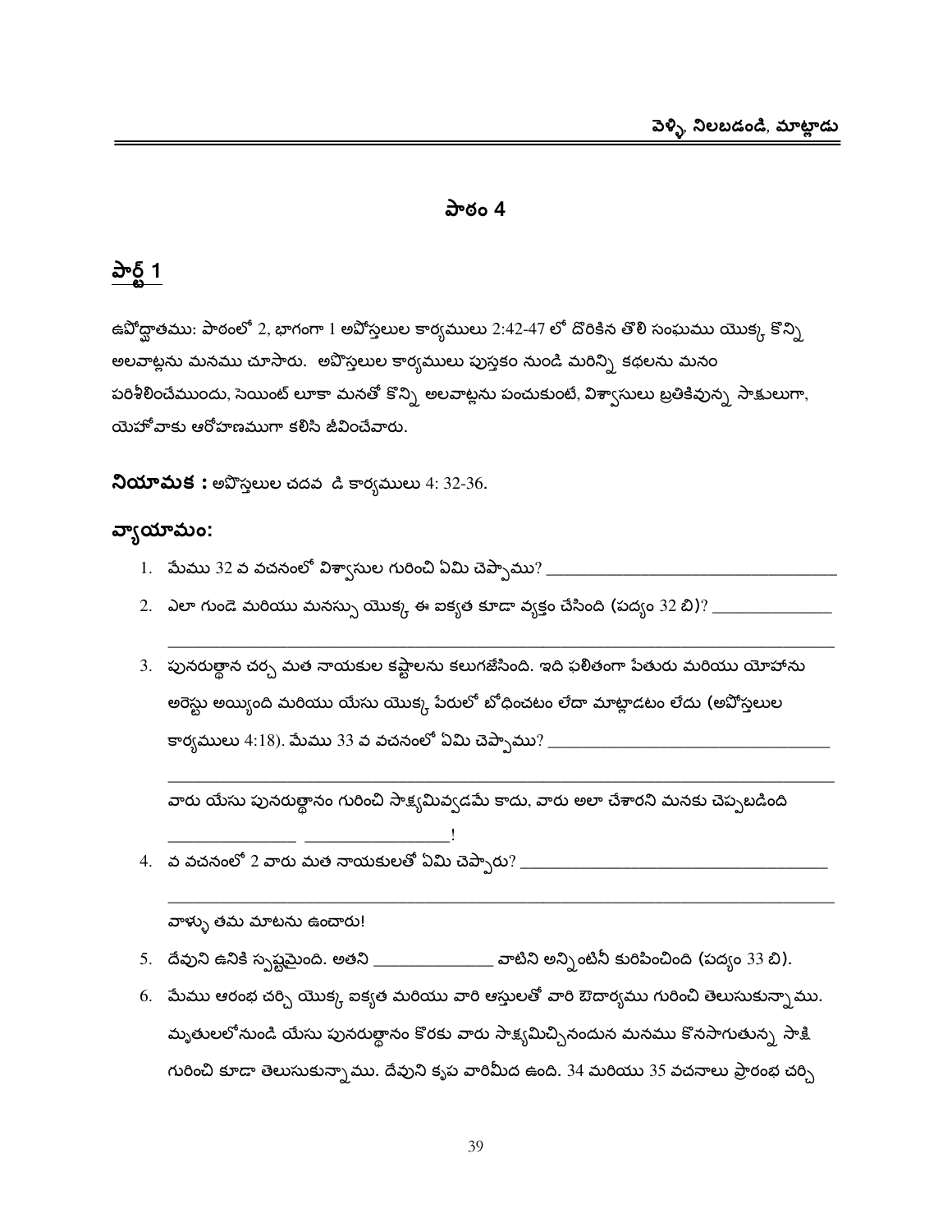# పాఠం 4

## పార్ట్ 1

ఉపోద్ఘాతము: పాఠంలో 2, భాగంగా 1 అపోస్తలుల కార్యములు 2:42-47 లో దొరికిన తొలి సంఘము యొక్క కొన్ని అలవాట్లను మనము చూసారు. అపొస్తలుల కార్యములు పుస్తకం నుండి మరిన్ని కథలను మనం పరిశీలించేముందు, సెయింట్ లూకా మనతో కొన్ని అలవాట్లను పంచుకుంటే, విశ్వాసులు బ్రతికివున్న సాక్షులుగా, యెహోవాకు ఆరోహణముగా కలిసి జీవించేవారు.

**నియామక :** అపొస్తలుల చదవ డి కార్యములు 4: 32-36.

**వ్యాయామం:**

1. మేము 32 వ వచనంలో విశ్వాసుల గురించి ఏమి చెప్పాము? ________________________________
2. ఎలా గుండె మరియు మనస్సు యొక్క ఈ ఐక్యత కూడా వ్యక్తం చేసింది (పద్యం 32 బి)? ______________

   ________________________________________________________________________________
3. పునరుత్థాన చర్చ మత నాయకుల కష్టాలను కలుగజేసింది. ఇది ఫలితంగా పేతురు మరియు యోహాను అరెస్టు అయ్యింది మరియు యేసు యొక్క పేరులో బోధించటం లేదా మాట్లాడటం లేదు (అపోస్తలుల కార్యములు 4:18). మేము 33 వ వచనంలో ఏమి చెప్పాము? ________________________________

   ________________________________________________________________________________

   వారు యేసు పునరుత్థానం గురించి సాక్ష్యమివ్వడమే కాదు, వారు అలా చేశారని మనకు చెప్పబడింది

   _______________ _________________!
4. వ వచనంలో 2 వారు మత నాయకులతో ఏమి చెప్పారు? ___________________________________

   ________________________________________________________________________________

   వాళ్ళు తమ మాటను ఉంచారు!
5. దేవుని ఉనికి స్పష్టమైంది. అతని ______________ వాటిని అన్నింటినీ కురిపించింది (పద్యం 33 బి).
6. మేము ఆరంభ చర్చి యొక్క ఐక్యత మరియు వారి ఆస్తులతో వారి ఔదార్యము గురించి తెలుసుకున్నాము. మృతులలోనుండి యేసు పునరుత్థానం కొరకు వారు సాక్ష్యమిచ్చినందున మనము కొనసాగుతున్న సాక్షి గురించి కూడా తెలుసుకున్నాము. దేవుని కృప వారిమీద ఉంది. 34 మరియు 35 వచనాలు ప్రారంభ చర్చి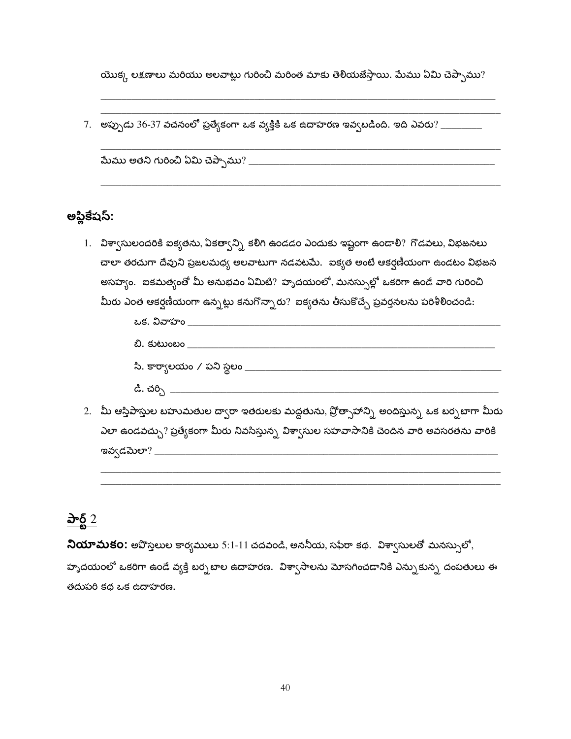యొక్క లక్షణాలు మరియు అలవాట్లు గురించి మరింత మాకు తెలియజేస్తాయి. మేము ఏమి చెప్పాము?

______________________________________________________________________________
______________________________________________________________________________

7. అప్పుడు 36-37 వచనంలో ప్రత్యేకంగా ఒక వ్యక్తికి ఒక ఉదాహరణ ఇవ్వబడింది. ఇది ఎవరు? ________

______________________________________________________________________________

మేము అతని గురించి ఏమి చెప్పాము? ______________________________________________

______________________________________________________________________________

## అప్లికేషన్:

1. విశ్వాసులందరికి ఐక్యతను, ఏకత్వాన్ని కలిగి ఉండడం ఎందుకు ఇష్టంగా ఉండాలి? గొడవలు, విభజనలు చాలా తరచుగా దేవుని ప్రజలమధ్య అలవాటుగా నడవటమే. ఐక్యత అంటే ఆకర్షణీయంగా ఉండటం విభజన అసహ్యం. ఐకమత్యంతో మీ అనుభవం ఏమిటి? హృదయంలో, మనస్సుల్లో ఒకరిగా ఉండే వారి గురించి మీరు ఎంత ఆకర్షణీయంగా ఉన్నట్లు కనుగొన్నారు? ఐక్యతను తీసుకొచ్చే ప్రవర్తనలను పరిశీలించండి:

    ఒక. వివాహం ____________________________________________________________

    బి. కుటుంబం ____________________________________________________________

    సి. కార్యాలయం / పని స్థలం ______________________________________________

    డి. చర్చి ________________________________________________________________

2. మీ ఆస్తిపాస్తుల బహుమతుల ద్వారా ఇతరులకు మద్దతును, ప్రోత్సాహాన్ని అందిస్తున్న ఒక బర్నబాగా మీరు ఎలా ఉండవచ్చు? ప్రత్యేకంగా మీరు నివసిస్తున్న విశ్వాసుల సహవాసానికి చెందిన వారి అవసరతను వారికి ఇవ్వడమెలా? ________________________________________________________________

______________________________________________________________________________
______________________________________________________________________________

## <u>పార్ట్ 2</u>

**నియామకం:** అపొస్తలుల కార్యములు 5:1-11 చదవండి, అననీయ, సఫీరా కథ. విశ్వాసులతో మనస్సులో, హృదయంలో ఒకరిగా ఉండే వ్యక్తి బర్నబాల ఉదాహరణ. విశ్వాసాలను మోసగించడానికి ఎన్నుకున్న దంపతులు ఈ తదుపరి కథ ఒక ఉదాహరణ.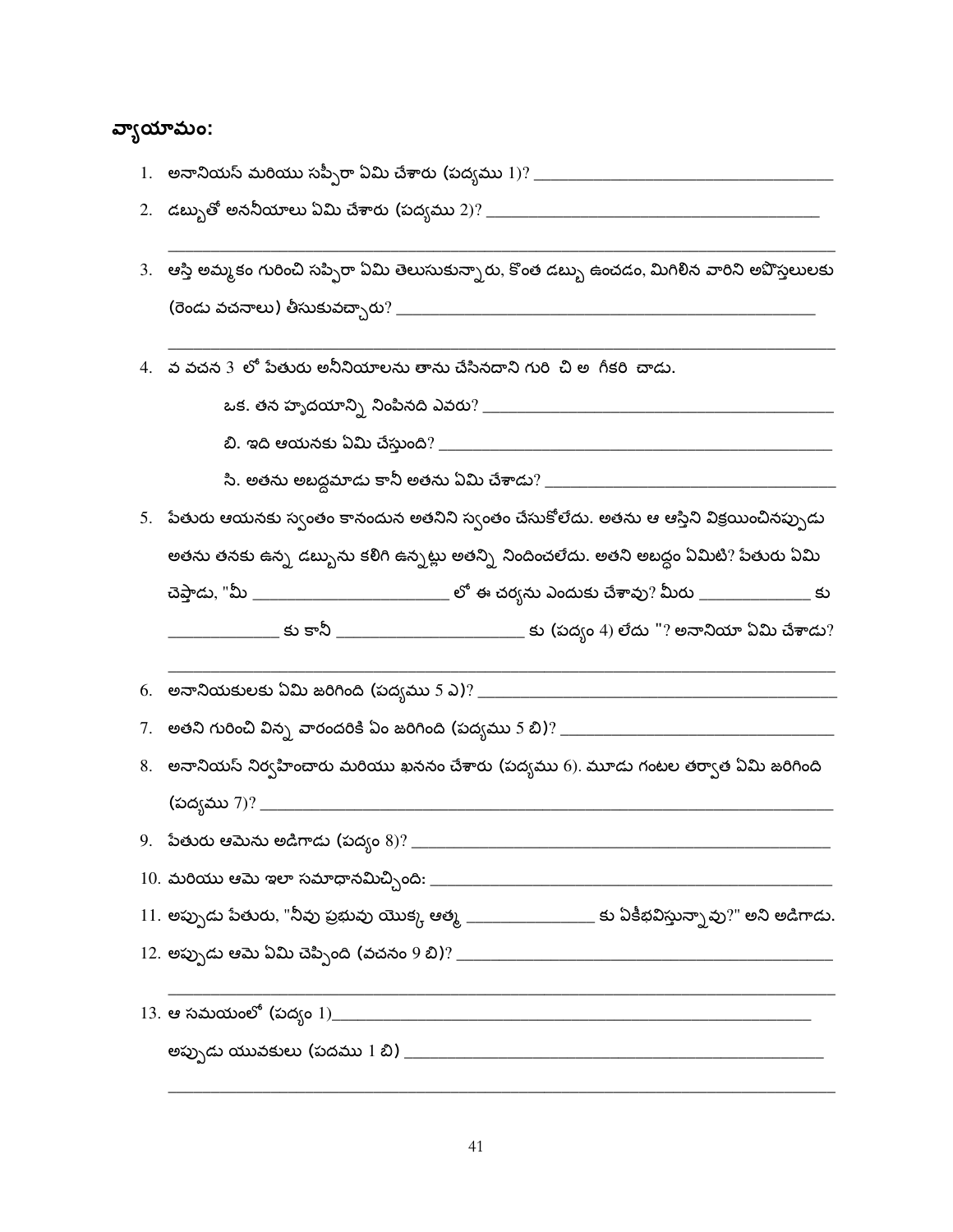**వ్యాయామం:**

1. అనానియస్ మరియు సప్పీరా ఏమి చేశారు (పద్యము 1)? ________________________________

2. డబ్బుతో అననీయాలు ఏమి చేశారు (పద్యము 2)? ________________________________

   ________________________________________________________________

3. ఆస్తి అమ్మకం గురించి సప్పీరా ఏమి తెలుసుకున్నారు, కొంత డబ్బు ఉంచడం, మిగిలిన వారిని అపొస్తలులకు (రెండు వచనాలు) తీసుకువచ్చారు? ________________________________

   ________________________________________________________________

4. వ వచన 3 లో పేతురు అనీనియాలను తాను చేసినదాని గురి చి అ గీకరి చాడు.

   ఒక. తన హృదయాన్ని నింపినది ఎవరు? ________________________________

   బి. ఇది ఆయనకు ఏమి చేస్తుంది? ________________________________

   సి. అతను అబద్ధమాడు కానీ అతను ఏమి చేశాడు? ________________________________

5. పేతురు ఆయనకు స్వంతం కానందున అతనిని స్వంతం చేసుకోలేదు. అతను ఆ ఆస్తిని విక్రయించినప్పుడు అతను తనకు ఉన్న డబ్బును కలిగి ఉన్నట్లు అతన్ని నిందించలేదు. అతని అబద్ధం ఏమిటి? పేతురు ఏమి చెప్తాడు, "మీ ____________________ లో ఈ చర్యను ఎందుకు చేశావు? మీరు ____________ కు ____________ కు కానీ ____________________ కు (పద్యం 4) లేదు "? అనానియా ఏమి చేశాడు?

   ________________________________________________________________

6. అనానియకులకు ఏమి జరిగింది (పద్యము 5 ఎ)? ________________________________

7. అతని గురించి విన్న వారందరికి ఏం జరిగింది (పద్యము 5 బి)? ________________________________

8. అనానియస్ నిర్వహించారు మరియు ఖననం చేశారు (పద్యము 6). మూడు గంటల తర్వాత ఏమి జరిగింది (పద్యము 7)? ________________________________

9. పేతురు ఆమెను అడిగాడు (పద్యం 8)? ________________________________

10. మరియు ఆమె ఇలా సమాధానమిచ్చింది: ________________________________

11. అప్పుడు పేతురు, "నీవు ప్రభువు యొక్క ఆత్మ ______________ కు ఏకీభవిస్తున్నావు?" అని అడిగాడు.

12. అప్పుడు ఆమె ఏమి చెప్పింది (వచనం 9 బి)? ________________________________

    ________________________________________________________________

13. ఆ సమయంలో (పద్యం 1)________________________________

    అప్పుడు యువకులు (పదము 1 బి) ________________________________

    ________________________________________________________________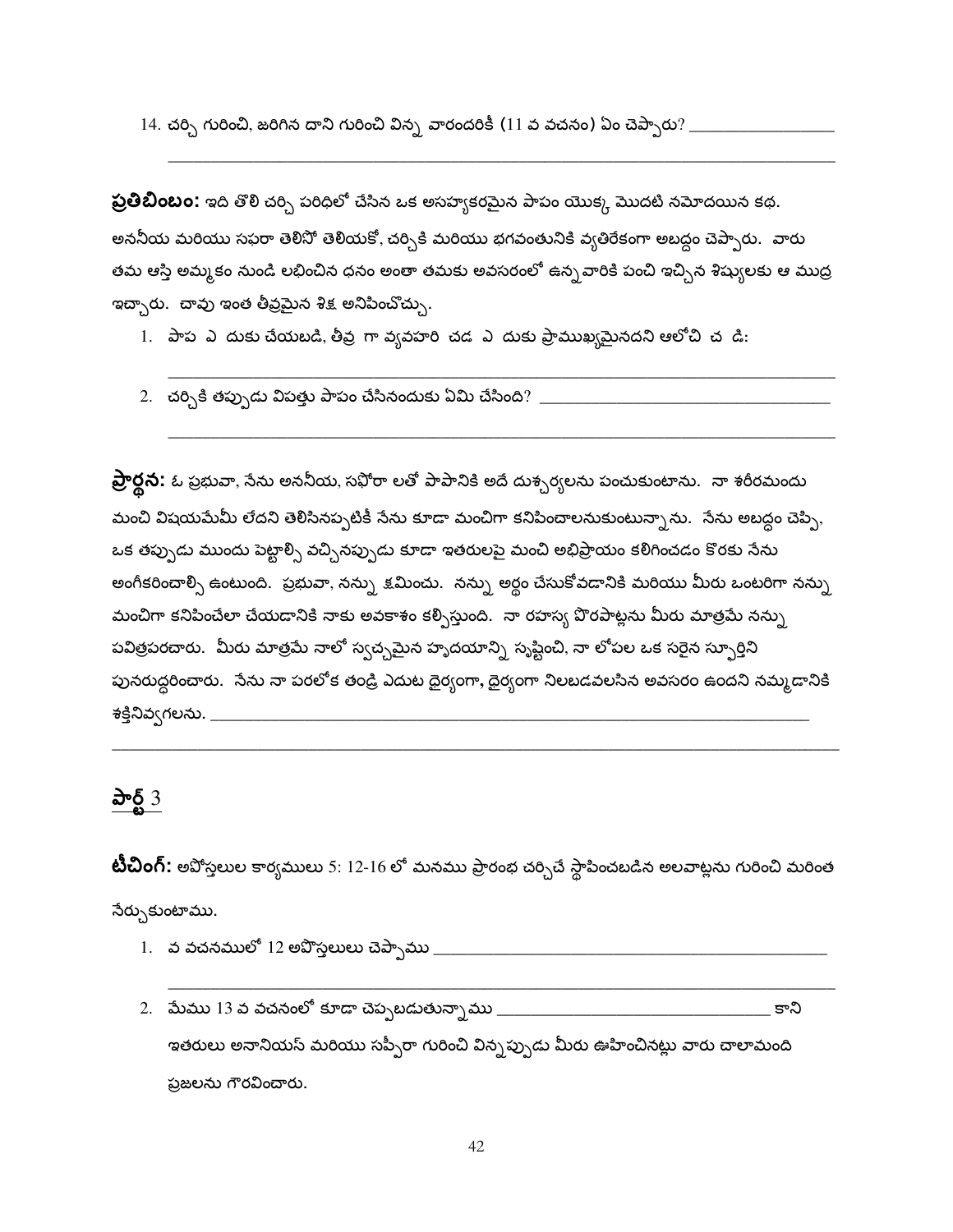14. చర్చి గురించి, జరిగిన దాని గురించి విన్న వారందరికీ (11 వ వచనం) ఏం చెప్పారు? _________________

_______________________________________________________________________________

**ప్రతిబింబం:** ఇది తొలి చర్చి పరిధిలో చేసిన ఒక అసహ్యకరమైన పాపం యొక్క మొదటి నమోదయిన కథ. అననీయ మరియు సఫరా తెలిసో తెలియకో, చర్చికి మరియు భగవంతునికి వ్యతిరేకంగా అబద్ధం చెప్పారు. వారు తమ ఆస్తి అమ్మకం నుండి లభించిన ధనం అంతా తమకు అవసరంలో ఉన్నవారికి పంచి ఇచ్చిన శిష్యులకు ఆ ముద్ర ఇచ్చారు. చావు ఇంత తీవ్రమైన శిక్ష అనిపించొచ్చు.

1. పాప ఎ దుకు చేయబడి, తీవ్ర గా వ్యవహరి చడ ఎ దుకు ప్రాముఖ్యమైనదని ఆలోచి చ డి:

   _______________________________________________________________________________

2. చర్చికి తప్పుడు విపత్తు పాపం చేసినందుకు ఏమి చేసింది? ___________________________________

   _______________________________________________________________________________

**ప్రార్థన:** ఓ ప్రభువా, నేను అననీయ, సఫోరా లతో పాపానికి అదే దుశ్చర్యలను పంచుకుంటాను. నా శరీరమందు మంచి విషయమేమీ లేదని తెలిసినప్పటికీ నేను కూడా మంచిగా కనిపించాలనుకుంటున్నాను. నేను అబద్ధం చెప్పి, ఒక తప్పుడు ముందు పెట్టాల్సి వచ్చినప్పుడు కూడా ఇతరులపై మంచి అభిప్రాయం కలిగించడం కొరకు నేను అంగీకరించాల్సి ఉంటుంది. ప్రభువా, నన్ను క్షమించు. నన్ను అర్థం చేసుకోవడానికి మరియు మీరు ఒంటరిగా నన్ను మంచిగా కనిపించేలా చేయడానికి నాకు అవకాశం కల్పిస్తుంది. నా రహస్య పొరపాట్లను మీరు మాత్రమే నన్ను పవిత్రపరచారు. మీరు మాత్రమే నాలో స్వచ్ఛమైన హృదయాన్ని సృష్టించి, నా లోపల ఒక సరైన స్ఫూర్తిని పునరుద్ధరించారు. నేను నా పరలోక తండ్రి ఎదుట ధైర్యంగా, ధైర్యంగా నిలబడవలసిన అవసరం ఉందని నమ్మడానికి శక్తినివ్వగలను. _______________________________________________________________

_______________________________________________________________________________

## పార్ట్ 3

**టీచింగ్:** అపోస్తలుల కార్యములు 5: 12-16 లో మనము ప్రారంభ చర్చిచే స్థాపించబడిన అలవాట్లను గురించి మరింత నేర్చుకుంటాము.

1. వ వచనములో 12 అపొస్తలులు చెప్పాము _____________________________________________

   _______________________________________________________________________________

2. మేము 13 వ వచనంలో కూడా చెప్పబడుతున్నాము _________________________________ కాని ఇతరులు అనానియస్ మరియు సప్పీరా గురించి విన్నప్పుడు మీరు ఊహించినట్లు వారు చాలామంది ప్రజలను గౌరవించారు.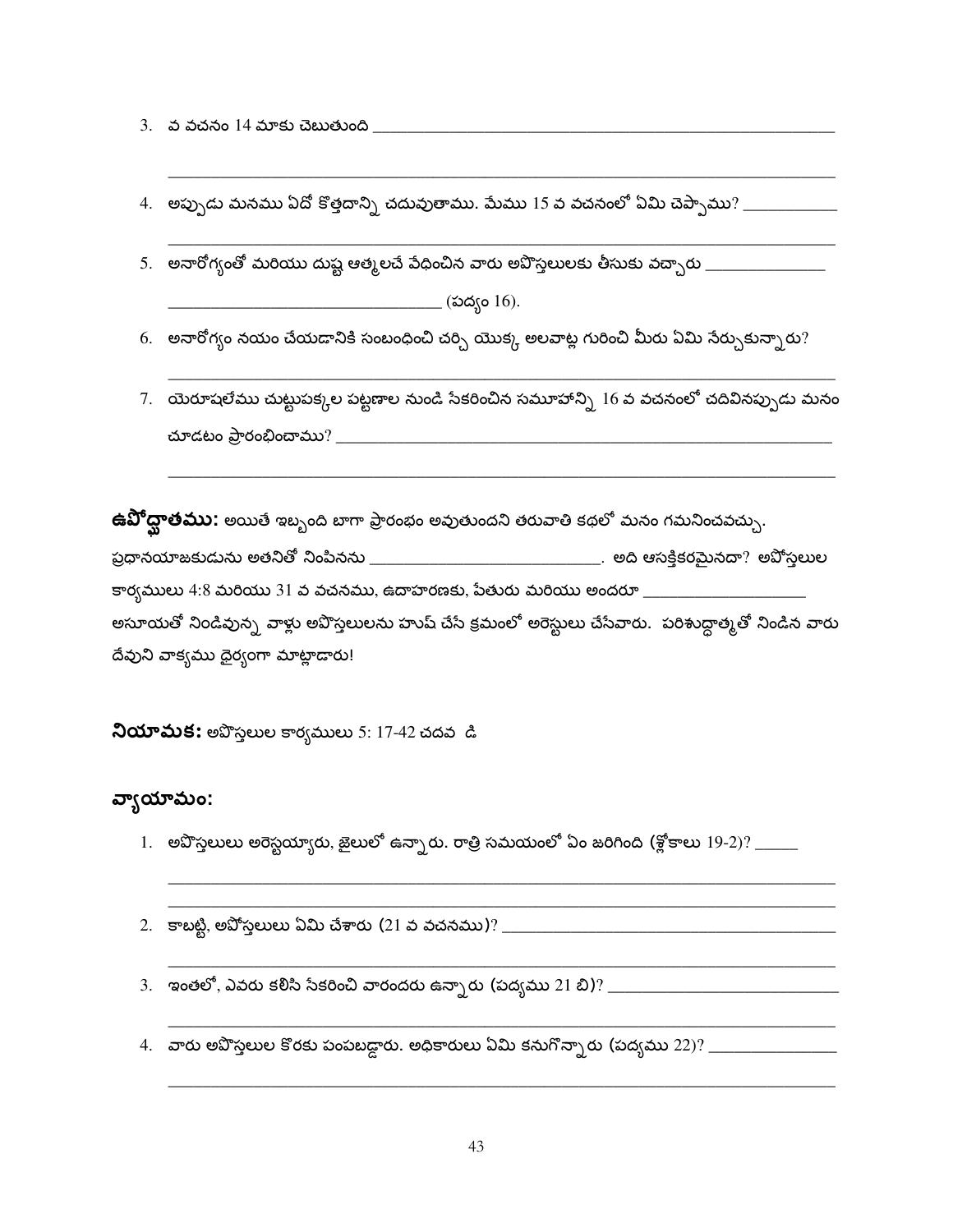3. వ వచనం 14 మాకు చెబుతుంది ________________________________________________

________________________________________________________________________

4. అప్పుడు మనము ఏదో కొత్తదాన్ని చదువుతాము. మేము 15 వ వచనంలో ఏమి చెప్పాము? ___________

________________________________________________________________________

5. అనారోగ్యంతో మరియు దుష్ట ఆత్మలచే వేధించిన వారు అపొస్తలులకు తీసుకు వచ్చారు ______________

________________________________ (పద్యం 16).

6. అనారోగ్యం నయం చేయడానికి సంబంధించి చర్చి యొక్క అలవాట్ల గురించి మీరు ఏమి నేర్చుకున్నారు?

________________________________________________________________________

7. యెరూషలేము చుట్టుపక్కల పట్టణాల నుండి సేకరించిన సమూహాన్ని 16 వ వచనంలో చదివినప్పుడు మనం చూడటం ప్రారంభించాము? ________________________________________________

________________________________________________________________________

**ఉపోద్ఘాతము:** అయితే ఇబ్బంది బాగా ప్రారంభం అవుతుందని తరువాతి కథలో మనం గమనించవచ్చు. ప్రధానయాజకుడును అతనితో నింపినను ___________________________. అది ఆసక్తికరమైనదా? అపోస్తలుల కార్యములు 4:8 మరియు 31 వ వచనము, ఉదాహరణకు, పేతురు మరియు అందరూ ___________________ అసూయతో నిండివున్న వాళ్లు అపోస్తలులను హుష్ చేసే క్రమంలో అరెస్టులు చేసేవారు. పరిశుద్ధాత్మతో నిండిన వారు దేవుని వాక్యము ధైర్యంగా మాట్లాడారు!

**నియామక:** అపోస్తలుల కార్యములు 5: 17-42 చదవ డి

## వ్యాయామం:

1. అపోస్తలులు అరెస్టయ్యారు, జైలులో ఉన్నారు. రాత్రి సమయంలో ఏం జరిగింది (శ్లోకాలు 19-2)? _____

________________________________________________________________________

________________________________________________________________________

2. కాబట్టి, అపోస్తలులు ఏమి చేశారు (21 వ వచనము)? ______________________________________

________________________________________________________________________

3. ఇంతలో, ఎవరు కలిసి సేకరించి వారందరు ఉన్నారు (పద్యము 21 బి)? ___________________________

________________________________________________________________________

4. వారు అపోస్తలుల కొరకు పంపబడ్డారు. అధికారులు ఏమి కనుగొన్నారు (పద్యము 22)? _______________

________________________________________________________________________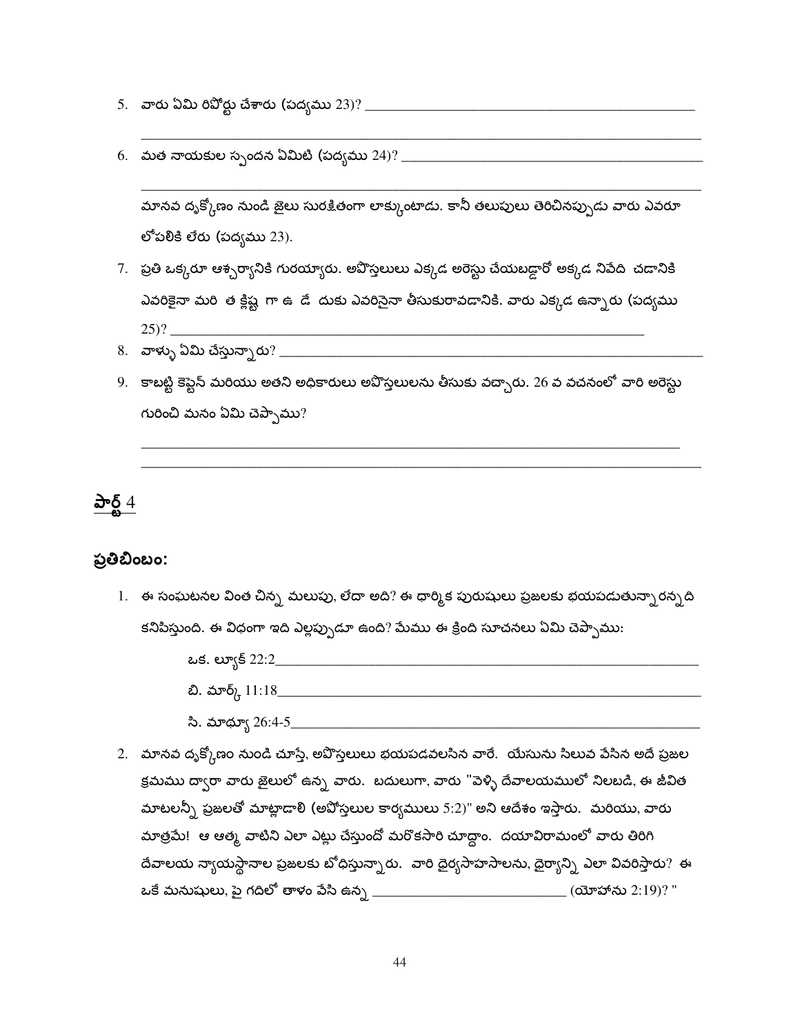5. వారు ఏమి రిపోర్టు చేశారు (పద్యము 23)? ______________________________________________
_______________________________________________________________________________
6. మత నాయకుల స్పందన ఏమిటి (పద్యము 24)? ______________________________________________
_______________________________________________________________________________

మానవ దృక్కోణం నుండి జైలు సురక్షితంగా లాక్కుంటాడు. కానీ తలుపులు తెరిచినప్పుడు వారు ఎవరూ లోపలికి లేరు (పద్యము 23).

7. ప్రతి ఒక్కరూ ఆశ్చర్యానికి గురయ్యారు. అపొస్తలులు ఎక్కడ అరెస్టు చేయబడ్డారో అక్కడ నివేది చడానికి ఎవరికైనా మరి త క్లిష్ట గా ఉ డే దుకు ఎవరినైనా తీసుకురావడానికి. వారు ఎక్కడ ఉన్నారు (పద్యము 25)? _______________________________________________________________________
8. వాళ్ళు ఏమి చేస్తున్నారు? _______________________________________________________________
9. కాబట్టి కెప్టెన్ మరియు అతని అధికారులు అపొస్తలులను తీసుకు వచ్చారు. 26 వ వచనంలో వారి అరెస్టు గురించి మనం ఏమి చెప్పాము?

_______________________________________________________________________________
_______________________________________________________________________________

## **పార్ట్** 4

### **ప్రతిబింబం:**

1. ఈ సంఘటనల వింత చిన్న మలుపు, లేదా అది? ఈ ధార్మిక పురుషులు ప్రజలకు భయపడుతున్నారన్నది కనిపిస్తుంది. ఈ విధంగా ఇది ఎల్లప్పుడూ ఉంది? మేము ఈ క్రింది సూచనలు ఏమి చెప్పాము:

    ఒక. ల్యూక్ 22:2_____________________________________________________

    బి. మార్క్ 11:18____________________________________________________

    సి. మాథ్యూ 26:4-5__________________________________________________

2. మానవ దృక్కోణం నుండి చూస్తే, అపొస్తలులు భయపడవలసిన వారే. యేసును సిలువ వేసిన అదే ప్రజల క్రమము ద్వారా వారు జైలులో ఉన్న వారు. బదులుగా, వారు "వెళ్ళి దేవాలయములో నిలబడి, ఈ జీవిత మాటలన్నీ ప్రజలతో మాట్లాడాలి (అపోస్తలుల కార్యములు 5:2)" అని ఆదేశం ఇస్తారు. మరియు, వారు మాత్రమే! ఆ ఆత్మ వాటిని ఎలా ఎట్లు చేస్తుందో మరొకసారి చూద్దాం. దయావిరామంలో వారు తిరిగి దేవాలయ న్యాయస్థానాల ప్రజలకు బోధిస్తున్నారు. వారి ధైర్యసాహసాలను, ధైర్యాన్ని ఎలా వివరిస్తారు? ఈ ఒకే మనుషులు, పై గదిలో తాళం వేసి ఉన్న ___________________________ (యోహాను 2:19)? "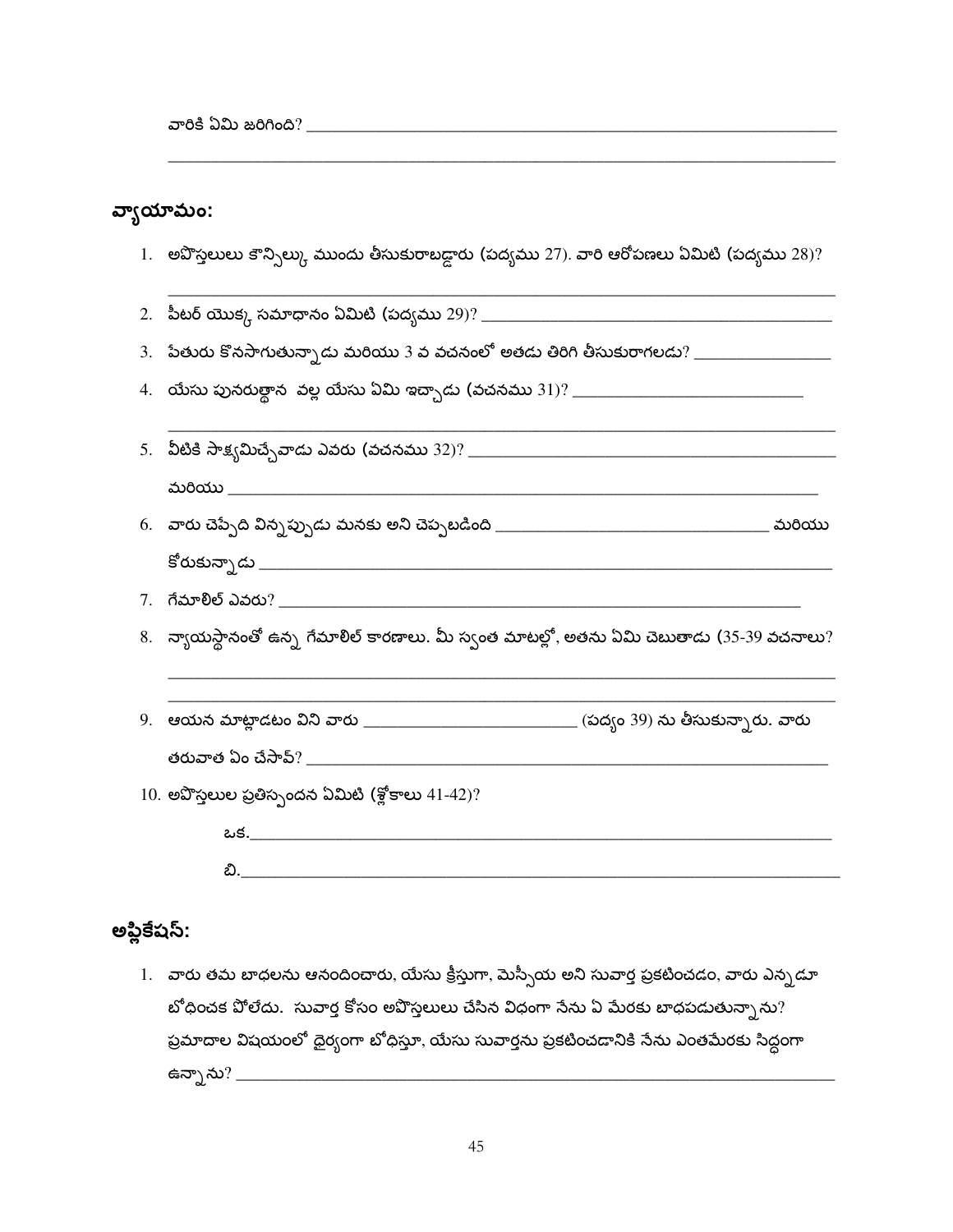వారికి ఏమి జరిగింది? ___________________________________________________________

___________________________________________________________________________

## వ్యాయామం:

1. అపొస్తలులు కౌన్సిల్కు ముందు తీసుకురాబడ్డారు (పద్యము 27). వారి ఆరోపణలు ఏమిటి (పద్యము 28)?

   ___________________________________________________________________________

2. పీటర్ యొక్క సమాధానం ఏమిటి (పద్యము 29)? _______________________________________

3. పేతురు కొనసాగుతున్నాడు మరియు 3 వ వచనంలో అతడు తిరిగి తీసుకురాగలడు? _______________

4. యేసు పునరుత్థాన వల్ల యేసు ఏమి ఇచ్చాడు (వచనము 31)? __________________________

   ___________________________________________________________________________

5. వీటికి సాక్ష్యమిచ్చేవాడు ఎవరు (వచనము 32)? ___________________________________________

   మరియు ________________________________________________________________________

6. వారు చెప్పేది విన్నప్పుడు మనకు అని చెప్పబడింది _______________________________ మరియు

   కోరుకున్నాడు _______________________________________________________________

7. గేమాలిల్ ఎవరు? ____________________________________________________________

8. న్యాయస్థానంతో ఉన్న గేమాలిల్ కారణాలు. మీ స్వంత మాటల్లో, అతను ఏమి చెబుతాడు (35-39 వచనాలు?

   ___________________________________________________________________________

   ___________________________________________________________________________

9. ఆయన మాట్లాడటం విని వారు ________________________ (పద్యం 39) ను తీసుకున్నారు. వారు

   తరువాత ఏం చేసావ్? _____________________________________________________________

10. అపొస్తలుల ప్రతిస్పందన ఏమిటి (శ్లోకాలు 41-42)?

    ఒక.__________________________________________________________________

    బి.___________________________________________________________________

## అప్లికేషన్:

1. వారు తమ బాధలను ఆనందించారు, యేసు క్రీస్తుగా, మెస్సీయ అని సువార్త ప్రకటించడం, వారు ఎన్నడూ బోధించక పోలేదు. సువార్త కోసం అపొస్తలులు చేసిన విధంగా నేను ఏ మేరకు బాధపడుతున్నాను? ప్రమాదాల విషయంలో ధైర్యంగా బోధిస్తూ, యేసు సువార్తను ప్రకటించడానికి నేను ఎంతమేరకు సిద్ధంగా ఉన్నాను? ___________________________________________________________________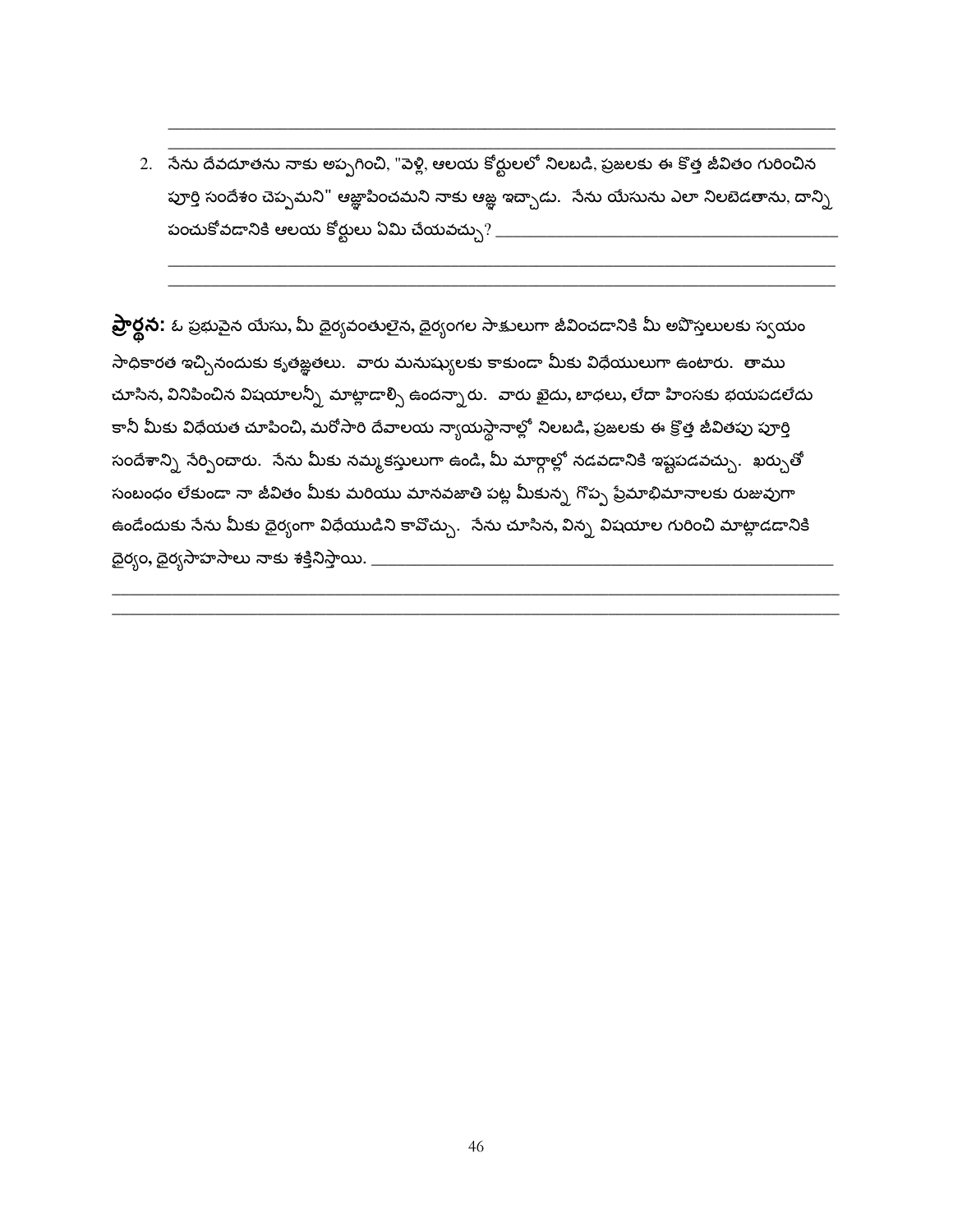\_\_\_\_\_\_\_\_\_\_\_\_\_\_\_\_\_\_\_\_\_\_\_\_\_\_\_\_\_\_\_\_\_\_\_\_\_\_\_\_\_\_\_\_\_\_\_\_\_\_\_\_\_\_\_\_\_\_\_\_\_\_\_\_\_\_\_\_\_\_\_\_\_\_\_\_
\_\_\_\_\_\_\_\_\_\_\_\_\_\_\_\_\_\_\_\_\_\_\_\_\_\_\_\_\_\_\_\_\_\_\_\_\_\_\_\_\_\_\_\_\_\_\_\_\_\_\_\_\_\_\_\_\_\_\_\_\_\_\_\_\_\_\_\_\_\_\_\_\_\_\_\_

2. నేను దేవదూతను నాకు అప్పగించి, "వెళ్లి, ఆలయ కోర్టులలో నిలబడి, ప్రజలకు ఈ కొత్త జీవితం గురించిన పూర్తి సందేశం చెప్పమని" ఆజ్ఞాపించమని నాకు ఆజ్ఞ ఇచ్చాడు. నేను యేసును ఎలా నిలబెడతాను, దాన్ని పంచుకోవడానికి ఆలయ కోర్టులు ఏమి చేయవచ్చు? \_\_\_\_\_\_\_\_\_\_\_\_\_\_\_\_\_\_\_\_\_\_\_\_\_\_\_\_\_\_\_\_\_\_\_\_\_\_\_\_
\_\_\_\_\_\_\_\_\_\_\_\_\_\_\_\_\_\_\_\_\_\_\_\_\_\_\_\_\_\_\_\_\_\_\_\_\_\_\_\_\_\_\_\_\_\_\_\_\_\_\_\_\_\_\_\_\_\_\_\_\_\_\_\_\_\_\_\_\_\_\_\_\_\_\_\_
\_\_\_\_\_\_\_\_\_\_\_\_\_\_\_\_\_\_\_\_\_\_\_\_\_\_\_\_\_\_\_\_\_\_\_\_\_\_\_\_\_\_\_\_\_\_\_\_\_\_\_\_\_\_\_\_\_\_\_\_\_\_\_\_\_\_\_\_\_\_\_\_\_\_\_\_

**ప్రార్థన:** ఓ ప్రభువైన యేసు, మీ ధైర్యవంతులైన, ధైర్యంగల సాక్షులుగా జీవించడానికి మీ అపొస్తలులకు స్వయం సాధికారత ఇచ్చినందుకు కృతజ్ఞతలు. వారు మనుష్యులకు కాకుండా మీకు విధేయులుగా ఉంటారు. తాము చూసిన, వినిపించిన విషయాలన్నీ మాట్లాడాల్సి ఉందన్నారు. వారు ఖైదు, బాధలు, లేదా హింసకు భయపడలేదు కానీ మీకు విధేయత చూపించి, మరోసారి దేవాలయ న్యాయస్థానాల్లో నిలబడి, ప్రజలకు ఈ క్రొత్త జీవితపు పూర్తి సందేశాన్ని నేర్పించారు. నేను మీకు నమ్మకస్తులుగా ఉండి, మీ మార్గాల్లో నడవడానికి ఇష్టపడవచ్చు. ఖర్చుతో సంబంధం లేకుండా నా జీవితం మీకు మరియు మానవజాతి పట్ల మీకున్న గొప్ప ప్రేమాభిమానాలకు రుజువుగా ఉండేందుకు నేను మీకు ధైర్యంగా విధేయుడిని కావొచ్చు. నేను చూసిన, విన్న విషయాల గురించి మాట్లాడడానికి ధైర్యం, ధైర్యసాహసాలు నాకు శక్తినిస్తాయి. \_\_\_\_\_\_\_\_\_\_\_\_\_\_\_\_\_\_\_\_\_\_\_\_\_\_\_\_\_\_\_\_\_\_\_\_\_\_\_\_\_\_\_\_\_\_\_\_\_\_\_\_
\_\_\_\_\_\_\_\_\_\_\_\_\_\_\_\_\_\_\_\_\_\_\_\_\_\_\_\_\_\_\_\_\_\_\_\_\_\_\_\_\_\_\_\_\_\_\_\_\_\_\_\_\_\_\_\_\_\_\_\_\_\_\_\_\_\_\_\_\_\_\_\_\_\_\_\_\_\_\_\_
\_\_\_\_\_\_\_\_\_\_\_\_\_\_\_\_\_\_\_\_\_\_\_\_\_\_\_\_\_\_\_\_\_\_\_\_\_\_\_\_\_\_\_\_\_\_\_\_\_\_\_\_\_\_\_\_\_\_\_\_\_\_\_\_\_\_\_\_\_\_\_\_\_\_\_\_\_\_\_\_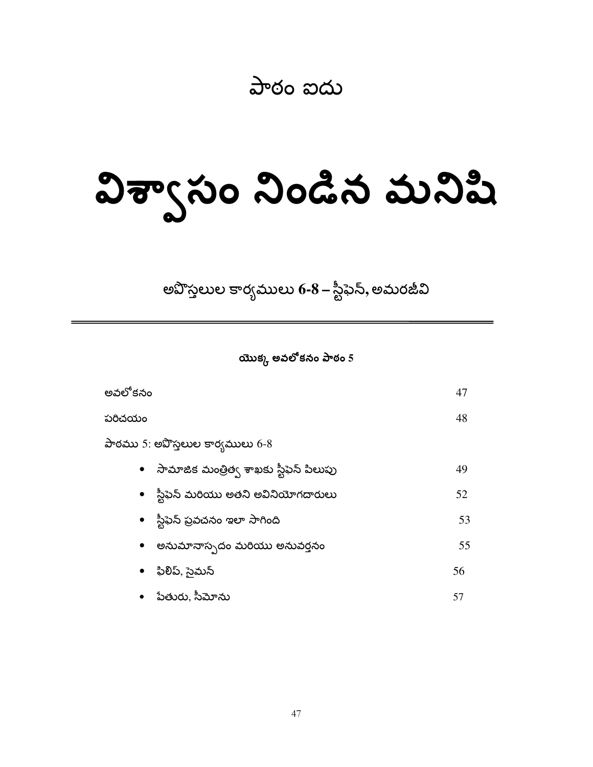## పాఠం ఐదు

# విశ్వాసం నిండిన మనిషి

### అపొస్తలుల కార్యములు **6-8** – స్టీఫెన్, అమరజీవి

---

**యొక్క అవలోకనం పాఠం 5**

| | |
|---|---|
| అవలోకనం | 47 |
| పరిచయం | 48 |
| పాఠము 5: అపొస్తలుల కార్యములు 6-8 | |
| • సామాజిక మంత్రిత్వ శాఖకు స్టీఫెన్ పిలుపు | 49 |
| • స్టీఫెన్ మరియు అతని అవినియోగదారులు | 52 |
| • స్టీఫెన్ ప్రవచనం ఇలా సాగింది | 53 |
| • అనుమానాస్పదం మరియు అనువర్తనం | 55 |
| • ఫిలిప్, సైమన్ | 56 |
| • పేతురు, సీమోను | 57 |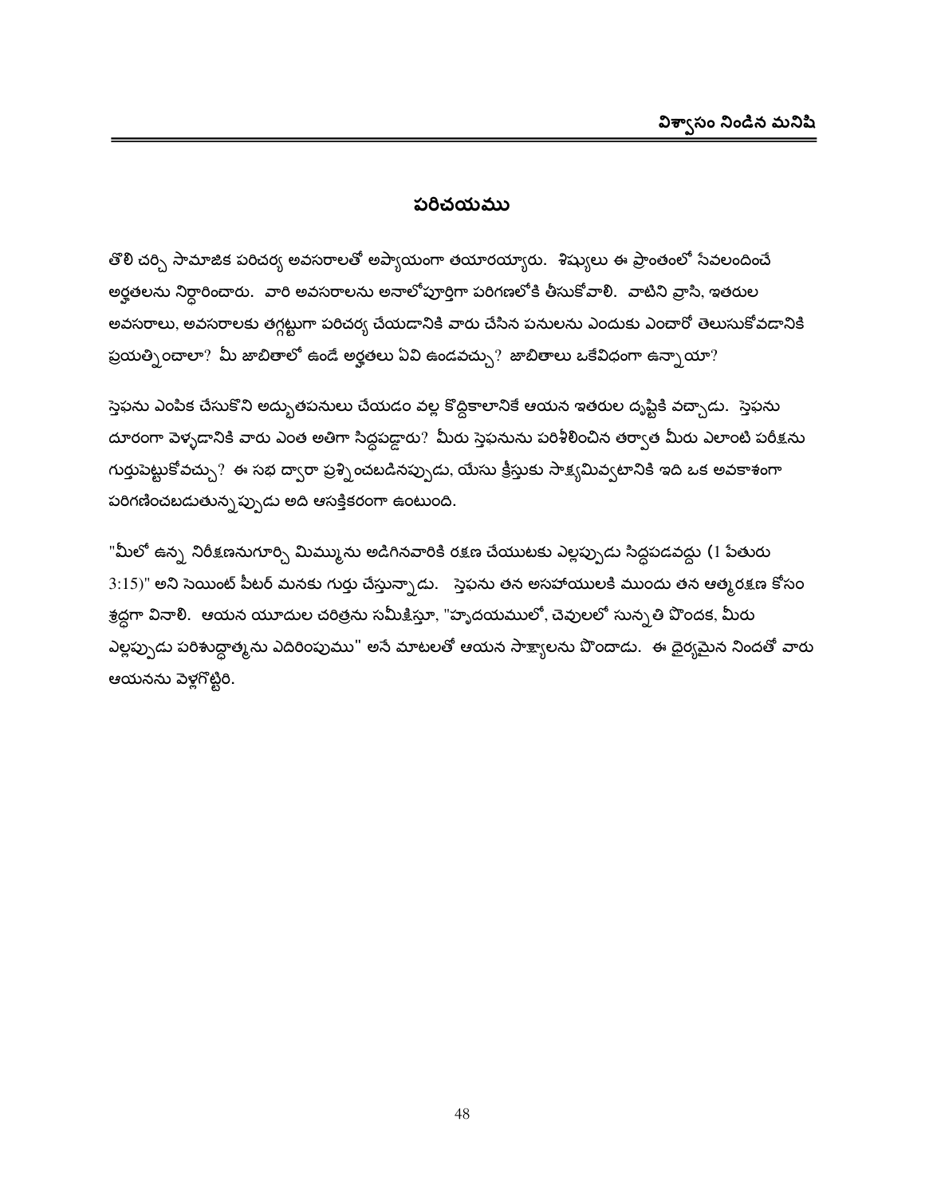## పరిచయము

తొలి చర్చి సామాజిక పరిచర్య అవసరాలతో అప్యాయంగా తయారయ్యారు. శిష్యులు ఈ ప్రాంతంలో సేవలందించే అర్హతలను నిర్ధారించారు. వారి అవసరాలను అనాలోపూర్తిగా పరిగణలోకి తీసుకోవాలి. వాటిని వ్రాసి, ఇతరుల అవసరాలు, అవసరాలకు తగ్గట్టుగా పరిచర్య చేయడానికి వారు చేసిన పనులను ఎందుకు ఎంచారో తెలుసుకోవడానికి ప్రయత్నించాలా? మీ జాబితాలో ఉండే అర్హతలు ఏవి ఉండవచ్చు? జాబితాలు ఒకేవిధంగా ఉన్నాయా?

స్తెఫను ఎంపిక చేసుకొని అద్భుతపనులు చేయడం వల్ల కొద్దికాలానికే ఆయన ఇతరుల దృష్టికి వచ్చాడు. స్తెఫను దూరంగా వెళ్ళడానికి వారు ఎంత అతిగా సిద్ధపడ్డారు? మీరు స్తెఫనును పరిశీలించిన తర్వాత మీరు ఎలాంటి పరీక్షను గుర్తుపెట్టుకోవచ్చు? ఈ సభ ద్వారా ప్రశ్నించబడినప్పుడు, యేసు క్రీస్తుకు సాక్ష్యమివ్వటానికి ఇది ఒక అవకాశంగా పరిగణించబడుతున్నప్పుడు అది ఆసక్తికరంగా ఉంటుంది.

"మీలో ఉన్న నిరీక్షణనుగూర్చి మిమ్మును అడిగినవారికి రక్షణ చేయుటకు ఎల్లప్పుడు సిద్ధపడవద్దు (1 పేతురు 3:15)" అని సెయింట్ పీటర్ మనకు గుర్తు చేస్తున్నాడు. స్తెఫను తన అసహాయులకి ముందు తన ఆత్మరక్షణ కోసం శ్రద్ధగా వినాలి. ఆయన యూదుల చరిత్రను సమీక్షిస్తూ, "హృదయములో, చెవులలో సున్నతి పొందక, మీరు ఎల్లప్పుడు పరిశుద్ధాత్మను ఎదిరింపుము" అనే మాటలతో ఆయన సాక్ష్యాలను పొందాడు. ఈ ధైర్యమైన నిందతో వారు ఆయనను వెళ్లగొట్టిరి.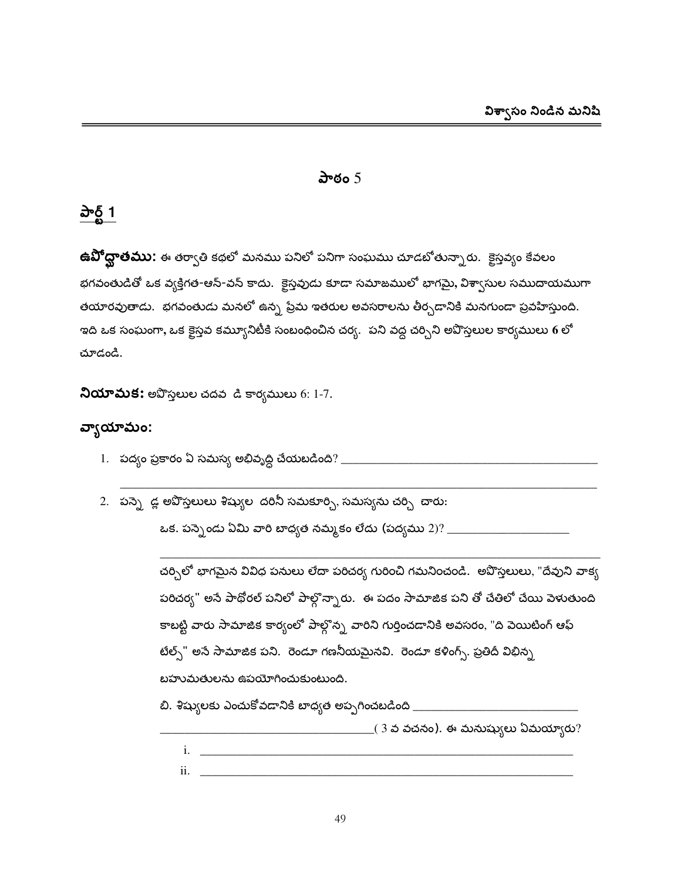# పాఠం 5

## పార్ట్ 1

**ఉపోద్ఘాతము:** ఈ తర్వాతి కథలో మనము పనిలో పనిగా సంఘము చూడబోతున్నారు. క్రైస్తవ్యం కేవలం భగవంతుడితో ఒక వ్యక్తిగత-ఆన్-వన్ కాదు. క్రైస్తవుడు కూడా సమాజములో భాగమై, విశ్వాసుల సముదాయముగా తయారవుతాడు. భగవంతుడు మనలో ఉన్న ప్రేమ ఇతరుల అవసరాలను తీర్చడానికి మనగుండా ప్రవహిస్తుంది. ఇది ఒక సంఘంగా, ఒక క్రైస్తవ కమ్యూనిటీకి సంబంధించిన చర్య. పని వద్ద చర్చిని అపొస్తలుల కార్యములు **6** లో చూడండి.

**నియామక:** అపొస్తలుల చదవ డి కార్యములు 6: 1-7.

## వ్యాయామం:

1. పద్యం ప్రకారం ఏ సమస్య అభివృద్ధి చేయబడింది? ________________________________________

   ________________________________________________________________________

2. పన్నె డ్ల అపొస్తలులు శిష్యుల దరినీ సమకూర్చి, సమస్యను చర్చి చారు:

   ఒక. పన్నెండు ఏమి వారి బాధ్యత నమ్మకం లేదు (పద్యము 2)? ____________________

   ________________________________________________________________________

   చర్చిలో భాగమైన వివిధ పనులు లేదా పరిచర్య గురించి గమనించండి. అపొస్తలులు, "దేవుని వాక్య పరిచర్య" అనే పాథోరల్ పనిలో పాల్గొన్నారు. ఈ పదం సామాజిక పని తో చేతిలో చేయి వెళుతుంది కాబట్టి వారు సామాజిక కార్యంలో పాల్గొన్న వారిని గుర్తించడానికి అవసరం, "ది వెయిటింగ్ ఆఫ్ టేబ్స్" అనే సామాజిక పని. రెండూ గణనీయమైనవి. రెండూ కళింగ్స్. ప్రతిదీ విభిన్న బహుమతులను ఉపయోగించుకుంటుంది.

   బి. శిష్యులకు ఎంచుకోవడానికి బాధ్యత అప్పగించబడింది ___________________________

   ___________________________________( 3 వ వచనం). ఈ మనుష్యులు ఏమయ్యారు?

   i. ____________________________________________________________

   ii. ____________________________________________________________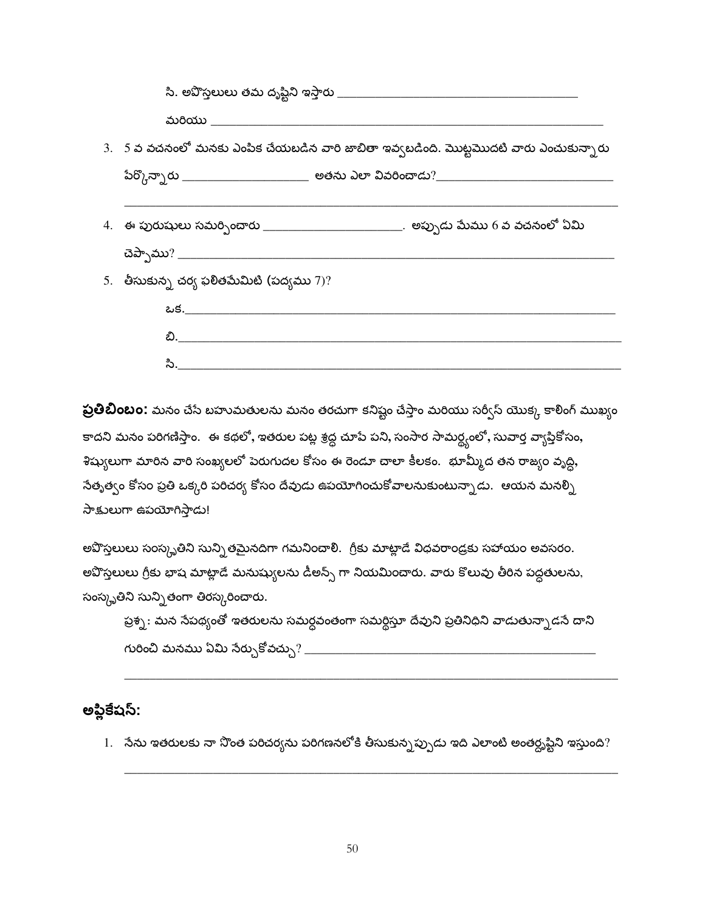సి. అపొస్తలులు తమ దృష్టిని ఇస్తారు ____________________________________

మరియు ____________________________________________________________

3. 5 వ వచనంలో మనకు ఎంపిక చేయబడిన వారి జాబితా ఇవ్వబడింది. మొట్టమొదటి వారు ఎంచుకున్నారు పేర్కొన్నారు ___________________ అతను ఎలా వివరించాడు?___________________________

   ______________________________________________________________________

4. ఈ పురుషులు సమర్పించారు _____________________. అప్పుడు మేము 6 వ వచనంలో ఏమి చెప్పాము? ______________________________________________________________

5. తీసుకున్న చర్య ఫలితమేమిటి (పద్యము 7)?

   ఒక.________________________________________________________________

   బి.________________________________________________________________

   సి.________________________________________________________________

**ప్రతిబింబం:** మనం చేసే బహుమతులను మనం తరచుగా కనిష్టం చేస్తాం మరియు సర్వీస్ యొక్క కాలింగ్ ముఖ్యం కాదని మనం పరిగణిస్తాం. ఈ కథలో, ఇతరుల పట్ల శ్రద్ధ చూపే పని, సంసార సామర్థ్యంలో, సువార్త వ్యాప్తికోసం, శిష్యులుగా మారిన వారి సంఖ్యలలో పెరుగుదల కోసం ఈ రెండూ చాలా కీలకం. భూమ్మీద తన రాజ్యం వృద్ధి, నేతృత్వం కోసం ప్రతి ఒక్కరి పరిచర్య కోసం దేవుడు ఉపయోగించుకోవాలనుకుంటున్నాడు. ఆయన మనల్ని సాక్షులుగా ఉపయోగిస్తాడు!

అపొస్తలులు సంస్కృతిని సున్నితమైనదిగా గమనించాలి. గ్రీకు మాట్లాడే విధవరాండ్రకు సహాయం అవసరం. అపొస్తలులు గ్రీకు భాష మాట్లాడే మనుష్యులను డీఅన్స్ గా నియమించారు. వారు కొలువు తీరిన పద్ధతులను, సంస్కృతిని సున్నితంగా తిరస్కరించారు.

ప్రశ్న: మన నేపథ్యంతో ఇతరులను సమర్థవంతంగా సమర్థిస్తూ దేవుని ప్రతినిధిని వాడుతున్నాడనే దాని గురించి మనము ఏమి నేర్చుకోవచ్చు? _____________________________________________

______________________________________________________________________

## అప్లికేషన్:

1. నేను ఇతరులకు నా సొంత పరిచర్యను పరిగణనలోకి తీసుకున్నప్పుడు ఇది ఎలాంటి అంతర్దృష్టిని ఇస్తుంది?

   ______________________________________________________________________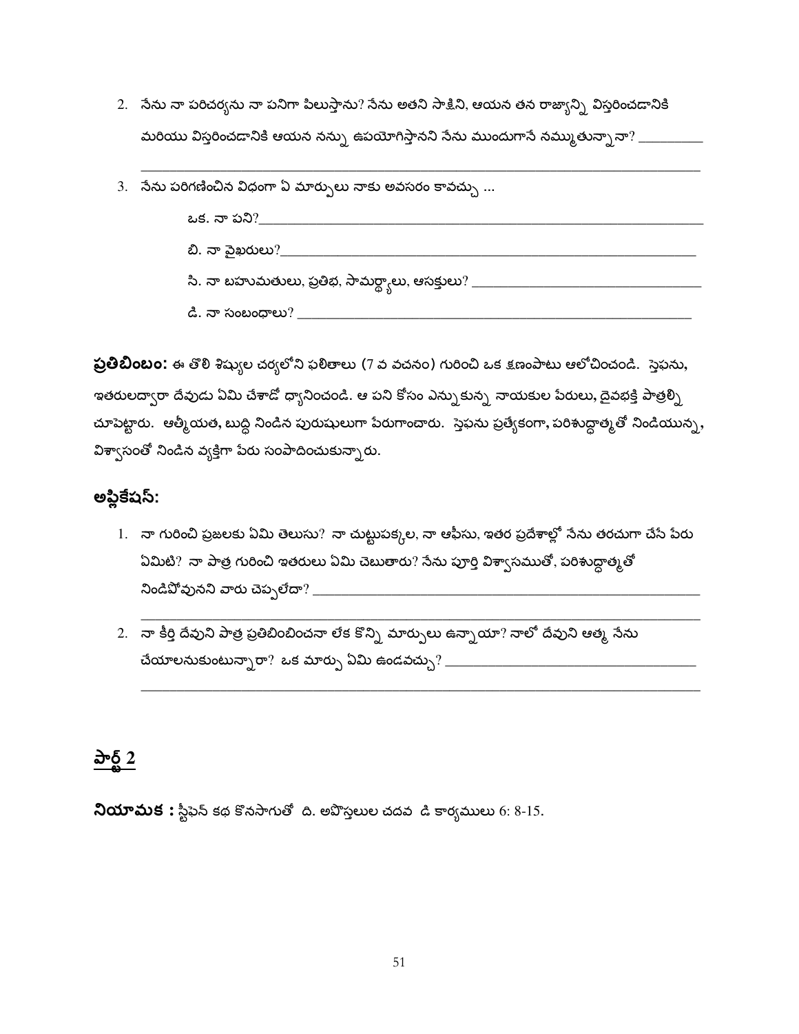2. నేను నా పరిచర్యను నా పనిగా పిలుస్తాను? నేను అతని సాక్షిని, ఆయన తన రాజ్యాన్ని విస్తరించడానికి మరియు విస్తరించడానికి ఆయన నన్ను ఉపయోగిస్తానని నేను ముందుగానే నమ్ముతున్నానా? _________

_______________________________________________________________________________

3. నేను పరిగణించిన విధంగా ఏ మార్పులు నాకు అవసరం కావచ్చు ...

   ఒక. నా పని?_______________________________________________________________

   బి. నా వైఖరులు?____________________________________________________________

   సి. నా బహుమతులు, ప్రతిభ, సామర్థ్యాలు, ఆసక్తులు? _______________________________

   డి. నా సంబంధాలు? __________________________________________________________

**ప్రతిబింబం:** ఈ తొలి శిష్యుల చర్యలోని ఫలితాలు (7 వ వచనం) గురించి ఒక క్షణంపాటు ఆలోచించండి. స్తెఫను, ఇతరులద్వారా దేవుడు ఏమి చేశాడో ధ్యానించండి. ఆ పని కోసం ఎన్నుకున్న నాయకుల పేరులు, దైవభక్తి పాత్రల్ని చూపెట్టారు. ఆత్మీయత, బుద్ధి నిండిన పురుషులుగా పేరుగాంచారు. స్తెఫను ప్రత్యేకంగా, పరిశుద్ధాత్మతో నిండియున్న, విశ్వాసంతో నిండిన వ్యక్తిగా పేరు సంపాదించుకున్నారు.

## అప్లికేషన్:

1. నా గురించి ప్రజలకు ఏమి తెలుసు? నా చుట్టుపక్కల, నా ఆఫీసు, ఇతర ప్రదేశాల్లో నేను తరచుగా చేసే పేరు ఏమిటి? నా పాత్ర గురించి ఇతరులు ఏమి చెబుతారు? నేను పూర్తి విశ్వాసముతో, పరిశుద్ధాత్మతో నిండిపోవునని వారు చెప్పలేదా? _______________________________________________

_______________________________________________________________________________

2. నా కీర్తి దేవుని పాత్ర ప్రతిబింబించనా లేక కొన్ని మార్పులు ఉన్నాయా? నాలో దేవుని ఆత్మ నేను చేయాలనుకుంటున్నారా? ఒక మార్పు ఏమి ఉండవచ్చు? ________________________________

_______________________________________________________________________________

## <u>పార్ట్ 2</u>

**నియామక :** స్టీఫెన్ కథ కొనసాగుతో ది. అపొస్తలుల చదవ డి కార్యములు 6: 8-15.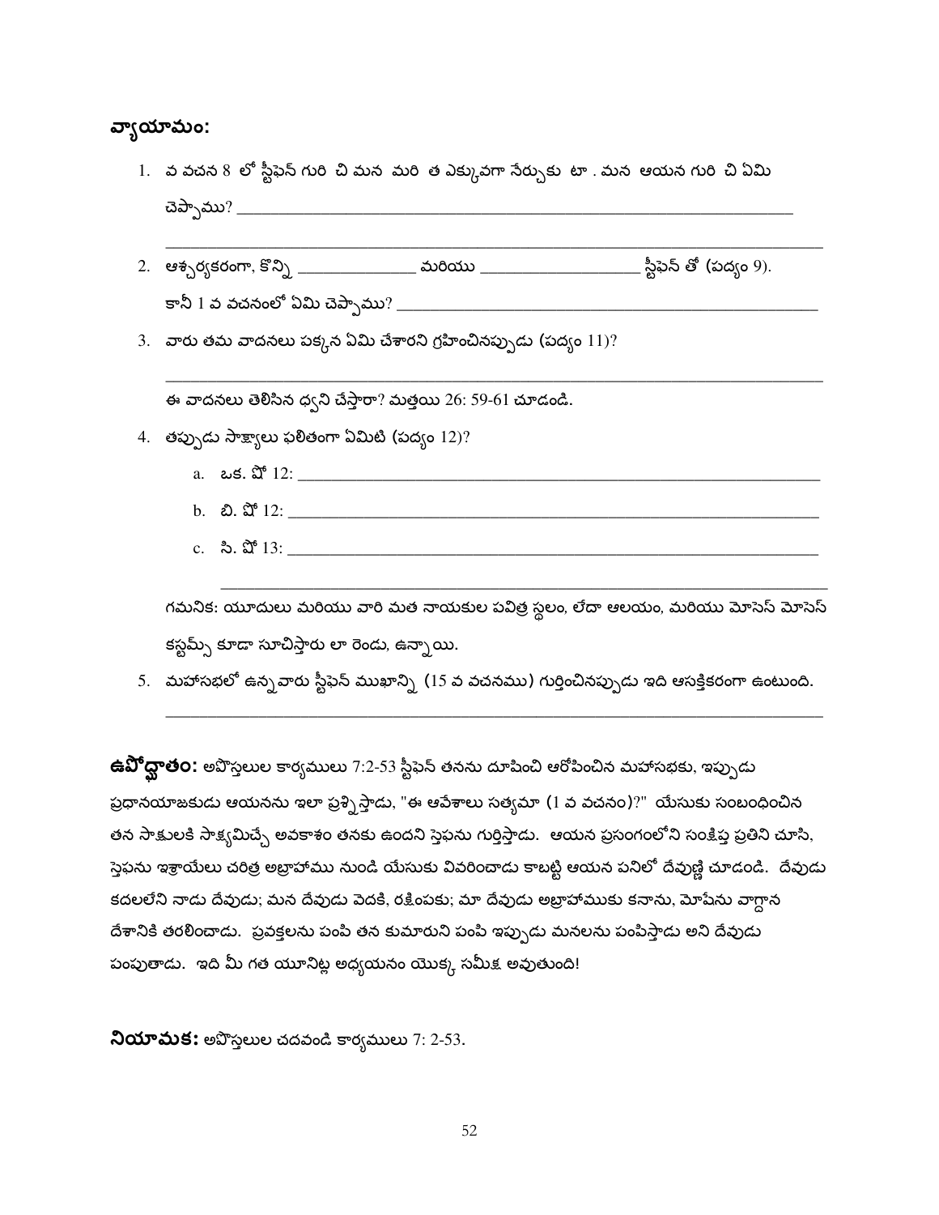**వ్యాయామం:**

1. వ వచన 8 లో స్టీఫెన్ గురి చి మన మరి త ఎక్కువగా నేర్చుకు టా . మన ఆయన గురి చి ఏమి చెప్పాము? ___________________________________________________________________

   ___________________________________________________________________________

2. ఆశ్చర్యకరంగా, కొన్ని _____________ మరియు _________________ స్టీఫెన్ తో (పద్యం 9). కానీ 1 వ వచనంలో ఏమి చెప్పాము? ______________________________________________

3. వారు తమ వాదనలు పక్కన ఏమి చేశారని గ్రహించినప్పుడు (పద్యం 11)?

   ___________________________________________________________________________

   ఈ వాదనలు తెలిసిన ధ్వని చేస్తారా? మత్తయి 26: 59-61 చూడండి.

4. తప్పుడు సాక్ష్యాలు ఫలితంగా ఏమిటి (పద్యం 12)?

   a. ఒక. వో 12: ___________________________________________________________

   b. బి. వో 12: ___________________________________________________________

   c. సి. వో 13: ___________________________________________________________

   ___________________________________________________________________

   గమనిక: యూదులు మరియు వారి మత నాయకుల పవిత్ర స్థలం, లేదా ఆలయం, మరియు మోసెస్ మోసెస్ కస్టమ్స్ కూడా సూచిస్తారు లా రెండు, ఉన్నాయి.

5. మహాసభలో ఉన్న వారు స్టీఫెన్ ముఖాన్ని (15 వ వచనము) గుర్తించినప్పుడు ఇది ఆసక్తికరంగా ఉంటుంది.

   ___________________________________________________________________________

**ఉపోద్ఘాతం:** అపొస్తలుల కార్యములు 7:2-53 స్టీఫెన్ తనను దూషించి ఆరోపించిన మహాసభకు, ఇప్పుడు ప్రధానయాజకుడు ఆయనను ఇలా ప్రశ్నిస్తాడు, "ఈ ఆవేశాలు సత్యమా (1 వ వచనం)?" యేసుకు సంబంధించిన తన సాక్షులకి సాక్ష్యమిచ్చే అవకాశం తనకు ఉందని స్తెఫను గుర్తిస్తాడు. ఆయన ప్రసంగంలోని సంక్షిప్త ప్రతిని చూసి, స్తెఫను ఇశ్రాయేలు చరిత్ర అబ్రాహాము నుండి యేసుకు వివరించాడు కాబట్టి ఆయన పనిలో దేవుణ్ణి చూడండి. దేవుడు కదలలేని నాడు దేవుడు; మన దేవుడు వెదకి, రక్షింపకు; మా దేవుడు అబ్రాహాముకు కనాను, మోషేను వాగ్దాన దేశానికి తరలించాడు. ప్రవక్తలను పంపి తన కుమారుని పంపి ఇప్పుడు మనలను పంపిస్తాడు అని దేవుడు పంపుతాడు. ఇది మీ గత యూనిట్ల అధ్యయనం యొక్క సమీక్ష అవుతుంది!

**నియామక:** అపొస్తలుల చదవండి కార్యములు 7: 2-53.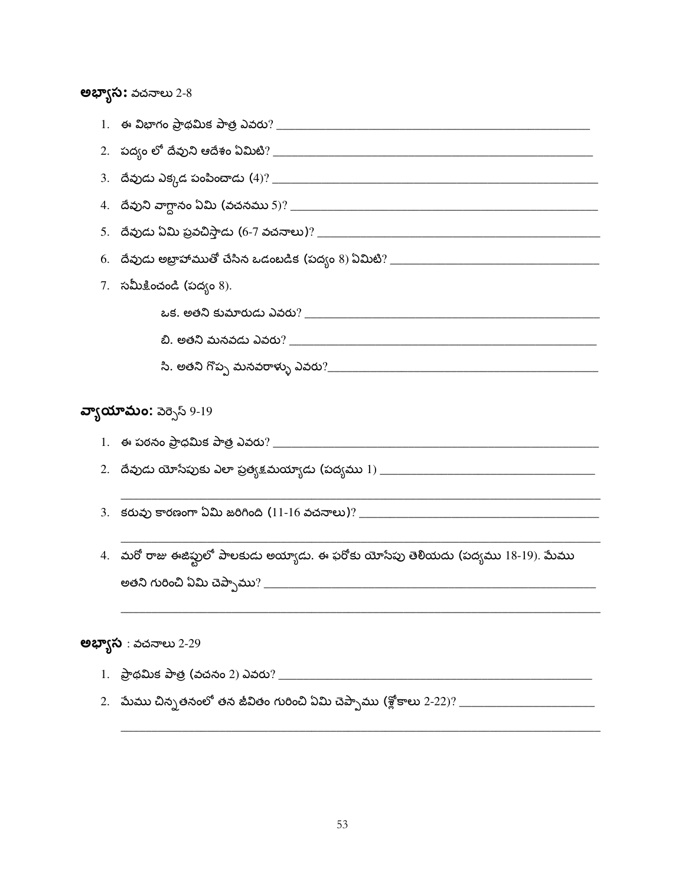**అభ్యాస:** వచనాలు 2-8

1. ఈ విభాగం ప్రాథమిక పాత్ర ఎవరు? ____________________
2. పద్యం లో దేవుని ఆదేశం ఏమిటి? ____________________
3. దేవుడు ఎక్కడ పంపించాడు (4)? ____________________
4. దేవుని వాగ్దానం ఏమి (వచనము 5)? ____________________
5. దేవుడు ఏమి ప్రవచిస్తాడు (6-7 వచనాలు)? ____________________
6. దేవుడు అబ్రాహాముతో చేసిన ఒడంబడిక (పద్యం 8) ఏమిటి? ____________________
7. సమీక్షించండి (పద్యం 8).

   ఒక. అతని కుమారుడు ఎవరు? ____________________

   బి. అతని మనవడు ఎవరు? ____________________

   సి. అతని గొప్ప మనవరాళ్ళు ఎవరు?____________________

**వ్యాయామం:** వెర్సెస్ 9-19

1. ఈ పఠనం ప్రాథమిక పాత్ర ఎవరు? ____________________
2. దేవుడు యోసేపుకు ఎలా ప్రత్యక్షమయ్యాడు (పద్యము 1) ____________________

   ____________________
3. కరువు కారణంగా ఏమి జరిగింది (11-16 వచనాలు)? ____________________

   ____________________
4. మరో రాజు ఈజిప్టులో పాలకుడు అయ్యాడు. ఈ ఫరోకు యోసేపు తెలియదు (పద్యము 18-19). మేము అతని గురించి ఏమి చెప్పాము? ____________________

   ____________________

**అభ్యాస** : వచనాలు 2-29

1. ప్రాథమిక పాత్ర (వచనం 2) ఎవరు? ____________________
2. మేము చిన్నతనంలో తన జీవితం గురించి ఏమి చెప్పాము (శ్లోకాలు 2-22)? ____________________

   ____________________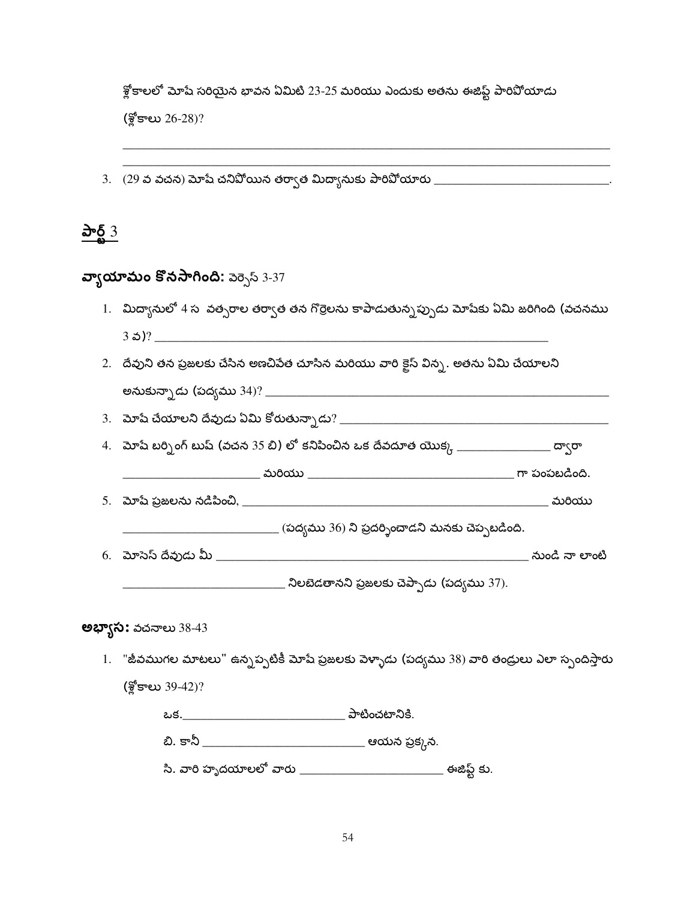శ్లోకాలలో మోషే సరియైన భావన ఏమిటి 23-25 మరియు ఎందుకు అతను ఈజిప్ట్ పారిపోయాడు (శ్లోకాలు 26-28)?

______________________________________________________________________________

______________________________________________________________________________

3. (29 వ వచన) మోషే చనిపోయిన తర్వాత మిద్యానుకు పారిపోయారు ____________________________.

## పార్ట్ 3

### వ్యాయామం కొనసాగింది: వెర్సెస్ 3-37

1. మిద్యానులో 4 స వత్సరాల తర్వాత తన గొర్రెలను కాపాడుతున్నప్పుడు మోషేకు ఏమి జరిగింది (వచనము 3 వ)? ____________________________________________________________
2. దేవుని తన ప్రజలకు చేసిన అణచివేత చూసిన మరియు వారి క్రైస్ విన్న. అతను ఏమి చేయాలని అనుకున్నాడు (పద్యము 34)? ____________________________________________________________
3. మోషే చేయాలని దేవుడు ఏమి కోరుతున్నాడు? ____________________________________________
4. మోషే బర్నింగ్ బుష్ (వచన 35 బి) లో కనిపించిన ఒక దేవదూత యొక్క _______________ ద్వారా _____________________ మరియు _________________________________ గా పంపబడింది.
5. మోషే ప్రజలను నడిపించి, _________________________________________________ మరియు ________________________ (పద్యము 36) ని ప్రదర్శించాడని మనకు చెప్పబడింది.
6. మోసెస్ దేవుడు మీ _________________________________________________ నుండి నా లాంటి __________________________ నిలబెడతానని ప్రజలకు చెప్పాడు (పద్యము 37).

### అభ్యాస: వచనాలు 38-43

1. "జీవముగల మాటలు" ఉన్నప్పటికీ మోషే ప్రజలకు వెళ్ళాడు (పద్యము 38) వారి తండ్రులు ఎలా స్పందిస్తారు (శ్లోకాలు 39-42)?

   ఒక.__________________________ పాటించటానికి.

   బి. కానీ __________________________ ఆయన ప్రక్కన.

   సి. వారి హృదయాలలో వారు ______________________ ఈజిప్ట్ కు.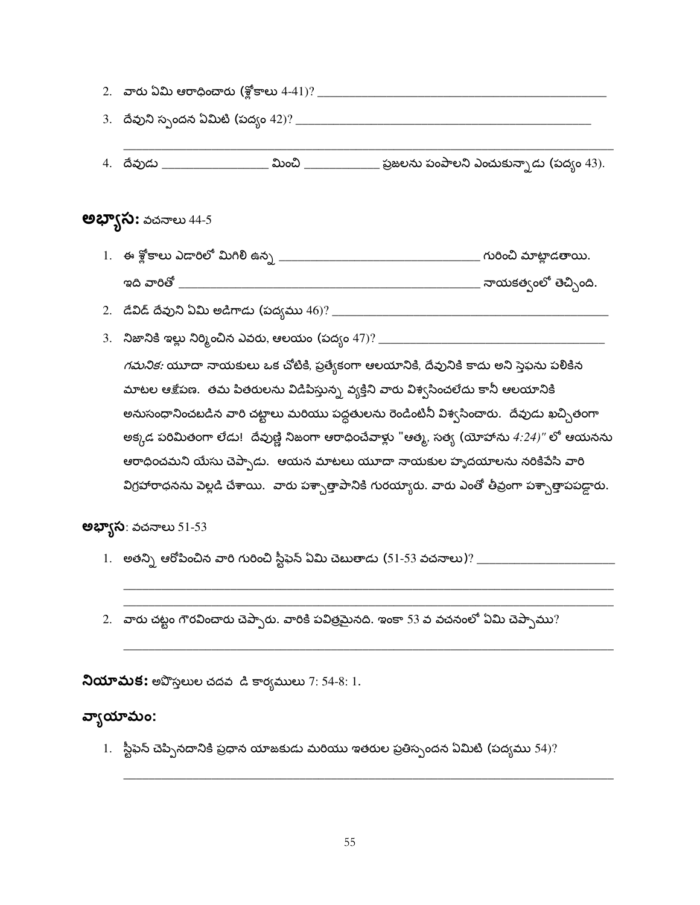2. వారు ఏమి ఆరాధించారు (శ్లోకాలు 4-41)? ______________________________________________

3. దేవుని స్పందన ఏమిటి (పద్యం 42)? ______________________________________________

______________________________________________

4. దేవుడు _________________ మించి ____________ ప్రజలను పంపాలని ఎంచుకున్నాడు (పద్యం 43).

**అభ్యాస:** వచనాలు 44-5

1. ఈ శ్లోకాలు ఎడారిలో మిగిలి ఉన్న ______________________________ గురించి మాట్లాడతాయి.

   ఇది వారితో ______________________________________________ నాయకత్వంలో తెచ్చింది.

2. డేవిడ్ దేవుని ఏమి అడిగాడు (పద్యము 46)? ______________________________________________

3. నిజానికి ఇల్లు నిర్మించిన ఎవరు, ఆలయం (పద్యం 47)? ____________________________________

   *గమనిక:* యూదా నాయకులు ఒక చోటికి, ప్రత్యేకంగా ఆలయానికి, దేవునికి కాదు అని స్తెఫను పలికిన మాటల ఆక్షేపణ. తమ పితరులను విడిపిస్తున్న వ్యక్తిని వారు విశ్వసించలేదు కానీ ఆలయానికి అనుసంధానించబడిన వారి చట్టాలు మరియు పద్ధతులను రెండింటినీ విశ్వసించారు. దేవుడు ఖచ్చితంగా అక్కడ పరిమితంగా లేడు! దేవుణ్ణి నిజంగా ఆరాధించేవాళ్లు "ఆత్మ, సత్య (యోహాను *4:24)"* లో ఆయనను ఆరాధించమని యేసు చెప్పాడు. ఆయన మాటలు యూదా నాయకుల హృదయాలను నరికివేసి వారి విగ్రహారాధనను వెల్లడి చేశాయి. వారు పశ్చాత్తాపానికి గురయ్యారు. వారు ఎంతో తీవ్రంగా పశ్చాత్తాపపడ్డారు.

**అభ్యాస**: వచనాలు 51-53

1. అతన్ని ఆరోపించిన వారి గురించి స్టీఫెన్ ఏమి చెబుతాడు (51-53 వచనాలు)? ______________________

   ______________________________________________

   ______________________________________________

2. వారు చట్టం గౌరవించారు చెప్పారు. వారికి పవిత్రమైనది. ఇంకా 53 వ వచనంలో ఏమి చెప్పాము?

   ______________________________________________

**నియామక:** అపొస్తలుల చదవ డి కార్యములు 7: 54-8: 1.

**వ్యాయామం:**

1. స్టీఫెన్ చెప్పినదానికి ప్రధాన యాజకుడు మరియు ఇతరుల ప్రతిస్పందన ఏమిటి (పద్యము 54)?

   ______________________________________________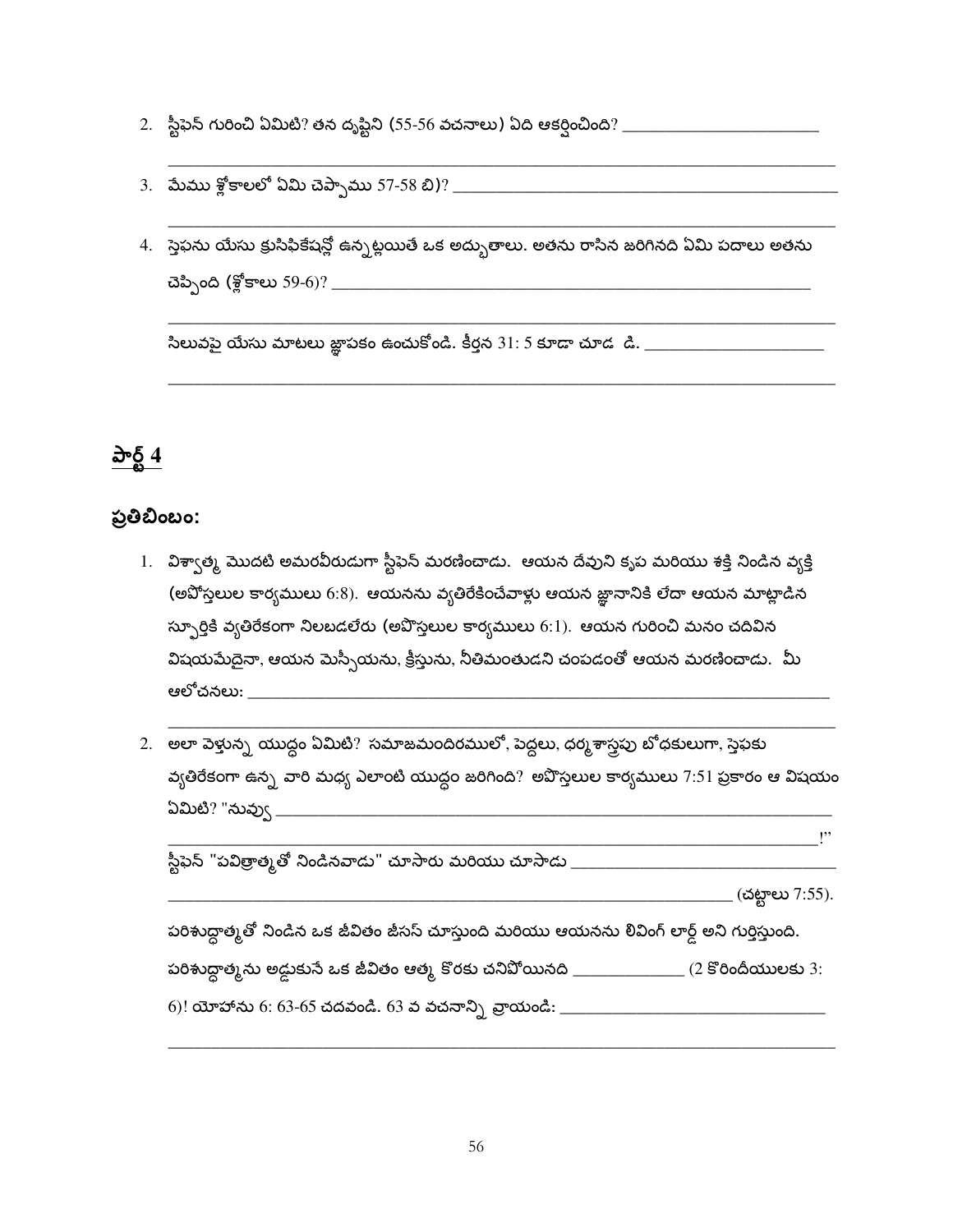2. స్టీఫెన్ గురించి ఏమిటి? తన దృష్టిని (55-56 వచనాలు) ఏది ఆకర్షించింది? ________________________

______________________________________________________________________________

3. మేము శ్లోకాలలో ఏమి చెప్పాము 57-58 బి)? ________________________________________________

______________________________________________________________________________

4. స్తెఫను యేసు క్రుసిఫికేషన్లో ఉన్నట్లయితే ఒక అద్భుతాలు. అతను రాసిన జరిగినది ఏమి పదాలు అతను చెప్పింది (శ్లోకాలు 59-6)? ____________________________________________________________

______________________________________________________________________________

సిలువపై యేసు మాటలు జ్ఞాపకం ఉంచుకోండి. కీర్తన 31: 5 కూడా చూడ డి. ______________________

______________________________________________________________________________

## పార్ట్ 4

### ప్రతిబింబం:

1. విశ్వాత్మ మొదటి అమరవీరుడుగా స్టీఫెన్ మరణించాడు. ఆయన దేవుని కృప మరియు శక్తి నిండిన వ్యక్తి (అపోస్తలుల కార్యములు 6:8). ఆయనను వ్యతిరేకించేవాళ్లు ఆయన జ్ఞానానికి లేదా ఆయన మాట్లాడిన స్పూర్తికి వ్యతిరేకంగా నిలబడలేరు (అపోస్తలుల కార్యములు 6:1). ఆయన గురించి మనం చదివిన విషయమేదైనా, ఆయన మెస్సీయను, క్రీస్తును, నీతిమంతుడని చంపడంతో ఆయన మరణించాడు. మీ ఆలోచనలు: ____________________________________________________________________

______________________________________________________________________________

2. అలా వెళ్తున్న యుద్ధం ఏమిటి? సమాజమందిరములో, పెద్దలు, ధర్మశాస్త్రపు బోధకులుగా, స్తెఫకు వ్యతిరేకంగా ఉన్న వారి మధ్య ఎలాంటి యుద్ధం జరిగింది? అపొస్తలుల కార్యములు 7:51 ప్రకారం ఆ విషయం ఏమిటి? "నువ్వు ____________________________________________________________________

______________________________________________________________________________!"

స్టీఫెన్ "పవిత్రాత్మతో నిండినవాడు" చూసారు మరియు చూసాడు ______________________________

______________________________________________________________________ (చట్టాలు 7:55).

పరిశుద్ధాత్మతో నిండిన ఒక జీవితం జీసస్ చూస్తుంది మరియు ఆయనను లివింగ్ లార్డ్ అని గుర్తిస్తుంది. పరిశుద్ధాత్మను అడ్డుకునే ఒక జీవితం ఆత్మ కొరకు చనిపోయినది _____________ (2 కొరిందీయులకు 3: 6)! యోహాను 6: 63-65 చదవండి. 63 వ వచనాన్ని వ్రాయండి: ________________________________

______________________________________________________________________________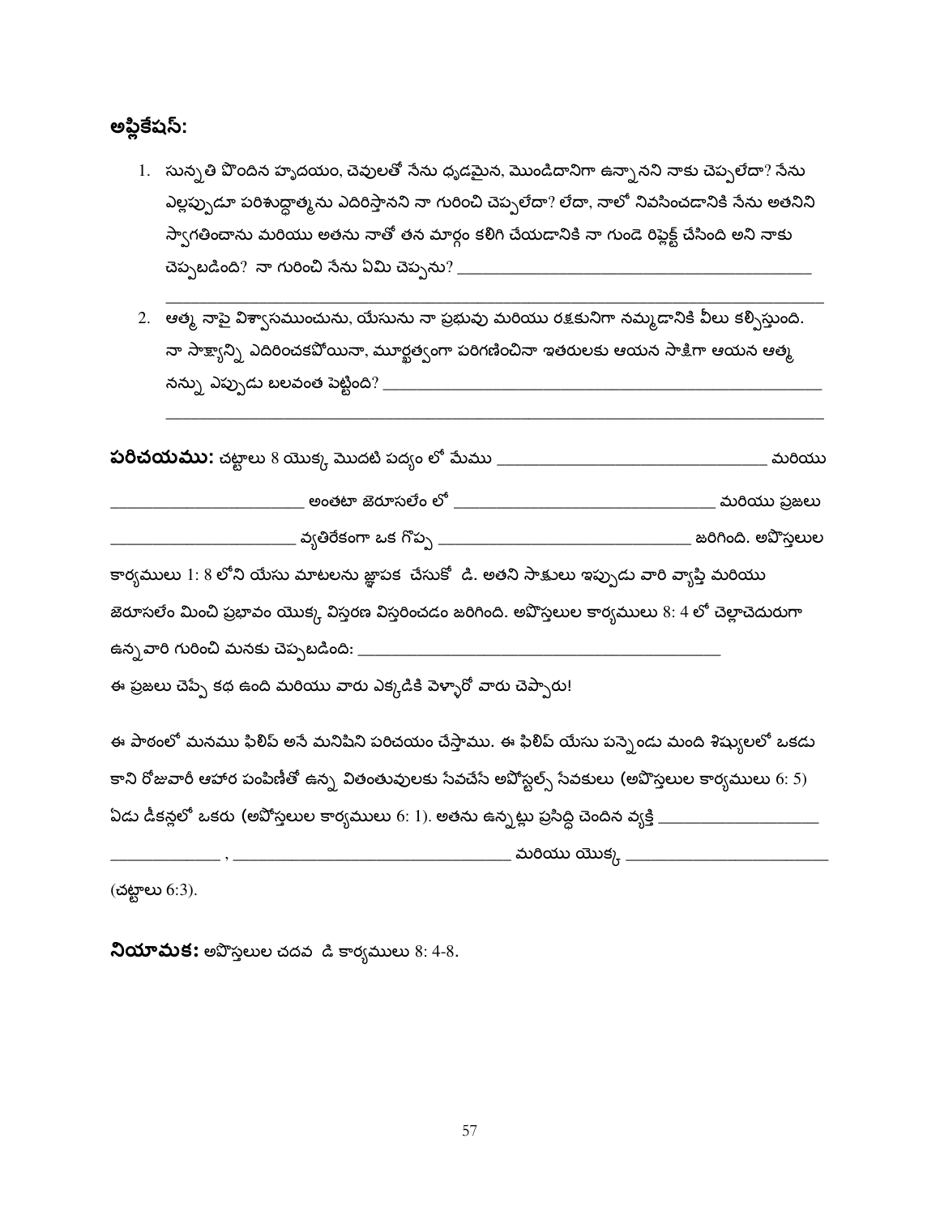**అప్లికేషన్:**

1. సున్నతి పొందిన హృదయం, చెవులతో నేను ధృడమైన, మొండిదానిగా ఉన్నానని నాకు చెప్పలేదా? నేను ఎల్లప్పుడూ పరిశుద్ధాత్మను ఎదిరిస్తానని నా గురించి చెప్పలేదా? లేదా, నాలో నివసించడానికి నేను అతనిని స్వాగతించాను మరియు అతను నాతో తన మార్గం కలిగి చేయడానికి నా గుండె రిఫ్లెక్ట్ చేసింది అని నాకు చెప్పబడింది? నా గురించి నేను ఏమి చెప్పను? ________________________________________
________________________________________________________________

2. ఆత్మ నాపై విశ్వాసముంచును, యేసును నా ప్రభువు మరియు రక్షకునిగా నమ్మడానికి వీలు కల్పిస్తుంది. నా సాక్ష్యాన్ని ఎదిరించకపోయినా, మూర్ఖత్వంగా పరిగణించినా ఇతరులకు ఆయన సాక్షిగా ఆయన ఆత్మ నన్ను ఎప్పుడు బలవంత పెట్టింది? ________________________________________
________________________________________________________________

**పరిచయము:** చట్టాలు 8 యొక్క మొదటి పద్యం లో మేము ______________________________ మరియు ______________________ అంతటా జెరూసలేం లో ______________________________ మరియు ప్రజలు ______________________ వ్యతిరేకంగా ఒక గొప్ప ______________________________ జరిగింది. అపొస్తలుల కార్యములు 1: 8 లోని యేసు మాటలను జ్ఞాపక చేసుకో డి. అతని సాకులు ఇప్పుడు వారి వ్యాప్తి మరియు జెరూసలేం మించి ప్రభావం యొక్క విస్తరణ విస్తరించడం జరిగింది. అపొస్తలుల కార్యములు 8: 4 లో చెల్లాచెదురుగా ఉన్న వారి గురించి మనకు చెప్పబడింది: ________________________________________
ఈ ప్రజలు చెప్పే కథ ఉంది మరియు వారు ఎక్కడికి వెళ్ళారో వారు చెప్పారు!

ఈ పాఠంలో మనము ఫిలిప్ అనే మనిషిని పరిచయం చేస్తాము. ఈ ఫిలిప్ యేసు పన్నెండు మంది శిష్యులలో ఒకడు కాని రోజువారీ ఆహార పంపిణీతో ఉన్న వితంతువులకు సేవచేసే అపోస్టల్స్ సేవకులు (అపొస్తలుల కార్యములు 6: 5) ఏడు డీకన్లలో ఒకరు (అపోస్తలుల కార్యములు 6: 1). అతను ఉన్నట్లు ప్రసిద్ధి చెందిన వ్యక్తి __________________
_____________ , ______________________________ మరియు యొక్క ______________________
(చట్టాలు 6:3).

**నియామక:** అపొస్తలుల చదవ డి కార్యములు 8: 4-8.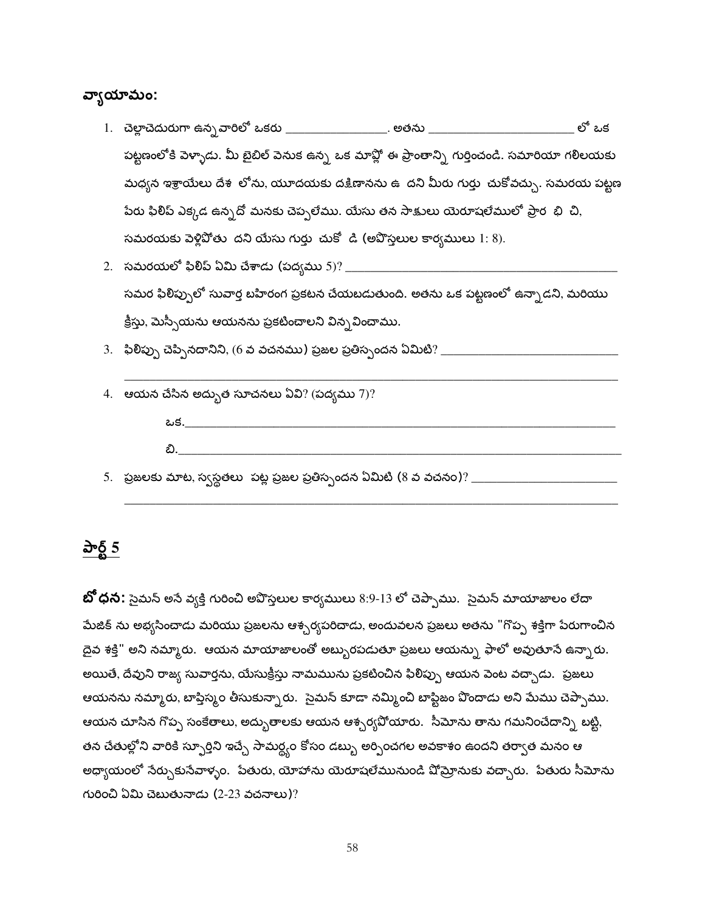## వ్యాయామం:

1. చెల్లాచెదురుగా ఉన్నవారిలో ఒకరు ________________. అతను ______________________ లో ఒక పట్టణంలోకి వెళ్ళాడు. మీ బైబిల్ వెనుక ఉన్న ఒక మాప్లో ఈ ప్రాంతాన్ని గుర్తించండి. సమారియా గలిలయకు మధ్యన ఇశ్రాయేలు దేశ లోను, యూదయకు దక్షిణానను ఉ దని మీరు గుర్తు చుకోవచ్చు. సమరయ పట్టణ పేరు ఫిలిప్ ఎక్కడ ఉన్నదో మనకు చెప్పలేము. యేసు తన సాక్షులు యెరూషలేములో ప్రార భి చి, సమరయకు వెళ్లిపోతు దని యేసు గుర్తు చుకో డి (అపొస్తలుల కార్యములు 1: 8).
2. సమరయలో ఫిలిప్ ఏమి చేశాడు (పద్యము 5)? ____________________________________________
   సమర ఫిలిప్పులో సువార్త బహిరంగ ప్రకటన చేయబడుతుంది. అతను ఒక పట్టణంలో ఉన్నాడని, మరియు క్రీస్తు, మెస్సీయను ఆయనను ప్రకటించాలని విన్నవించాము.
3. ఫిలిప్పు చెప్పినదానిని, (6 వ వచనము) ప్రజల ప్రతిస్పందన ఏమిటి? ___________________________
   ________________________________________________________________________________
4. ఆయన చేసిన అద్భుత సూచనలు ఏవి? (పద్యము 7)?

   ఒక.______________________________________________________________________

   బి.______________________________________________________________________
5. ప్రజలకు మాట, స్వస్థతలు పట్ల ప్రజల ప్రతిస్పందన ఏమిటి (8 వ వచనం)? ______________________
   ________________________________________________________________________________

## పార్ట్ 5

**బోధన:** సైమన్ అనే వ్యక్తి గురించి అపొస్తలుల కార్యములు 8:9-13 లో చెప్పాము. సైమన్ మాయాజాలం లేదా మేజిక్ ను అభ్యసించాడు మరియు ప్రజలను ఆశ్చర్యపరిచాడు, అందువలన ప్రజలు అతను "గొప్ప శక్తిగా పేరుగాంచిన దైవ శక్తి" అని నమ్మారు. ఆయన మాయాజాలంతో అబ్బురపడుతూ ప్రజలు ఆయన్ను ఫాలో అవుతూనే ఉన్నారు. అయితే, దేవుని రాజ్య సువార్తను, యేసుక్రీస్తు నామమును ప్రకటించిన ఫిలిప్పు ఆయన వెంట వచ్చాడు. ప్రజలు ఆయనను నమ్మారు, బాప్తిస్మం తీసుకున్నారు. సైమన్ కూడా నమ్మించి బాప్టిజం పొందాడు అని మేము చెప్పాము. ఆయన చూసిన గొప్ప సంకేతాలు, అద్భుతాలకు ఆయన ఆశ్చర్యపోయారు. సీమోను తాను గమనించేదాన్ని బట్టి, తన చేతుల్లోని వారికి స్ఫూర్తిని ఇచ్చే సామర్థ్యం కోసం డబ్బు అర్పించగల అవకాశం ఉందని తర్వాత మనం ఆ అధ్యాయంలో నేర్చుకుసేవాళ్ళం. పేతురు, యోహాను యెరూషలేమునుండి షోమ్రోనుకు వచ్చారు. పేతురు సీమోను గురించి ఏమి చెబుతునాడు (2-23 వచనాలు)?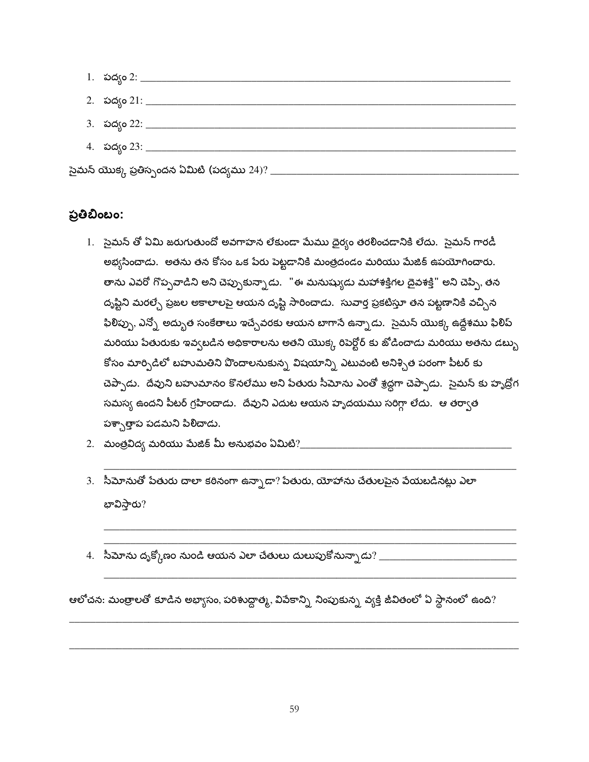1. పద్యం 2: ______________________________________________
2. పద్యం 21: ______________________________________________
3. పద్యం 22: ______________________________________________
4. పద్యం 23: ______________________________________________

సైమన్ యొక్క ప్రతిస్పందన ఏమిటి (పద్యము 24)? ______________________________

## ప్రతిబింబం:

1. సైమన్ తో ఏమి జరుగుతుందో అవగాహన లేకుండా మేము ధైర్యం తరలించడానికి లేదు. సైమన్ గారడీ అభ్యసించాడు. అతను తన కోసం ఒక పేరు పెట్టడానికి మంత్రదండం మరియు మేజిక్ ఉపయోగించారు. తాను ఎవరో గొప్పవాడిని అని చెప్పుకున్నాడు. "ఈ మనుష్యుడు మహాశక్తిగల దైవశక్తి" అని చెప్పి, తన దృష్టిని మరల్చే ప్రజల అకాలాలపై ఆయన దృష్టి సారించాడు. సువార్త ప్రకటిస్తూ తన పట్టణానికి వచ్చిన ఫిలిప్పు, ఎన్నో అద్భుత సంకేతాలు ఇచ్చేవరకు ఆయన బాగానే ఉన్నాడు. సైమన్ యొక్క ఉద్దేశము ఫిలిప్ మరియు పేతురుకు ఇవ్వబడిన అధికారాలను అతని యొక్క రిపెర్టోర్ కు జోడించాడు మరియు అతను డబ్బు కోసం మార్పిడిలో బహుమతిని పొందాలనుకున్న విషయాన్ని ఎటువంటి అనిశ్చిత పరంగా పీటర్ కు చెప్పాడు. దేవుని బహుమానం కొనలేము అని పేతురు సీమోను ఎంతో శ్రద్ధగా చెప్పాడు. సైమన్ కు హృద్రోగ సమస్య ఉందని పీటర్ గ్రహించాడు. దేవుని ఎదుట ఆయన హృదయము సరిగ్గా లేదు. ఆ తర్వాత పశ్చాత్తాప పడమని పిలిచాడు.
2. మంత్రవిద్య మరియు మేజిక్ మీ అనుభవం ఏమిటి? ______________________________
______________________________________________
3. సీమోనుతో పేతురు చాలా కఠినంగా ఉన్నాడా? పేతురు, యోహాను చేతులపైన వేయబడినట్లు ఎలా భావిస్తారు?
______________________________________________
______________________________________________
4. సీమోను దృక్కోణం నుండి ఆయన ఎలా చేతులు దులుపుకోనున్నాడు? ______________________
______________________________________________

ఆలోచన: మంత్రాలతో కూడిన అభ్యాసం, పరిశుద్ధాత్మ, వివేకాన్ని నింపుకున్న వ్యక్తి జీవితంలో ఏ స్థానంలో ఉంది?
______________________________________________
______________________________________________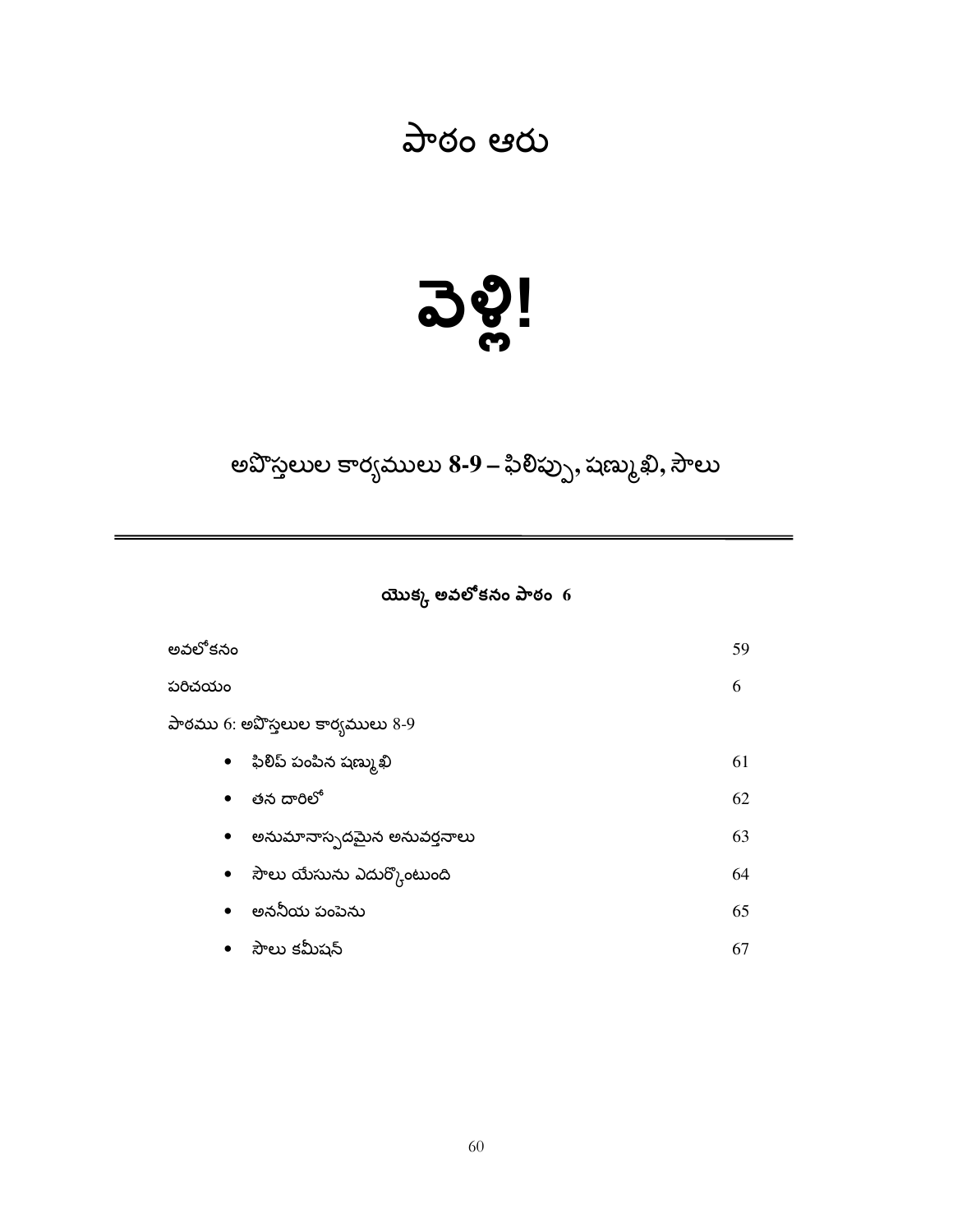# పాఠం ఆరు

# వెళ్లి!

## అపొస్తలుల కార్యములు 8-9 – ఫిలిప్పు, షణ్ముఖి, సౌలు

---

### యొక్క అవలోకనం పాఠం 6

| | |
|---|---|
| అవలోకనం | 59 |
| పరిచయం | 6 |
| పాఠము 6: అపొస్తలుల కార్యములు 8-9 | |
| • ఫిలిప్ పంపిన షణ్ముఖి | 61 |
| • తన దారిలో | 62 |
| • అనుమానాస్పదమైన అనువర్తనాలు | 63 |
| • సౌలు యేసును ఎదుర్కొంటుంది | 64 |
| • అననీయ పంపెను | 65 |
| • సౌలు కమీషన్ | 67 |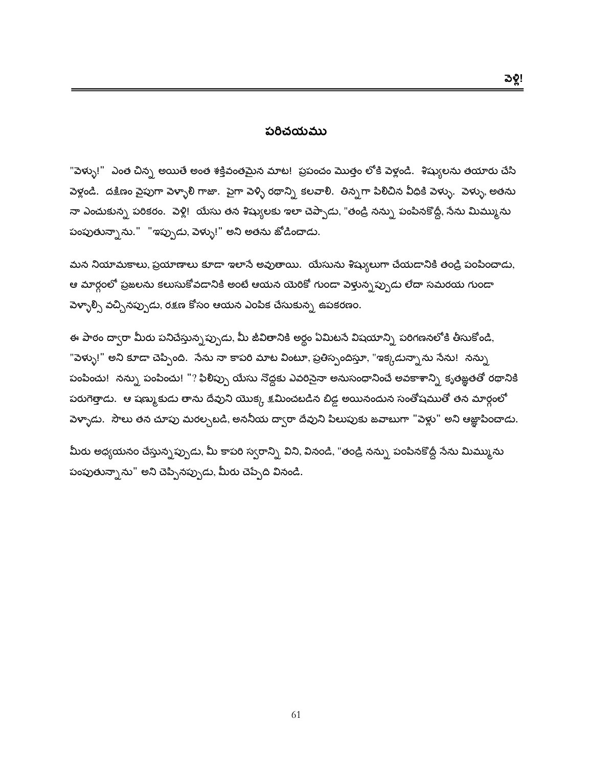## పరిచయము

"వెళ్ళు!" ఎంత చిన్న అయితే అంత శక్తివంతమైన మాట! ప్రపంచం మొత్తం లోకి వెళ్లండి. శిష్యులను తయారు చేసి వెళ్లండి. దక్షిణం వైపుగా వెళ్ళాలి గాజా. పైగా వెళ్ళి రథాన్ని కలవాలి. తిన్నగా పిలిచిన వీధికి వెళ్ళు. వెళ్ళు, అతను నా ఎంచుకున్న పరికరం. వెళ్లి! యేసు తన శిష్యులకు ఇలా చెప్పాడు, "తండ్రి నన్ను పంపినకొద్దీ, నేను మిమ్మును పంపుతున్నాను." "ఇప్పుడు, వెళ్ళు!" అని అతను జోడించాడు.

మన నియామకాలు, ప్రయాణాలు కూడా ఇలానే అవుతాయి. యేసును శిష్యులుగా చేయడానికి తండ్రి పంపించాడు, ఆ మార్గంలో ప్రజలను కలుసుకోవడానికి అంటే ఆయన యెరికో గుండా వెళ్తున్నప్పుడు లేదా సమరయ గుండా వెళ్ళాల్సి వచ్చినప్పుడు, రక్షణ కోసం ఆయన ఎంపిక చేసుకున్న ఉపకరణం.

ఈ పాఠం ద్వారా మీరు పనిచేస్తున్నప్పుడు, మీ జీవితానికి అర్థం ఏమిటనే విషయాన్ని పరిగణనలోకి తీసుకోండి, "వెళ్ళు!" అని కూడా చెప్పింది. నేను నా కాపరి మాట వింటూ, ప్రతిస్పందిస్తూ, "ఇక్కడున్నాను నేను! నన్ను పంపించు! నన్ను పంపించు! "? ఫిలిప్పు యేసు నొద్దకు ఎవరినైనా అనుసంధానించే అవకాశాన్ని కృతజ్ఞతతో రథానికి పరుగెత్తాడు. ఆ షణ్ముకుడు తాను దేవుని యొక్క క్షమించబడిన బిడ్డ అయినందున సంతోషముతో తన మార్గంలో వెళ్ళాడు. సౌలు తన చూపు మరల్చబడి, అననీయ ద్వారా దేవుని పిలుపుకు జవాబుగా "వెళ్లు" అని ఆజ్ఞాపించాడు.

మీరు అధ్యయనం చేస్తున్నప్పుడు, మీ కాపరి స్వరాన్ని విని, వినండి, "తండ్రి నన్ను పంపినకొద్దీ నేను మిమ్మును పంపుతున్నాను" అని చెప్పినప్పుడు, మీరు చెప్పేది వినండి.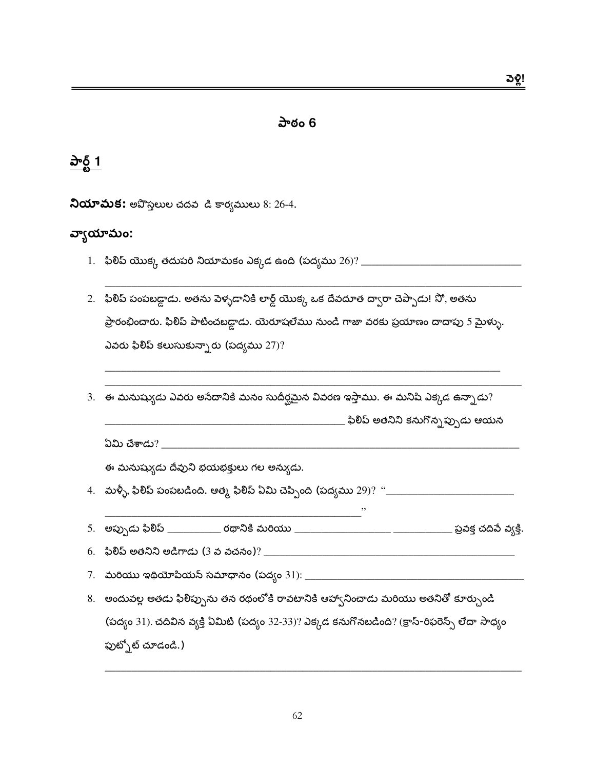## పాఠం 6

## పార్ట్ 1

**నియామక:** అపొస్తలుల చదవ  డి కార్యములు 8: 26-4.

**వ్యాయామం:**

1. ఫిలిప్ యొక్క తదుపరి నియామకం ఎక్కడ ఉంది (పద్యము 26)? ______________________________

   ____________________________________________________________________________

2. ఫిలిప్ పంపబడ్డాడు. అతను వెళ్ళడానికి లార్డ్ యొక్క ఒక దేవదూత ద్వారా చెప్పాడు! నో, అతను ప్రారంభించారు. ఫిలిప్ పాటించబడ్డాడు. యెరూషలేము నుండి గాజా వరకు ప్రయాణం దాదాపు 5 మైళ్ళు. ఎవరు ఫిలిప్ కలుసుకున్నారు (పద్యము 27)?

   ____________________________________________________________________________

   ____________________________________________________________________________

3. ఈ మనుష్యుడు ఎవరు అనేదానికి మనం సుదీర్ఘమైన వివరణ ఇస్తాము. ఈ మనిషి ఎక్కడ ఉన్నాడు? ______________________________________________ ఫిలిప్ అతనిని కనుగొన్నప్పుడు ఆయన ఏమి చేశాడు? ____________________________________________________________________

   ఈ మనుష్యుడు దేవుని భయభక్తులు గల అన్యుడు.

4. మళ్ళీ, ఫిలిప్ పంపబడింది. ఆత్మ ఫిలిప్ ఏమి చెప్పింది (పద్యము 29)? "________________________

   ________________________________________________"

5. అప్పుడు ఫిలిప్ __________ రథానికి మరియు __________________ ___________ ప్రవక్త చదివే వ్యక్తి.

6. ఫిలిప్ అతనిని అడిగాడు (3 వ వచనం)? ________________________________________________

7. మరియు ఇథియోపియన్ సమాధానం (పద్యం 31): __________________________________________

8. అందువల్ల అతడు ఫిలిప్పును తన రథంలోకి రావటానికి ఆహ్వానించాడు మరియు అతనితో కూర్చుండి (పద్యం 31). చదివిన వ్యక్తి ఏమిటి (పద్యం 32-33)? ఎక్కడ కనుగొనబడింది? (క్రాస్-రిఫరెన్స్ లేదా సాధ్యం ఫుట్నోట్ చూడండి.)

   ____________________________________________________________________________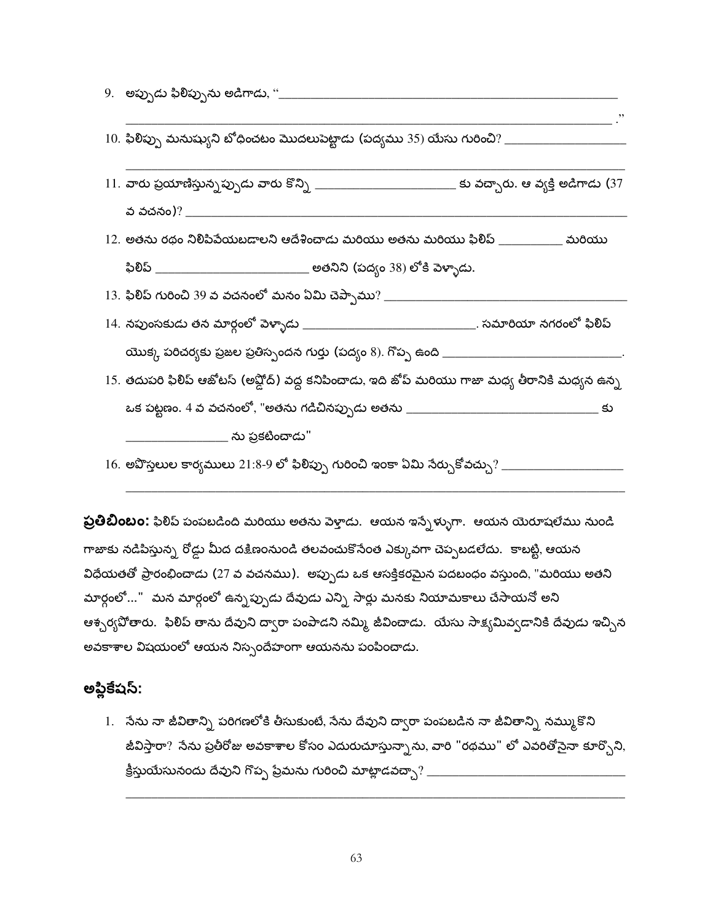9. అప్పుడు ఫిలిప్పును అడిగాడు, "\_\_\_\_\_\_\_\_\_\_\_\_\_\_\_\_\_\_\_\_\_\_\_\_\_\_\_\_\_\_\_\_\_\_\_\_\_\_\_\_\_\_\_\_\_\_\_\_\_\_\_\_\_\_\_\_\_\_\_\_\_\_\_\_\_\_\_\_\_\_\_\_\_\_\_\_\_\_\_\_\_\_\_\_\_\_\_\_\_\_\_\_\_\_\_\_\_\_\_\_\_\_\_\_\_\_\_\_\_\_\_\_\_\_\_\_\_\_\_\_\_\_\_\_\_\_\_\_\_\_\_ ."

10. ఫిలిప్పు మనుష్యుని బోధించటం మొదలుపెట్టాడు (పద్యము 35) యేసు గురించి? \_\_\_\_\_\_\_\_\_\_\_\_\_\_\_\_\_\_\_\_\_\_\_\_\_\_\_\_\_\_\_\_\_\_\_\_\_\_\_\_\_\_\_\_\_\_\_\_\_\_\_\_\_\_\_\_\_\_\_\_\_\_\_\_\_\_\_\_\_\_\_\_\_\_\_\_\_\_\_\_\_\_\_\_\_\_\_\_\_\_\_\_\_\_\_\_\_\_

11. వారు ప్రయాణిస్తున్నప్పుడు వారు కొన్ని \_\_\_\_\_\_\_\_\_\_\_\_\_\_\_\_\_\_\_\_\_\_\_\_ కు వచ్చారు. ఆ వ్యక్తి అడిగాడు (37 వ వచనం)? \_\_\_\_\_\_\_\_\_\_\_\_\_\_\_\_\_\_\_\_\_\_\_\_\_\_\_\_\_\_\_\_\_\_\_\_\_\_\_\_\_\_\_\_\_\_\_\_\_\_\_\_\_\_\_\_\_\_\_\_

12. అతను రథం నిలిపివేయబడాలని ఆదేశించాడు మరియు అతను మరియు ఫిలిప్ \_\_\_\_\_\_\_\_\_\_ మరియు ఫిలిప్ \_\_\_\_\_\_\_\_\_\_\_\_\_\_\_\_\_\_\_\_\_\_\_\_ అతనిని (పద్యం 38) లోకి వెళ్ళాడు.

13. ఫిలిప్ గురించి 39 వ వచనంలో మనం ఏమి చెప్పాము? \_\_\_\_\_\_\_\_\_\_\_\_\_\_\_\_\_\_\_\_\_\_\_\_\_\_\_\_\_\_\_\_\_\_\_\_\_\_\_\_

14. నపుంసకుడు తన మార్గంలో వెళ్ళాడు \_\_\_\_\_\_\_\_\_\_\_\_\_\_\_\_\_\_\_\_\_\_\_\_\_\_\_\_. సమారియా నగరంలో ఫిలిప్ యొక్క పరిచర్యకు ప్రజల ప్రతిస్పందన గుర్తు (పద్యం 8). గొప్ప ఉంది \_\_\_\_\_\_\_\_\_\_\_\_\_\_\_\_\_\_\_\_\_\_\_\_\_\_\_\_.

15. తదుపరి ఫిలిప్ ఆజోటస్ (అష్దోద్) వద్ద కనిపించాడు, ఇది జోప్ మరియు గాజా మధ్య తీరానికి మధ్యన ఉన్న ఒక పట్టణం. 4 వ వచనంలో, "అతను గడిచినప్పుడు అతను \_\_\_\_\_\_\_\_\_\_\_\_\_\_\_\_\_\_\_\_\_\_\_\_\_\_\_\_\_\_ కు \_\_\_\_\_\_\_\_\_\_\_\_\_\_\_\_ ను ప్రకటించాడు"

16. అపొస్తలుల కార్యములు 21:8-9 లో ఫిలిప్పు గురించి ఇంకా ఏమి నేర్చుకోవచ్చు? \_\_\_\_\_\_\_\_\_\_\_\_\_\_\_\_\_\_\_\_\_\_\_\_\_\_\_\_\_\_\_\_\_\_\_\_\_\_\_\_\_\_\_\_\_\_\_\_\_\_\_\_\_\_\_\_\_\_\_\_\_\_\_\_\_\_\_\_\_\_\_\_\_\_\_\_\_\_\_\_\_\_\_\_\_\_\_\_\_\_\_\_\_\_\_\_\_\_

**ప్రతిబింబం:** ఫిలిప్ పంపబడింది మరియు అతను వెళ్లాడు. ఆయన ఇన్నేళ్ళుగా. ఆయన యెరూషలేము నుండి గాజాకు నడిపిస్తున్న రోడ్డు మీద దక్షిణంనుండి తలవంచుకొనేంత ఎక్కువగా చెప్పబడలేదు. కాబట్టి, ఆయన విధేయతతో ప్రారంభించాడు (27 వ వచనము). అప్పుడు ఒక ఆసక్తికరమైన పదబంధం వస్తుంది, "మరియు అతని మార్గంలో..." మన మార్గంలో ఉన్నప్పుడు దేవుడు ఎన్ని సార్లు మనకు నియామకాలు చేసాయనో అని ఆశ్చర్యపోతారు. ఫిలిప్ తాను దేవుని ద్వారా పంపాడని నమ్మి జీవించాడు. యేసు సాక్ష్యమివ్వడానికి దేవుడు ఇచ్చిన అవకాశాల విషయంలో ఆయన నిస్సందేహంగా ఆయనను పంపించాడు.

## అప్లికేషన్:

1. నేను నా జీవితాన్ని పరిగణలోకి తీసుకుంటే, నేను దేవుని ద్వారా పంపబడిన నా జీవితాన్ని నమ్ముకొని జీవిస్తారా? నేను ప్రతీరోజు అవకాశాల కోసం ఎదురుచూస్తున్నాను, వారి "రథము" లో ఎవరితోనైనా కూర్చొని, క్రీస్తుయేసునందు దేవుని గొప్ప ప్రేమను గురించి మాట్లాడవచ్చా? \_\_\_\_\_\_\_\_\_\_\_\_\_\_\_\_\_\_\_\_\_\_\_\_\_\_\_\_\_\_\_\_\_\_\_\_\_\_\_\_\_\_\_\_\_\_\_\_\_\_\_\_\_\_\_\_\_\_\_\_\_\_\_\_\_\_\_\_\_\_\_\_\_\_\_\_\_\_\_\_\_\_\_\_\_\_\_\_\_\_\_\_\_\_\_\_\_\_\_\_\_\_\_\_\_\_\_\_\_\_\_\_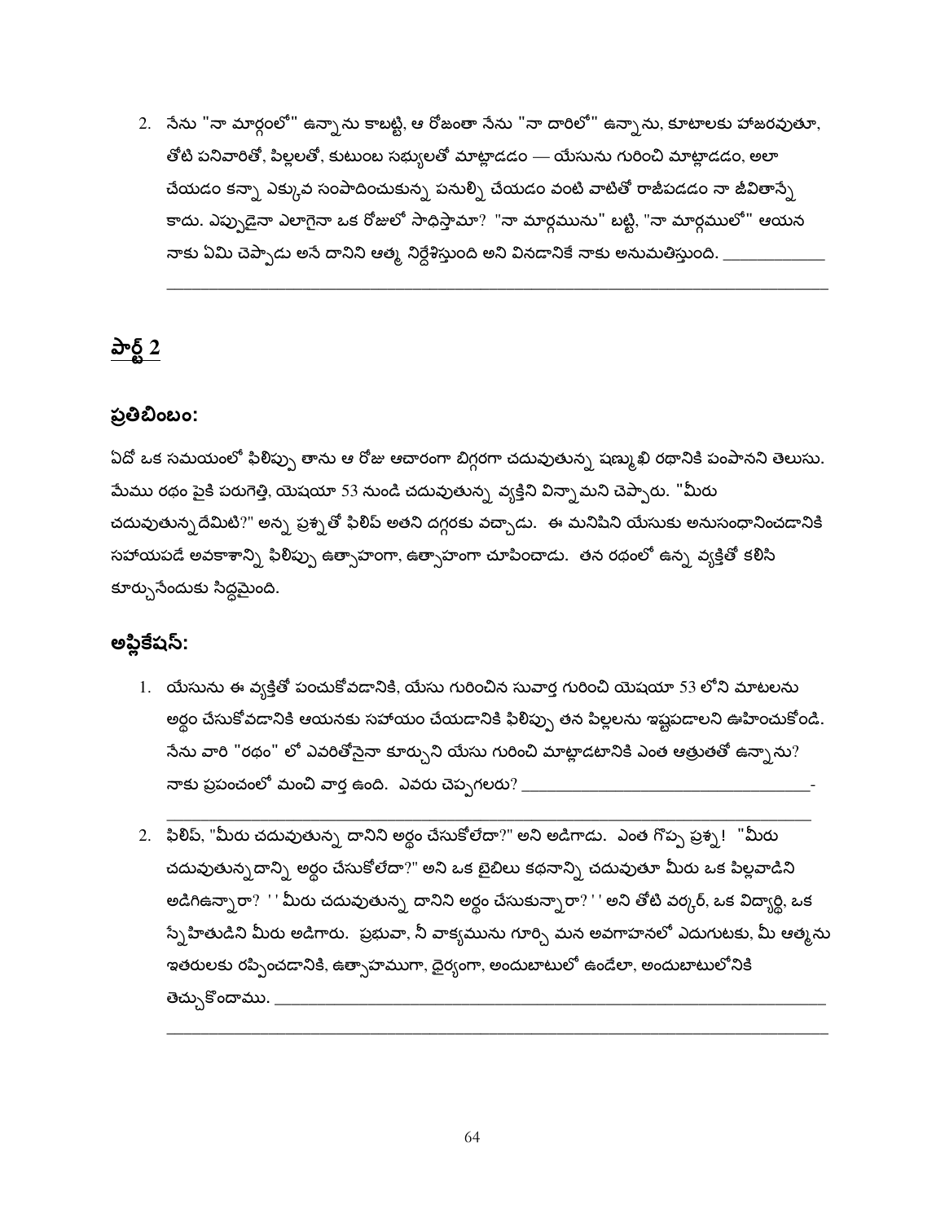2. నేను "నా మార్గంలో'" ఉన్నాను కాబట్టి, ఆ రోజంతా నేను "నా దారిలో'" ఉన్నాను, కూటాలకు హాజరవుతూ, తోటి పనివారితో, పిల్లలతో, కుటుంబ సభ్యులతో మాట్లాడడం — యేసును గురించి మాట్లాడడం, అలా చేయడం కన్నా ఎక్కువ సంపాదించుకున్న పనుల్ని చేయడం వంటి వాటితో రాజీపడడం నా జీవితాన్నే కాదు. ఎప్పుడైనా ఎలాగైనా ఒక రోజులో సాధిస్తామా? "నా మార్గమును" బట్టి, "నా మార్గములో'" ఆయన నాకు ఏమి చెప్పాడు అనే దానిని ఆత్మ నిర్దేశిస్తుంది అని వినడానికే నాకు అనుమతిస్తుంది. ____________

______________________________________________________________________________

## పార్ట్ 2

### ప్రతిబింబం:

ఏదో ఒక సమయంలో ఫిలిప్పు తాను ఆ రోజు ఆచారంగా బిగ్గరగా చదువుతున్న షణ్ముఖి రథానికి పంపానని తెలుసు. మేము రథం పైకి పరుగెత్తి, యెషయా 53 నుండి చదువుతున్న వ్యక్తిని విన్నామని చెప్పారు. "మీరు చదువుతున్నదేమిటి?" అన్న ప్రశ్నతో ఫిలిప్ అతని దగ్గరకు వచ్చాడు. ఈ మనిషిని యేసుకు అనుసంధానించడానికి సహాయపడే అవకాశాన్ని ఫిలిప్పు ఉత్సాహంగా, ఉత్సాహంగా చూపించాడు. తన రథంలో ఉన్న వ్యక్తితో కలిసి కూర్చునేందుకు సిద్ధమైంది.

### అప్లికేషన్:

1. యేసును ఈ వ్యక్తితో పంచుకోవడానికి, యేసు గురించిన సువార్త గురించి యెషయా 53 లోని మాటలను అర్థం చేసుకోవడానికి ఆయనకు సహాయం చేయడానికి ఫిలిప్పు తన పిల్లలను ఇష్టపడాలని ఊహించుకోండి. నేను వారి "రథం" లో ఎవరితోనైనా కూర్చుని యేసు గురించి మాట్లాడటానికి ఎంత ఆత్రుతతో ఉన్నాను? నాకు ప్రపంచంలో మంచి వార్త ఉంది. ఎవరు చెప్పగలరు? ___________________________________-

   ______________________________________________________________________________

2. ఫిలిప్, "మీరు చదువుతున్న దానిని అర్థం చేసుకోలేదా?" అని అడిగాడు. ఎంత గొప్ప ప్రశ్న! "మీరు చదువుతున్నదాన్ని అర్థం చేసుకోలేదా?" అని ఒక బైబిలు కథనాన్ని చదువుతూ మీరు ఒక పిల్లవాడిని అడిగిఉన్నారా? ''మీరు చదువుతున్న దానిని అర్థం చేసుకున్నారా?'' అని తోటి వర్కర్, ఒక విద్యార్థి, ఒక స్నేహితుడిని మీరు అడిగారు. ప్రభువా, నీ వాక్యమును గూర్చి మన అవగాహనలో ఎదుగుటకు, మీ ఆత్మను ఇతరులకు రప్పించడానికి, ఉత్సాహముగా, ధైర్యంగా, అందుబాటులో ఉండేలా, అందుబాటులోనికి తెచ్చుకొందాము. ______________________________________________________________

   ______________________________________________________________________________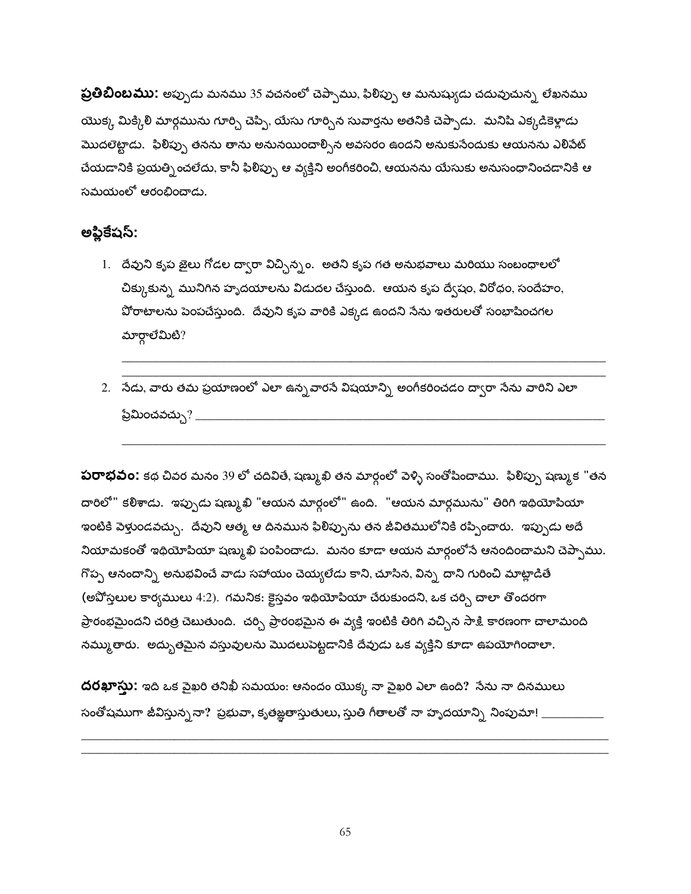**ప్రతిబింబము:** అప్పుడు మనము 35 వచనంలో చెప్పాము, ఫిలిప్పు ఆ మనుష్యుడు చదువుచున్న లేఖనము యొక్క మిక్కిలి మార్గమును గూర్చి చెప్పి, యేసు గూర్చిన సువార్తను అతనికి చెప్పాడు. మనిషి ఎక్కడికెళ్లాడు మొదలెట్టాడు. ఫిలిప్పు తనను తాను అనునయించాల్సిన అవసరం ఉందని అనుకునేందుకు ఆయనను ఎలివేట్ చేయడానికి ప్రయత్నించలేదు, కానీ ఫిలిప్పు ఆ వ్యక్తిని అంగీకరించి, ఆయనను యేసుకు అనుసంధానించడానికి ఆ సమయంలో ఆరంభించాడు.

## అప్లికేషన్:

1. దేవుని కృప జైలు గోడల ద్వారా విచ్ఛిన్నం. అతని కృప గత అనుభవాలు మరియు సంబంధాలలో చిక్కుకున్న మునిగిన హృదయాలను విడుదల చేస్తుంది. ఆయన కృప ద్వేషం, విరోధం, సందేహం, పోరాటాలను పెంపచేస్తుంది. దేవుని కృప వారికి ఎక్కడ ఉందని నేను ఇతరులతో సంభాషించగల మార్గాలేమిటి?

   ________________________________________________________________________
   ________________________________________________________________________

2. నేడు, వారు తమ ప్రయాణంలో ఎలా ఉన్నవారనే విషయాన్ని అంగీకరించడం ద్వారా నేను వారిని ఎలా ప్రేమించవచ్చు? ____________________________________________________________

   ________________________________________________________________________

**పరాభవం:** కథ చివర మనం 39 లో చదివితే, షణ్ముఖి తన మార్గంలో వెళ్ళి సంతోషించాము. ఫిలిప్పు షణ్ముక "తన దారిలో" కలిశాడు. ఇప్పుడు షణ్ముఖి "ఆయన మార్గంలో" ఉంది. "ఆయన మార్గమును" తిరిగి ఇథియోపియా ఇంటికి వెళ్తుండవచ్చు. దేవుని ఆత్మ ఆ దినమున ఫిలిప్పును తన జీవితములోనికి రప్పించారు. ఇప్పుడు అదే నియామకంతో ఇథియోపియా షణ్ముఖి పంపించాడు. మనం కూడా ఆయన మార్గంలోనే ఆనందించామని చెప్పాము. గొప్ప ఆనందాన్ని అనుభవించే వాడు సహాయం చెయ్యలేడు కాని, చూసిన, విన్న దాని గురించి మాట్లాడితే (అపోస్తలుల కార్యములు 4:2). గమనిక: క్రైస్తవం ఇథియోపియా చేరుకుందని, ఒక చర్చి చాలా తొందరగా ప్రారంభమైందని చరిత్ర చెబుతుంది. చర్చి ప్రారంభమైన ఈ వ్యక్తి ఇంటికి తిరిగి వచ్చిన సాక్షి కారణంగా చాలామంది నమ్ముతారు. అద్భుతమైన వస్తువులను మొదలుపెట్టడానికి దేవుడు ఒక వ్యక్తిని కూడా ఉపయోగించాలా.

**దరఖాస్తు:** ఇది ఒక వైఖరి తనిఖీ సమయం: ఆనందం యొక్క నా వైఖరి ఎలా ఉంది? నేను నా దినములు సంతోషముగా జీవిస్తున్నానా? ప్రభువా, కృతజ్ఞతాస్తుతులు, స్తుతి గీతాలతో నా హృదయాన్ని నింపుమా! __________

________________________________________________________________________
________________________________________________________________________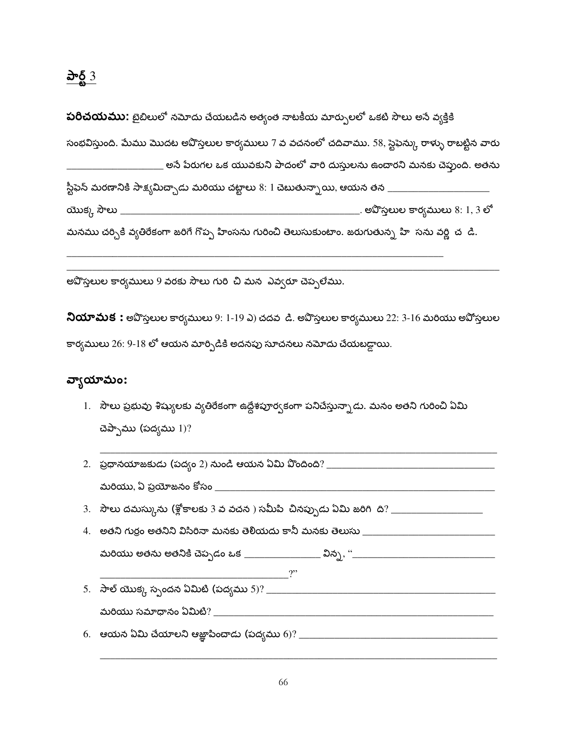## పార్ట్ 3

**పరిచయము:** బైబిలులో నమోదు చేయబడిన అత్యంత నాటకీయ మార్పులలో ఒకటి సౌలు అనే వ్యక్తికి సంభవిస్తుంది. మేము మొదట అపొస్తలుల కార్యములు 7 వ వచనంలో చదివాము. 58, స్టెఫెన్కు రాళ్ళు రాబట్టిన వారు ____________________ అనే పేరుగల ఒక యువకుని పాదంలో వారి దుస్తులను ఉంచారని మనకు చెప్తుంది. అతను స్టీఫెన్ మరణానికి సాక్ష్యమిచ్చాడు మరియు చట్టాలు 8: 1 చెబుతున్నాయి, ఆయన తన ____________________ యొక్క సౌలు __________________________________________. అపొస్తలుల కార్యములు 8: 1, 3 లో మనము చర్చికి వ్యతిరేకంగా జరిగే గొప్ప హింసను గురించి తెలుసుకుంటాం. జరుగుతున్న హి సను వర్ణి చ డి.

________________________________________________________________________________

________________________________________________________________________________

అపొస్తలుల కార్యములు 9 వరకు సౌలు గురి చి మన ఎవ్వరూ చెప్పలేము.

**నియామక :** అపొస్తలుల కార్యములు 9: 1-19 ఎ) చదవ డి. అపొస్తలుల కార్యములు 22: 3-16 మరియు అపొస్తలుల కార్యములు 26: 9-18 లో ఆయన మార్పిడికి అదనపు సూచనలు నమోదు చేయబడ్డాయి.

## వ్యాయామం:

1. సౌలు ప్రభువు శిష్యులకు వ్యతిరేకంగా ఉద్దేశపూర్వకంగా పనిచేస్తున్నాడు. మనం అతని గురించి ఏమి చెప్పాము (పద్యము 1)?

   ________________________________________________________________________________

2. ప్రధానయాజకుడు (పద్యం 2) నుండి ఆయన ఏమి పొందింది? ______________________________

   మరియు, ఏ ప్రయోజనం కోసం ______________________________________________________

3. సౌలు దమస్కును (శ్లోకాలకు 3 వ వచన ) సమీపి చినప్పుడు ఏమి జరిగి ది? ________________

4. అతని గుర్రం అతనిని విసిరినా మనకు తెలియదు కానీ మనకు తెలుసు ______________________

   మరియు అతను అతనికి చెప్పడం ఒక ______________ విన్న, "__________________________

   ____________________________________?"

5. సౌల్ యొక్క స్పందన ఏమిటి (పద్యము 5)? __________________________________________

   మరియు సమాధానం ఏమిటి? ______________________________________________________

6. ఆయన ఏమి చేయాలని ఆజ్ఞాపించాడు (పద్యము 6)? ____________________________________

   ________________________________________________________________________________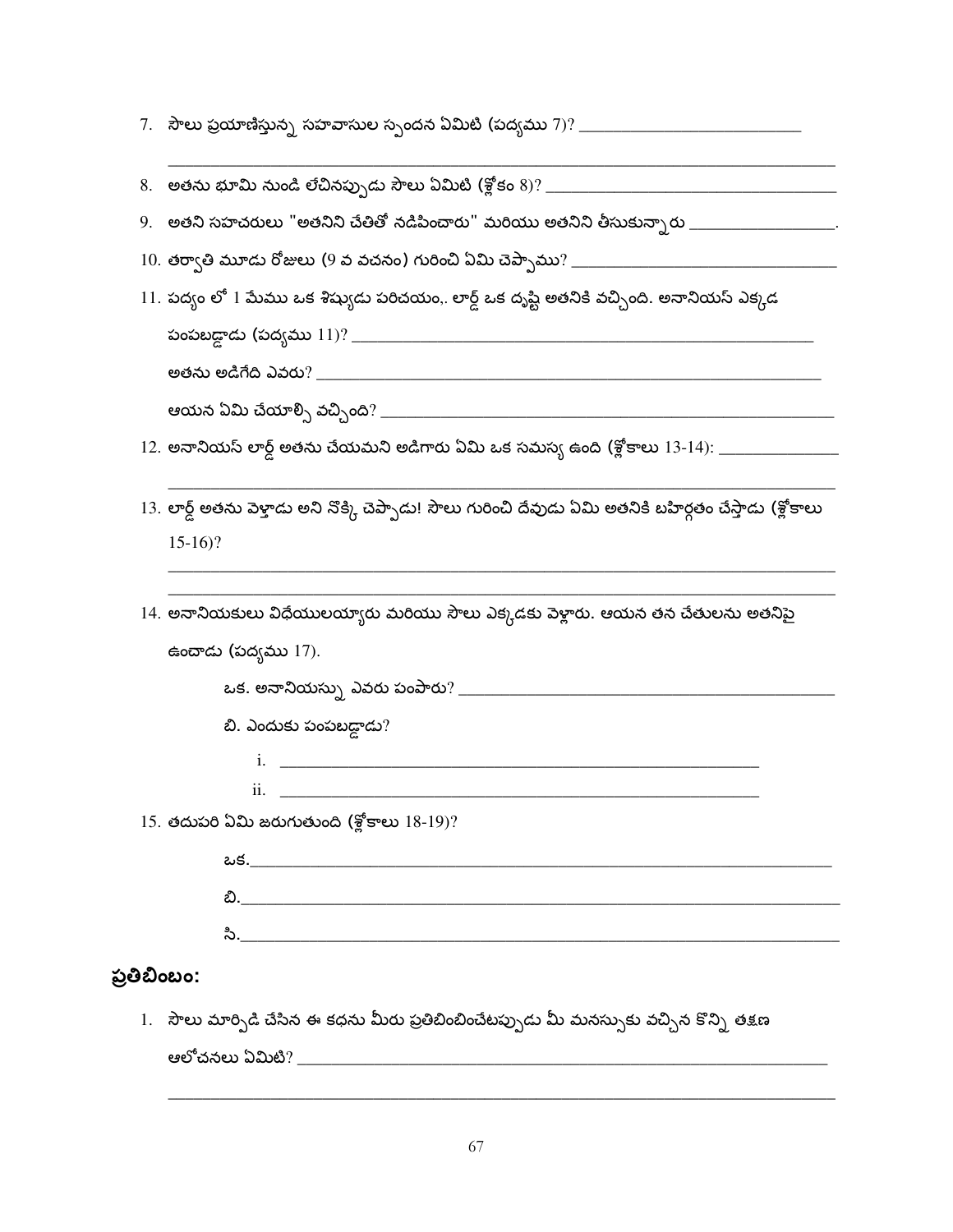7. సౌలు ప్రయాణిస్తున్న సహవాసుల స్పందన ఏమిటి (పద్యము 7)? ____________________

____________________________________________________________

8. అతను భూమి నుండి లేచినప్పుడు సౌలు ఏమిటి (శ్లోకం 8)? ____________________

9. అతని సహచరులు "అతనిని చేతితో నడిపించారు" మరియు అతనిని తీసుకున్నారు ____________.

10. తర్వాతి మూడు రోజులు (9 వ వచనం) గురించి ఏమి చెప్పాము? ____________________

11. పద్యం లో 1 మేము ఒక శిష్యుడు పరిచయం,. లార్డ్ ఒక దృష్టి అతనికి వచ్చింది. అననియస్ ఎక్కడ పంపబడ్డాడు (పద్యము 11)? ____________________

అతను అడిగేది ఎవరు? ____________________

ఆయన ఏమి చేయాల్సి వచ్చింది? ____________________

12. అననియస్ లార్డ్ అతను చేయమని అడిగారు ఏమి ఒక సమస్య ఉంది (శ్లోకాలు 13-14): ____________

____________________________________________________________

13. లార్డ్ అతను వెళ్లాడు అని నొక్కి చెప్పాడు! సౌలు గురించి దేవుడు ఏమి అతనికి బహిర్గతం చేస్తాడు (శ్లోకాలు 15-16)?

____________________________________________________________

____________________________________________________________

14. అననియకులు విధేయులయ్యారు మరియు సౌలు ఎక్కడకు వెళ్లారు. ఆయన తన చేతులను అతనిపై ఉంచాడు (పద్యము 17).

ఒక. అననియస్ను ఎవరు పంపారు? ____________________

బి. ఎందుకు పంపబడ్డాడు?

i. ____________________

ii. ____________________

15. తదుపరి ఏమి జరుగుతుంది (శ్లోకాలు 18-19)?

ఒక.____________________

బి.____________________

సి.____________________

## ప్రతిబింబం:

1. సౌలు మార్పిడి చేసిన ఈ కథను మీరు ప్రతిబింబించేటప్పుడు మీ మనస్సుకు వచ్చిన కొన్ని తక్షణ ఆలోచనలు ఏమిటి? ____________________

____________________________________________________________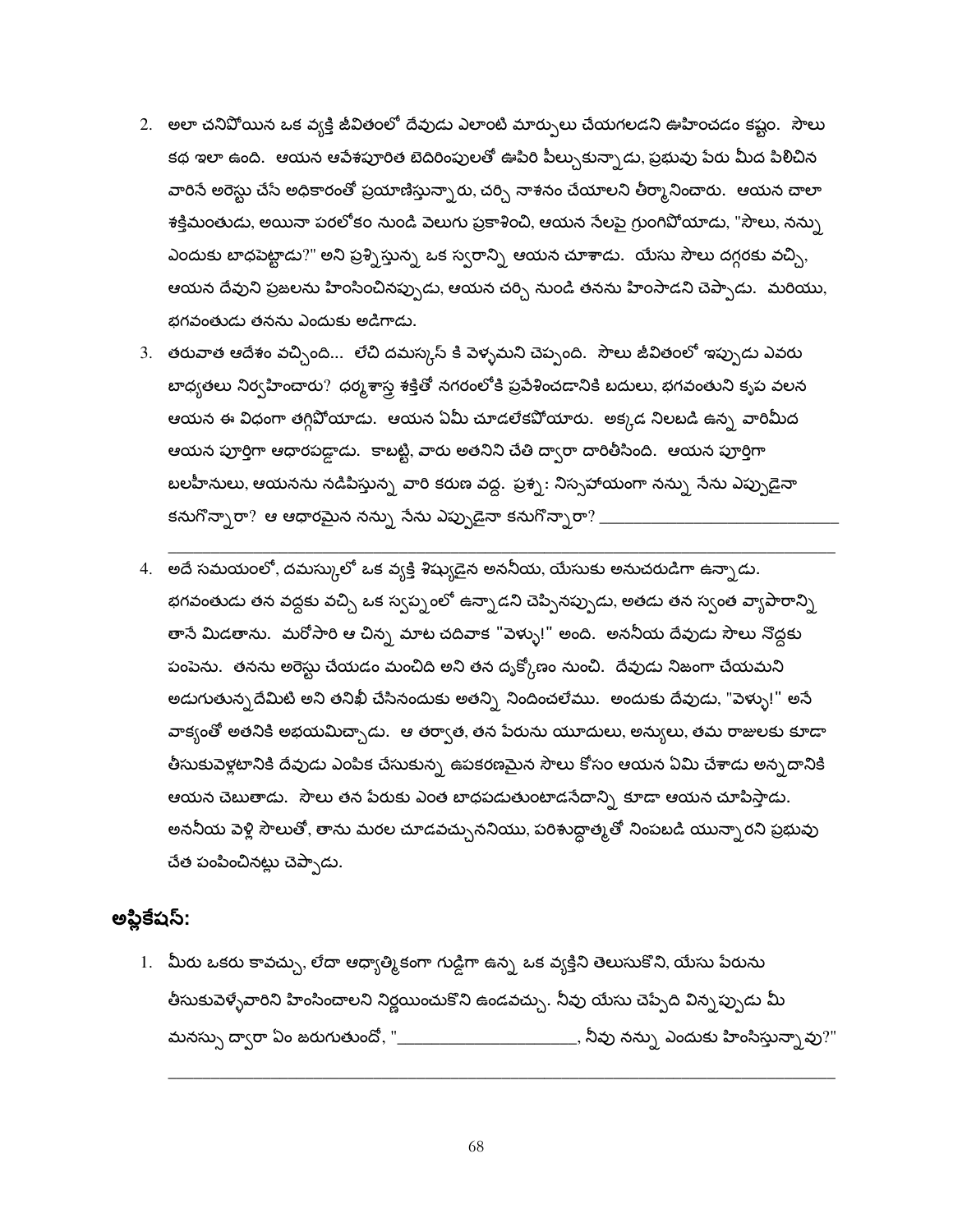2. అలా చనిపోయిన ఒక వ్యక్తి జీవితంలో దేవుడు ఎలాంటి మార్పులు చేయగలడని ఊహించడం కష్టం. సౌలు కథ ఇలా ఉంది. ఆయన ఆవేశపూరిత బెదిరింపులతో ఊపిరి పీల్చుకున్నాడు, ప్రభువు పేరు మీద పిలిచిన వారినే అరెస్టు చేసే అధికారంతో ప్రయాణిస్తున్నారు, చర్చి నాశనం చేయాలని తీర్మానించారు. ఆయన చాలా శక్తిమంతుడు, అయినా పరలోకం నుండి వెలుగు ప్రకాశించి, ఆయన నేలపై గ్రుంగిపోయాడు, "సౌలు, నన్ను ఎందుకు బాధపెట్టాడు?" అని ప్రశ్నిస్తున్న ఒక స్వరాన్ని ఆయన చూశాడు. యేసు సౌలు దగ్గరకు వచ్చి, ఆయన దేవుని ప్రజలను హింసించినప్పుడు, ఆయన చర్చి నుండి తనను హింసాడని చెప్పాడు. మరియు, భగవంతుడు తనను ఎందుకు అడిగాడు.
3. తరువాత ఆదేశం వచ్చింది... లేచి దమస్కస్ కి వెళ్ళమని చెప్పంది. సౌలు జీవితంలో ఇప్పుడు ఎవరు బాధ్యతలు నిర్వహించారు? ధర్మశాస్త్ర శక్తితో నగరంలోకి ప్రవేశించడానికి బదులు, భగవంతుని కృప వలన ఆయన ఈ విధంగా తగ్గిపోయాడు. ఆయన ఏమీ చూడలేకపోయారు. అక్కడ నిలబడి ఉన్న వారిమీద ఆయన పూర్తిగా ఆధారపడ్డాడు. కాబట్టి, వారు అతనిని చేతి ద్వారా దారితీసింది. ఆయన పూర్తిగా బలహీనులు, ఆయనను నడిపిస్తున్న వారి కరుణ వద్ద. ప్రశ్న: నిస్సహాయంగా నన్ను నేను ఎప్పుడైనా కనుగొన్నారా? ఆ ఆధారమైన నన్ను నేను ఎప్పుడైనా కనుగొన్నారా? ______________________________

______________________________________________________________________________
4. అదే సమయంలో, దమస్కులో ఒక వ్యక్తి శిష్యుడైన అననీయ, యేసుకు అనుచరుడిగా ఉన్నాడు. భగవంతుడు తన వద్దకు వచ్చి ఒక స్వప్నంలో ఉన్నాడని చెప్పినప్పుడు, అతడు తన స్వంత వ్యాపారాన్ని తానే మిడతాను. మరోసారి ఆ చిన్న మాట చదివాక "వెళ్ళు!" అంది. అననీయ దేవుడు సౌలు నొద్దకు పంపెను. తనను అరెస్టు చేయడం మంచిది అని తన దృక్కోణం నుంచి. దేవుడు నిజంగా చేయమని అడుగుతున్నదేమిటి అని తనిఖీ చేసినందుకు అతన్ని నిందించలేము. అందుకు దేవుడు, "వెళ్ళు!" అనే వాక్యంతో అతనికి అభయమిచ్చాడు. ఆ తర్వాత, తన పేరును యూదులు, అన్యులు, తమ రాజులకు కూడా తీసుకువెళ్లటానికి దేవుడు ఎంపిక చేసుకున్న ఉపకరణమైన సౌలు కోసం ఆయన ఏమి చేశాడు అన్నదానికి ఆయన చెబుతాడు. సౌలు తన పేరుకు ఎంత బాధపడుతుంటాడనేదాన్ని కూడా ఆయన చూపిస్తాడు. అననీయ వెళ్లి సౌలుతో, తాను మరల చూడవచ్చుననియు, పరిశుద్ధాత్మతో నింపబడి యున్నారని ప్రభువు చేత పంపించినట్లు చెప్పాడు.

## అప్లికేషన్:

1. మీరు ఒకరు కావచ్చు, లేదా ఆధ్యాత్మికంగా గుడ్డిగా ఉన్న ఒక వ్యక్తిని తెలుసుకొని, యేసు పేరును తీసుకువెళ్ళేవారిని హింసించాలని నిర్ణయించుకొని ఉండవచ్చు. నీవు యేసు చెప్పేది విన్నప్పుడు మీ మనస్సు ద్వారా ఏం జరుగుతుందో, "____________________, నీవు నన్ను ఎందుకు హింసిస్తున్నావు?"

______________________________________________________________________________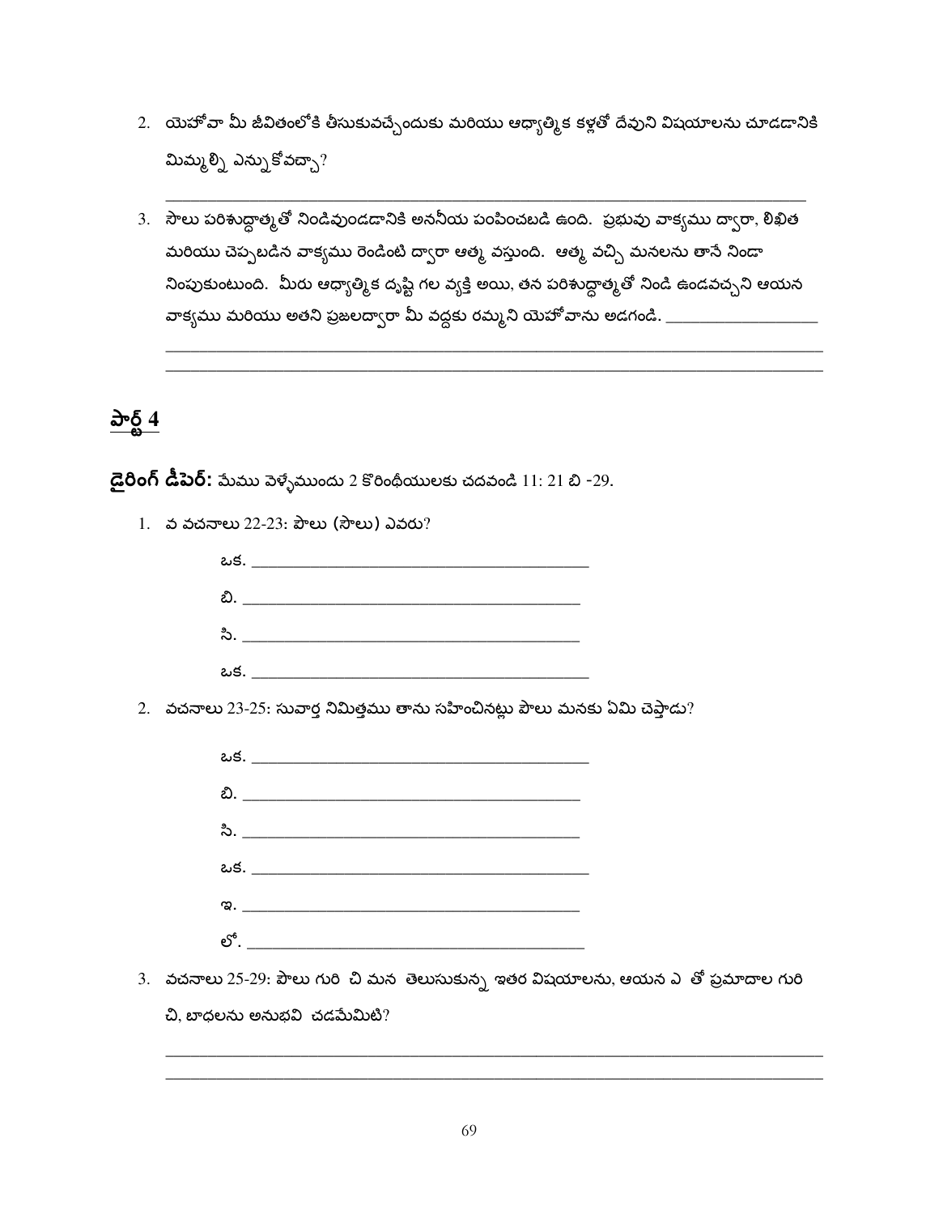2. యెహోవా మీ జీవితంలోకి తీసుకువచ్చేందుకు మరియు ఆధ్యాత్మిక కళ్లతో దేవుని విషయాలను చూడడానికి మిమ్మల్ని ఎన్నుకోవచ్చా?

_______________________________________________________________________________

3. సౌలు పరిశుద్ధాత్మతో నిండివుండడానికి అననీయ పంపించబడి ఉంది. ప్రభువు వాక్యము ద్వారా, లిఖిత మరియు చెప్పబడిన వాక్యము రెండింటి ద్వారా ఆత్మ వస్తుంది. ఆత్మ వచ్చి మనలను తానే నిండా నింపుకుంటుంది. మీరు ఆధ్యాత్మిక దృష్టి గల వ్యక్తి అయి, తన పరిశుద్ధాత్మతో నిండి ఉండవచ్చని ఆయన వాక్యము మరియు అతని ప్రజలద్వారా మీ వద్దకు రమ్మని యెహోవాను అడగండి. ___________________

_______________________________________________________________________________

_______________________________________________________________________________

## పార్ట్ 4

**డైరింగ్ డీపెర్:** మేము వెళ్ళేముందు 2 కొరింథీయులకు చదవండి 11: 21 బి -29.

1. వ వచనాలు 22-23: పౌలు (సౌలు) ఎవరు?

   ఒక. ________________________________________

   బి. ________________________________________

   సి. ________________________________________

   ఒక. ________________________________________

2. వచనాలు 23-25: సువార్త నిమిత్తము తాను సహించినట్లు పౌలు మనకు ఏమి చెప్తాడు?

   ఒక. ________________________________________

   బి. ________________________________________

   సి. ________________________________________

   ఒక. ________________________________________

   ఇ. ________________________________________

   లో. ________________________________________

3. వచనాలు 25-29: పౌలు గురి చి మన తెలుసుకున్న ఇతర విషయాలను, ఆయన ఎ తో ప్రమాదాల గురి చి, బాధలను అనుభవి చడమేమిటి?

_______________________________________________________________________________

_______________________________________________________________________________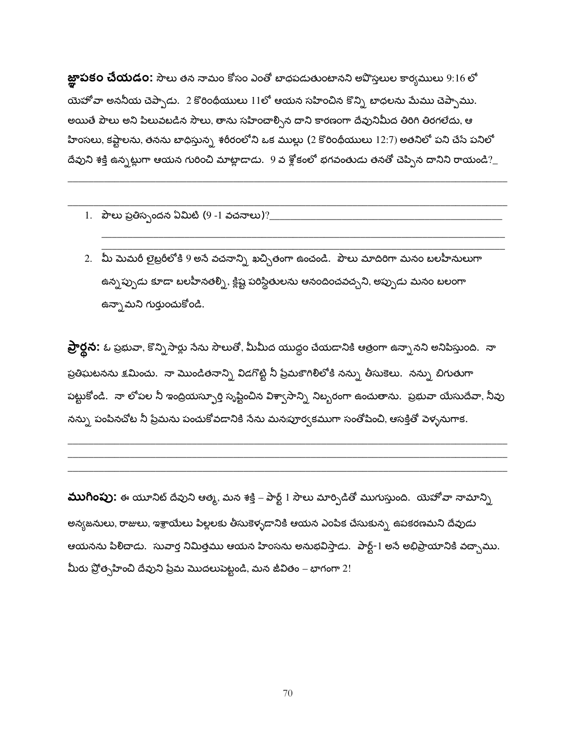**జ్ఞాపకం చేయడం:** సౌలు తన నామం కోసం ఎంతో బాధపడుతుంటానని అపొస్తలుల కార్యములు 9:16 లో యెహోవా అననీయ చెప్పాడు. 2 కొరింథీయులు 11లో ఆయన సహించిన కొన్ని బాధలను మేము చెప్పాము. అయితే పౌలు అని పిలువబడిన సౌలు, తాను సహించాల్సిన దాని కారణంగా దేవునిమీద తిరిగి తిరగలేదు, ఆ హింసలు, కష్టాలను, తనను బాధిస్తున్న శరీరంలోని ఒక ముల్లు (2 కొరింథీయులు 12:7) అతనిలో పని చేసే పనిలో దేవుని శక్తి ఉన్నట్లుగా ఆయన గురించి మాట్లాడాడు. 9 వ శ్లోకంలో భగవంతుడు తనతో చెప్పిన దానిని రాయండి?_

________________________________________________________________________________

________________________________________________________________________________

1. పౌలు ప్రతిస్పందన ఏమిటి (9 -1 వచనాలు)?_______________________________________________
   ________________________________________________________________________________
   ________________________________________________________________________________
2. మీ మెమరీ లైబ్రరీలోకి 9 అనే వచనాన్ని ఖచ్చితంగా ఉంచండి. పౌలు మాదిరిగా మనం బలహీనులుగా ఉన్నప్పుడు కూడా బలహీనతల్ని, క్లిష్ట పరిస్థితులను ఆనందించవచ్చని, అప్పుడు మనం బలంగా ఉన్నామని గుర్తుంచుకోండి.

**ప్రార్థన:** ఓ ప్రభువా, కొన్నిసార్లు నేను సౌలుతో, మీమీద యుద్ధం చేయడానికి ఆత్రంగా ఉన్నానని అనిపిస్తుంది. నా ప్రతిఘటనను క్షమించు. నా మొండితనాన్ని విడగొట్టి నీ ప్రేమకౌగిలిలోకి నన్ను తీసుకెలు. నన్ను బిగుతుగా పట్టుకోండి. నా లోపల నీ ఇంద్రియస్ఫూర్తి సృష్టించిన విశ్వాసాన్ని నిబ్బరంగా ఉంచుతాను. ప్రభువా యేసుదేవా, నీవు నన్ను పంపినచోట నీ ప్రేమను పంచుకోవడానికి నేను మనఃపూర్వకముగా సంతోషించి, ఆసక్తితో వెళ్ళనుగాక.

________________________________________________________________________________
________________________________________________________________________________
________________________________________________________________________________

**ముగింపు:** ఈ యూనిట్ దేవుని ఆత్మ, మన శక్తి – పార్ట్ 1 సౌలు మార్పిడితో ముగుస్తుంది. యెహోవా నామాన్ని అన్యజనులు, రాజులు, ఇశ్రాయేలు పిల్లలకు తీసుకెళ్ళడానికి ఆయన ఎంపిక చేసుకున్న ఉపకరణమని దేవుడు ఆయనను పిలిచాడు. సువార్త నిమిత్తము ఆయన హింసను అనుభవిస్తాడు. పార్ట్-1 అనే అభిప్రాయానికి వచ్చాము. మీరు ప్రోత్సహించి దేవుని ప్రేమ మొదలుపెట్టండి, మన జీవితం – భాగంగా 2!